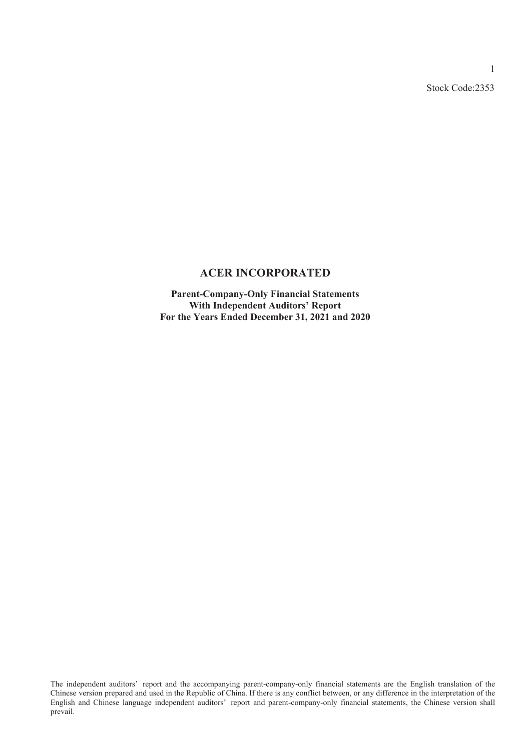Stock Code:2353

# ACER INCORPORATED

**Parent-Company-Only Financial Statements**
**With Independent Auditors' Report**
**For the Years Ended December 31, 2021 and 2020**

The independent auditors' report and the accompanying parent-company-only financial statements are the English translation of the Chinese version prepared and used in the Republic of China. If there is any conflict between, or any difference in the interpretation of the English and Chinese language independent auditors' report and parent-company-only financial statements, the Chinese version shall prevail.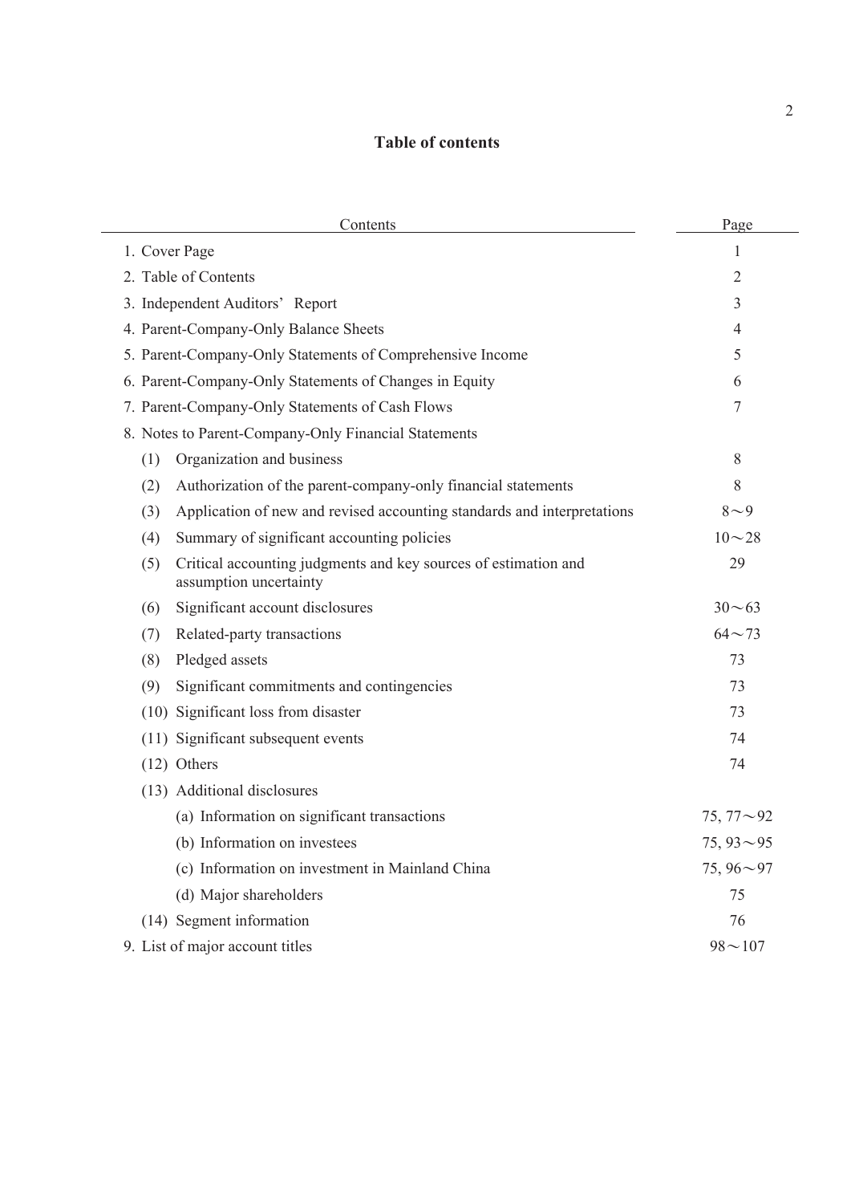# Table of contents

| Contents | Page |
|---|---|
| 1. Cover Page | 1 |
| 2. Table of Contents | 2 |
| 3. Independent Auditors' Report | 3 |
| 4. Parent-Company-Only Balance Sheets | 4 |
| 5. Parent-Company-Only Statements of Comprehensive Income | 5 |
| 6. Parent-Company-Only Statements of Changes in Equity | 6 |
| 7. Parent-Company-Only Statements of Cash Flows | 7 |
| 8. Notes to Parent-Company-Only Financial Statements | |
| (1) Organization and business | 8 |
| (2) Authorization of the parent-company-only financial statements | 8 |
| (3) Application of new and revised accounting standards and interpretations | 8～9 |
| (4) Summary of significant accounting policies | 10～28 |
| (5) Critical accounting judgments and key sources of estimation and assumption uncertainty | 29 |
| (6) Significant account disclosures | 30～63 |
| (7) Related-party transactions | 64～73 |
| (8) Pledged assets | 73 |
| (9) Significant commitments and contingencies | 73 |
| (10) Significant loss from disaster | 73 |
| (11) Significant subsequent events | 74 |
| (12) Others | 74 |
| (13) Additional disclosures | |
| (a) Information on significant transactions | 75, 77～92 |
| (b) Information on investees | 75, 93～95 |
| (c) Information on investment in Mainland China | 75, 96～97 |
| (d) Major shareholders | 75 |
| (14) Segment information | 76 |
| 9. List of major account titles | 98～107 |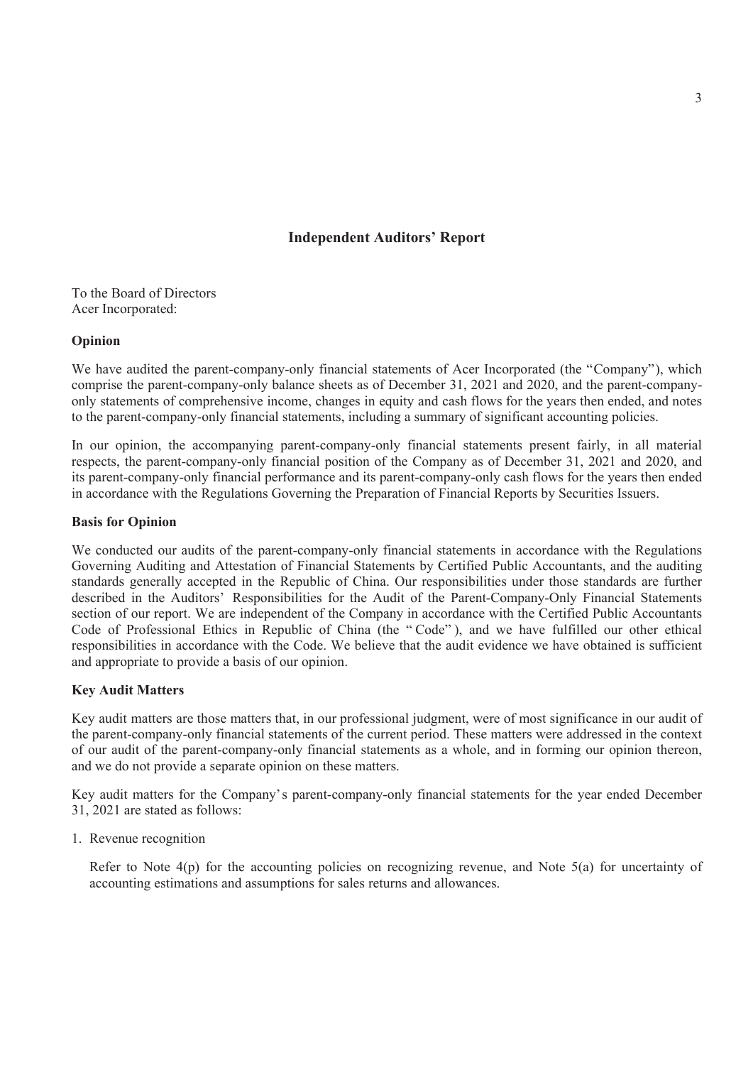# Independent Auditors' Report

To the Board of Directors
Acer Incorporated:

**Opinion**

We have audited the parent-company-only financial statements of Acer Incorporated (the "Company"), which comprise the parent-company-only balance sheets as of December 31, 2021 and 2020, and the parent-company-only statements of comprehensive income, changes in equity and cash flows for the years then ended, and notes to the parent-company-only financial statements, including a summary of significant accounting policies.

In our opinion, the accompanying parent-company-only financial statements present fairly, in all material respects, the parent-company-only financial position of the Company as of December 31, 2021 and 2020, and its parent-company-only financial performance and its parent-company-only cash flows for the years then ended in accordance with the Regulations Governing the Preparation of Financial Reports by Securities Issuers.

**Basis for Opinion**

We conducted our audits of the parent-company-only financial statements in accordance with the Regulations Governing Auditing and Attestation of Financial Statements by Certified Public Accountants, and the auditing standards generally accepted in the Republic of China. Our responsibilities under those standards are further described in the Auditors' Responsibilities for the Audit of the Parent-Company-Only Financial Statements section of our report. We are independent of the Company in accordance with the Certified Public Accountants Code of Professional Ethics in Republic of China (the "Code"), and we have fulfilled our other ethical responsibilities in accordance with the Code. We believe that the audit evidence we have obtained is sufficient and appropriate to provide a basis of our opinion.

**Key Audit Matters**

Key audit matters are those matters that, in our professional judgment, were of most significance in our audit of the parent-company-only financial statements of the current period. These matters were addressed in the context of our audit of the parent-company-only financial statements as a whole, and in forming our opinion thereon, and we do not provide a separate opinion on these matters.

Key audit matters for the Company's parent-company-only financial statements for the year ended December 31, 2021 are stated as follows:

1. Revenue recognition

   Refer to Note 4(p) for the accounting policies on recognizing revenue, and Note 5(a) for uncertainty of accounting estimations and assumptions for sales returns and allowances.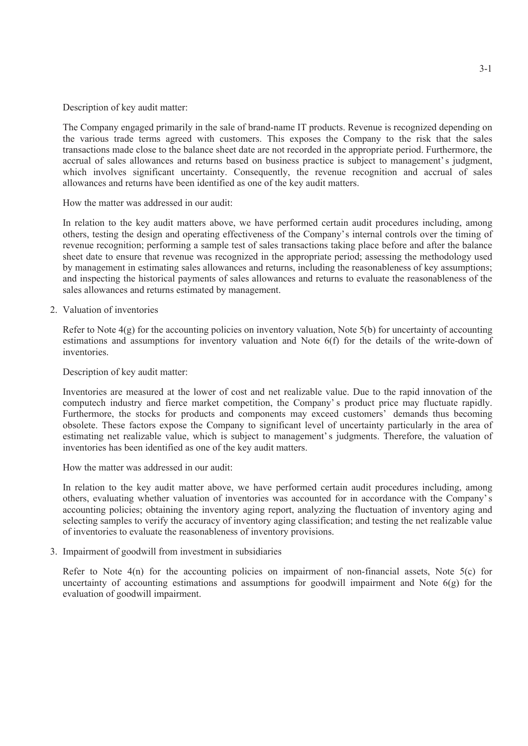Description of key audit matter:

The Company engaged primarily in the sale of brand-name IT products. Revenue is recognized depending on the various trade terms agreed with customers. This exposes the Company to the risk that the sales transactions made close to the balance sheet date are not recorded in the appropriate period. Furthermore, the accrual of sales allowances and returns based on business practice is subject to management's judgment, which involves significant uncertainty. Consequently, the revenue recognition and accrual of sales allowances and returns have been identified as one of the key audit matters.

How the matter was addressed in our audit:

In relation to the key audit matters above, we have performed certain audit procedures including, among others, testing the design and operating effectiveness of the Company's internal controls over the timing of revenue recognition; performing a sample test of sales transactions taking place before and after the balance sheet date to ensure that revenue was recognized in the appropriate period; assessing the methodology used by management in estimating sales allowances and returns, including the reasonableness of key assumptions; and inspecting the historical payments of sales allowances and returns to evaluate the reasonableness of the sales allowances and returns estimated by management.

2. Valuation of inventories

Refer to Note 4(g) for the accounting policies on inventory valuation, Note 5(b) for uncertainty of accounting estimations and assumptions for inventory valuation and Note 6(f) for the details of the write-down of inventories.

Description of key audit matter:

Inventories are measured at the lower of cost and net realizable value. Due to the rapid innovation of the computech industry and fierce market competition, the Company's product price may fluctuate rapidly. Furthermore, the stocks for products and components may exceed customers' demands thus becoming obsolete. These factors expose the Company to significant level of uncertainty particularly in the area of estimating net realizable value, which is subject to management's judgments. Therefore, the valuation of inventories has been identified as one of the key audit matters.

How the matter was addressed in our audit:

In relation to the key audit matter above, we have performed certain audit procedures including, among others, evaluating whether valuation of inventories was accounted for in accordance with the Company's accounting policies; obtaining the inventory aging report, analyzing the fluctuation of inventory aging and selecting samples to verify the accuracy of inventory aging classification; and testing the net realizable value of inventories to evaluate the reasonableness of inventory provisions.

3. Impairment of goodwill from investment in subsidiaries

Refer to Note 4(n) for the accounting policies on impairment of non-financial assets, Note 5(c) for uncertainty of accounting estimations and assumptions for goodwill impairment and Note 6(g) for the evaluation of goodwill impairment.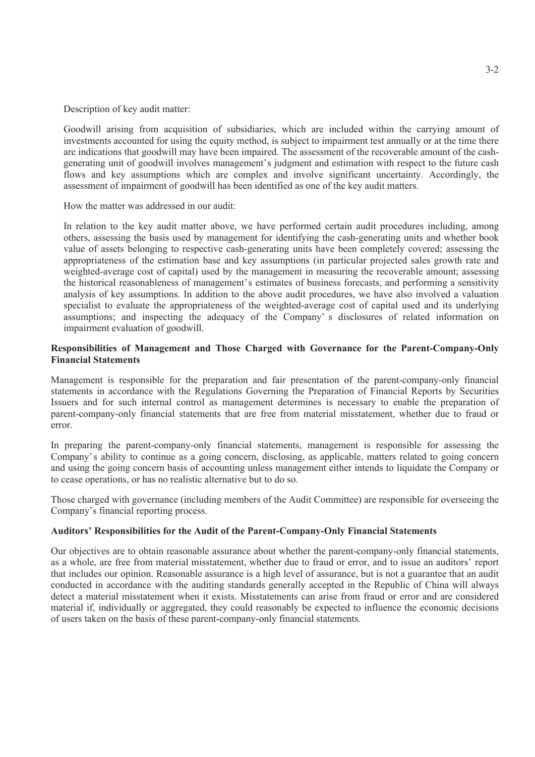Description of key audit matter:

Goodwill arising from acquisition of subsidiaries, which are included within the carrying amount of investments accounted for using the equity method, is subject to impairment test annually or at the time there are indications that goodwill may have been impaired. The assessment of the recoverable amount of the cash-generating unit of goodwill involves management's judgment and estimation with respect to the future cash flows and key assumptions which are complex and involve significant uncertainty. Accordingly, the assessment of impairment of goodwill has been identified as one of the key audit matters.

How the matter was addressed in our audit:

In relation to the key audit matter above, we have performed certain audit procedures including, among others, assessing the basis used by management for identifying the cash-generating units and whether book value of assets belonging to respective cash-generating units have been completely covered; assessing the appropriateness of the estimation base and key assumptions (in particular projected sales growth rate and weighted-average cost of capital) used by the management in measuring the recoverable amount; assessing the historical reasonableness of management's estimates of business forecasts, and performing a sensitivity analysis of key assumptions. In addition to the above audit procedures, we have also involved a valuation specialist to evaluate the appropriateness of the weighted-average cost of capital used and its underlying assumptions; and inspecting the adequacy of the Company' s disclosures of related information on impairment evaluation of goodwill.

**Responsibilities of Management and Those Charged with Governance for the Parent-Company-Only Financial Statements**

Management is responsible for the preparation and fair presentation of the parent-company-only financial statements in accordance with the Regulations Governing the Preparation of Financial Reports by Securities Issuers and for such internal control as management determines is necessary to enable the preparation of parent-company-only financial statements that are free from material misstatement, whether due to fraud or error.

In preparing the parent-company-only financial statements, management is responsible for assessing the Company's ability to continue as a going concern, disclosing, as applicable, matters related to going concern and using the going concern basis of accounting unless management either intends to liquidate the Company or to cease operations, or has no realistic alternative but to do so.

Those charged with governance (including members of the Audit Committee) are responsible for overseeing the Company's financial reporting process.

**Auditors' Responsibilities for the Audit of the Parent-Company-Only Financial Statements**

Our objectives are to obtain reasonable assurance about whether the parent-company-only financial statements, as a whole, are free from material misstatement, whether due to fraud or error, and to issue an auditors' report that includes our opinion. Reasonable assurance is a high level of assurance, but is not a guarantee that an audit conducted in accordance with the auditing standards generally accepted in the Republic of China will always detect a material misstatement when it exists. Misstatements can arise from fraud or error and are considered material if, individually or aggregated, they could reasonably be expected to influence the economic decisions of users taken on the basis of these parent-company-only financial statements.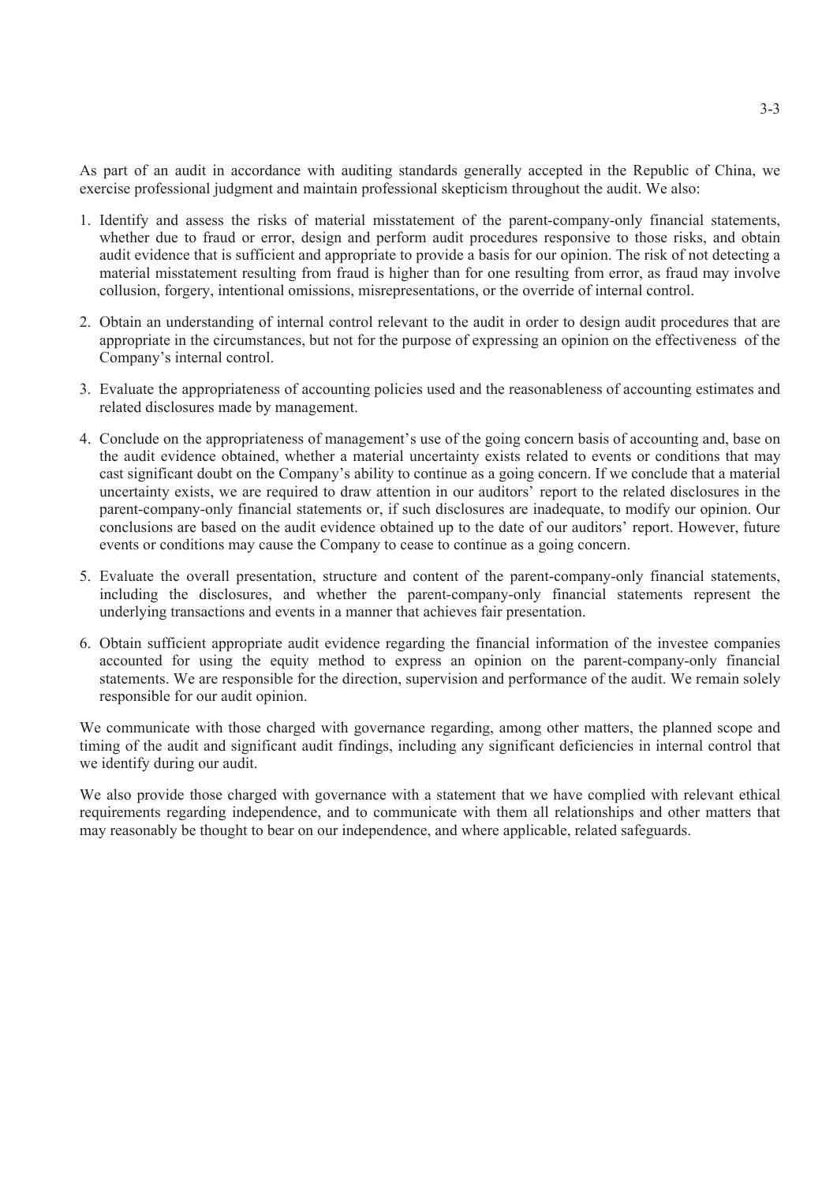As part of an audit in accordance with auditing standards generally accepted in the Republic of China, we exercise professional judgment and maintain professional skepticism throughout the audit. We also:

1. Identify and assess the risks of material misstatement of the parent-company-only financial statements, whether due to fraud or error, design and perform audit procedures responsive to those risks, and obtain audit evidence that is sufficient and appropriate to provide a basis for our opinion. The risk of not detecting a material misstatement resulting from fraud is higher than for one resulting from error, as fraud may involve collusion, forgery, intentional omissions, misrepresentations, or the override of internal control.

2. Obtain an understanding of internal control relevant to the audit in order to design audit procedures that are appropriate in the circumstances, but not for the purpose of expressing an opinion on the effectiveness of the Company's internal control.

3. Evaluate the appropriateness of accounting policies used and the reasonableness of accounting estimates and related disclosures made by management.

4. Conclude on the appropriateness of management's use of the going concern basis of accounting and, base on the audit evidence obtained, whether a material uncertainty exists related to events or conditions that may cast significant doubt on the Company's ability to continue as a going concern. If we conclude that a material uncertainty exists, we are required to draw attention in our auditors' report to the related disclosures in the parent-company-only financial statements or, if such disclosures are inadequate, to modify our opinion. Our conclusions are based on the audit evidence obtained up to the date of our auditors' report. However, future events or conditions may cause the Company to cease to continue as a going concern.

5. Evaluate the overall presentation, structure and content of the parent-company-only financial statements, including the disclosures, and whether the parent-company-only financial statements represent the underlying transactions and events in a manner that achieves fair presentation.

6. Obtain sufficient appropriate audit evidence regarding the financial information of the investee companies accounted for using the equity method to express an opinion on the parent-company-only financial statements. We are responsible for the direction, supervision and performance of the audit. We remain solely responsible for our audit opinion.

We communicate with those charged with governance regarding, among other matters, the planned scope and timing of the audit and significant audit findings, including any significant deficiencies in internal control that we identify during our audit.

We also provide those charged with governance with a statement that we have complied with relevant ethical requirements regarding independence, and to communicate with them all relationships and other matters that may reasonably be thought to bear on our independence, and where applicable, related safeguards.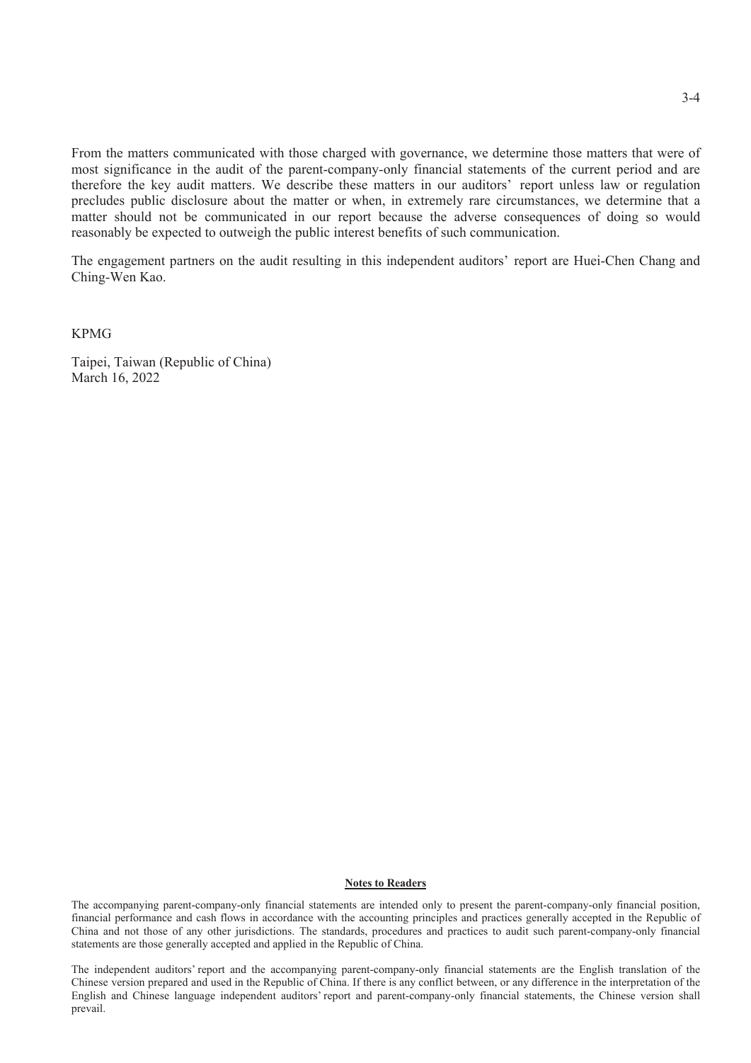From the matters communicated with those charged with governance, we determine those matters that were of most significance in the audit of the parent-company-only financial statements of the current period and are therefore the key audit matters. We describe these matters in our auditors' report unless law or regulation precludes public disclosure about the matter or when, in extremely rare circumstances, we determine that a matter should not be communicated in our report because the adverse consequences of doing so would reasonably be expected to outweigh the public interest benefits of such communication.

The engagement partners on the audit resulting in this independent auditors' report are Huei-Chen Chang and Ching-Wen Kao.

KPMG

Taipei, Taiwan (Republic of China)
March 16, 2022

**Notes to Readers**

The accompanying parent-company-only financial statements are intended only to present the parent-company-only financial position, financial performance and cash flows in accordance with the accounting principles and practices generally accepted in the Republic of China and not those of any other jurisdictions. The standards, procedures and practices to audit such parent-company-only financial statements are those generally accepted and applied in the Republic of China.

The independent auditors' report and the accompanying parent-company-only financial statements are the English translation of the Chinese version prepared and used in the Republic of China. If there is any conflict between, or any difference in the interpretation of the English and Chinese language independent auditors' report and parent-company-only financial statements, the Chinese version shall prevail.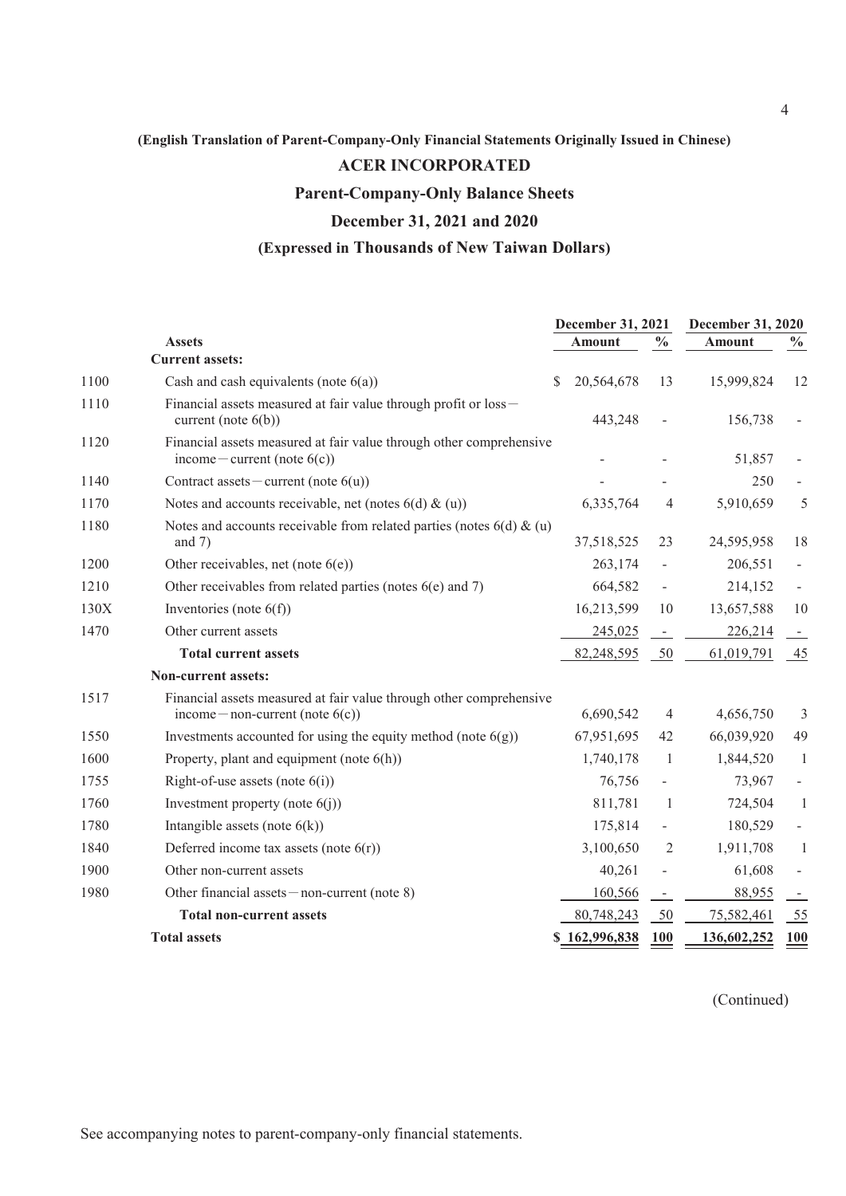(English Translation of Parent-Company-Only Financial Statements Originally Issued in Chinese)

# ACER INCORPORATED

## Parent-Company-Only Balance Sheets

## December 31, 2021 and 2020

## (Expressed in Thousands of New Taiwan Dollars)

| | Assets | December 31, 2021 Amount | % | December 31, 2020 Amount | % |
|---|---|---|---|---|---|
| | **Current assets:** | | | | |
| 1100 | Cash and cash equivalents (note 6(a)) | $ 20,564,678 | 13 | 15,999,824 | 12 |
| 1110 | Financial assets measured at fair value through profit or loss－current (note 6(b)) | 443,248 | - | 156,738 | - |
| 1120 | Financial assets measured at fair value through other comprehensive income－current (note 6(c)) | - | - | 51,857 | - |
| 1140 | Contract assets－current (note 6(u)) | - | - | 250 | - |
| 1170 | Notes and accounts receivable, net (notes 6(d) & (u)) | 6,335,764 | 4 | 5,910,659 | 5 |
| 1180 | Notes and accounts receivable from related parties (notes 6(d) & (u) and 7) | 37,518,525 | 23 | 24,595,958 | 18 |
| 1200 | Other receivables, net (note 6(e)) | 263,174 | - | 206,551 | - |
| 1210 | Other receivables from related parties (notes 6(e) and 7) | 664,582 | - | 214,152 | - |
| 130X | Inventories (note 6(f)) | 16,213,599 | 10 | 13,657,588 | 10 |
| 1470 | Other current assets | 245,025 | - | 226,214 | - |
| | **Total current assets** | 82,248,595 | 50 | 61,019,791 | 45 |
| | **Non-current assets:** | | | | |
| 1517 | Financial assets measured at fair value through other comprehensive income－non-current (note 6(c)) | 6,690,542 | 4 | 4,656,750 | 3 |
| 1550 | Investments accounted for using the equity method (note 6(g)) | 67,951,695 | 42 | 66,039,920 | 49 |
| 1600 | Property, plant and equipment (note 6(h)) | 1,740,178 | 1 | 1,844,520 | 1 |
| 1755 | Right-of-use assets (note 6(i)) | 76,756 | - | 73,967 | - |
| 1760 | Investment property (note 6(j)) | 811,781 | 1 | 724,504 | 1 |
| 1780 | Intangible assets (note 6(k)) | 175,814 | - | 180,529 | - |
| 1840 | Deferred income tax assets (note 6(r)) | 3,100,650 | 2 | 1,911,708 | 1 |
| 1900 | Other non-current assets | 40,261 | - | 61,608 | - |
| 1980 | Other financial assets－non-current (note 8) | 160,566 | - | 88,955 | - |
| | **Total non-current assets** | 80,748,243 | 50 | 75,582,461 | 55 |
| | **Total assets** | **$ 162,996,838** | **100** | **136,602,252** | **100** |

(Continued)

See accompanying notes to parent-company-only financial statements.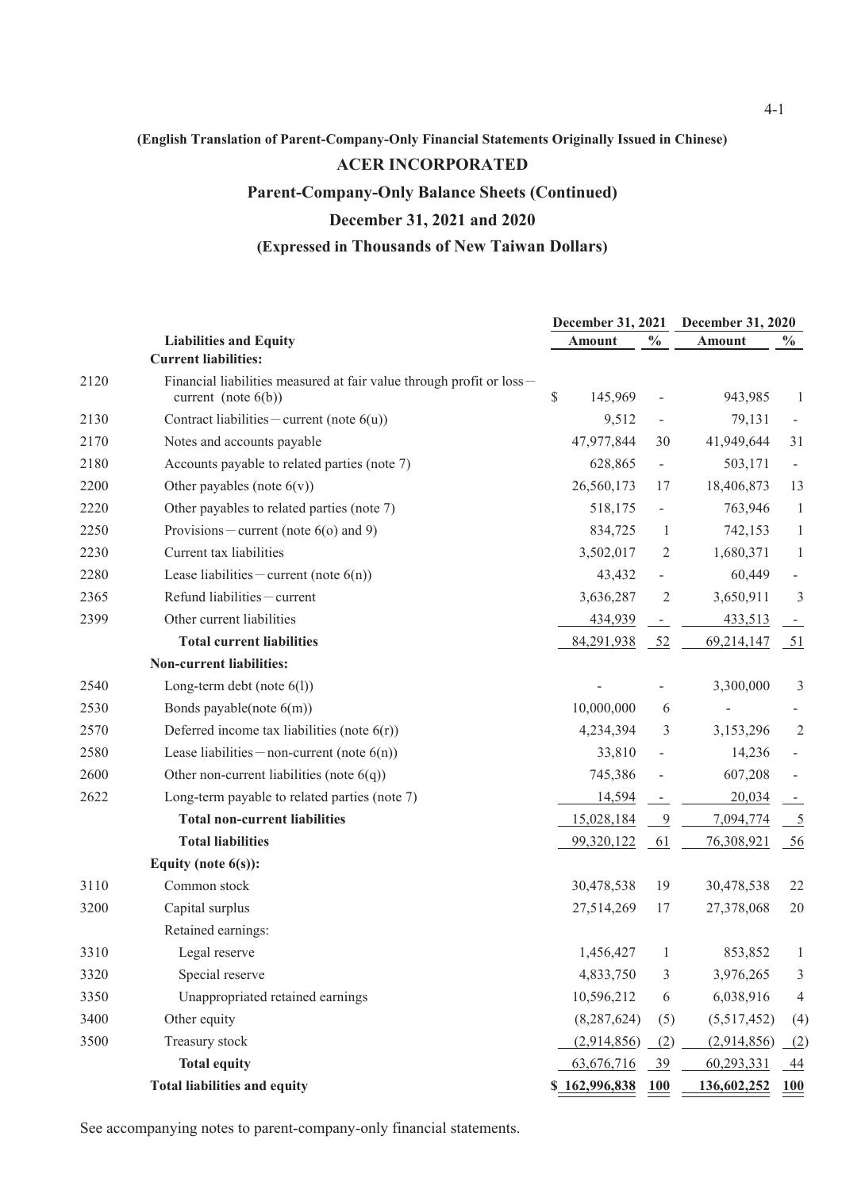(English Translation of Parent-Company-Only Financial Statements Originally Issued in Chinese)

# ACER INCORPORATED

## Parent-Company-Only Balance Sheets (Continued)

## December 31, 2021 and 2020

## (Expressed in Thousands of New Taiwan Dollars)

| | | December 31, 2021 | | December 31, 2020 | |
|---|---|---|---|---|---|
| | **Liabilities and Equity** | **Amount** | **%** | **Amount** | **%** |
| | **Current liabilities:** | | | | |
| 2120 | Financial liabilities measured at fair value through profit or loss－current (note 6(b)) | $ 145,969 | - | 943,985 | 1 |
| 2130 | Contract liabilities－current (note 6(u)) | 9,512 | - | 79,131 | - |
| 2170 | Notes and accounts payable | 47,977,844 | 30 | 41,949,644 | 31 |
| 2180 | Accounts payable to related parties (note 7) | 628,865 | - | 503,171 | - |
| 2200 | Other payables (note 6(v)) | 26,560,173 | 17 | 18,406,873 | 13 |
| 2220 | Other payables to related parties (note 7) | 518,175 | - | 763,946 | 1 |
| 2250 | Provisions－current (note 6(o) and 9) | 834,725 | 1 | 742,153 | 1 |
| 2230 | Current tax liabilities | 3,502,017 | 2 | 1,680,371 | 1 |
| 2280 | Lease liabilities－current (note 6(n)) | 43,432 | - | 60,449 | - |
| 2365 | Refund liabilities－current | 3,636,287 | 2 | 3,650,911 | 3 |
| 2399 | Other current liabilities | 434,939 | - | 433,513 | - |
| | **Total current liabilities** | 84,291,938 | 52 | 69,214,147 | 51 |
| | **Non-current liabilities:** | | | | |
| 2540 | Long-term debt (note 6(l)) | - | - | 3,300,000 | 3 |
| 2530 | Bonds payable(note 6(m)) | 10,000,000 | 6 | - | - |
| 2570 | Deferred income tax liabilities (note 6(r)) | 4,234,394 | 3 | 3,153,296 | 2 |
| 2580 | Lease liabilities－non-current (note 6(n)) | 33,810 | - | 14,236 | - |
| 2600 | Other non-current liabilities (note 6(q)) | 745,386 | - | 607,208 | - |
| 2622 | Long-term payable to related parties (note 7) | 14,594 | - | 20,034 | - |
| | **Total non-current liabilities** | 15,028,184 | 9 | 7,094,774 | 5 |
| | **Total liabilities** | 99,320,122 | 61 | 76,308,921 | 56 |
| | **Equity (note 6(s)):** | | | | |
| 3110 | Common stock | 30,478,538 | 19 | 30,478,538 | 22 |
| 3200 | Capital surplus | 27,514,269 | 17 | 27,378,068 | 20 |
| | Retained earnings: | | | | |
| 3310 | Legal reserve | 1,456,427 | 1 | 853,852 | 1 |
| 3320 | Special reserve | 4,833,750 | 3 | 3,976,265 | 3 |
| 3350 | Unappropriated retained earnings | 10,596,212 | 6 | 6,038,916 | 4 |
| 3400 | Other equity | (8,287,624) | (5) | (5,517,452) | (4) |
| 3500 | Treasury stock | (2,914,856) | (2) | (2,914,856) | (2) |
| | **Total equity** | 63,676,716 | 39 | 60,293,331 | 44 |
| | **Total liabilities and equity** | $ 162,996,838 | 100 | 136,602,252 | 100 |

See accompanying notes to parent-company-only financial statements.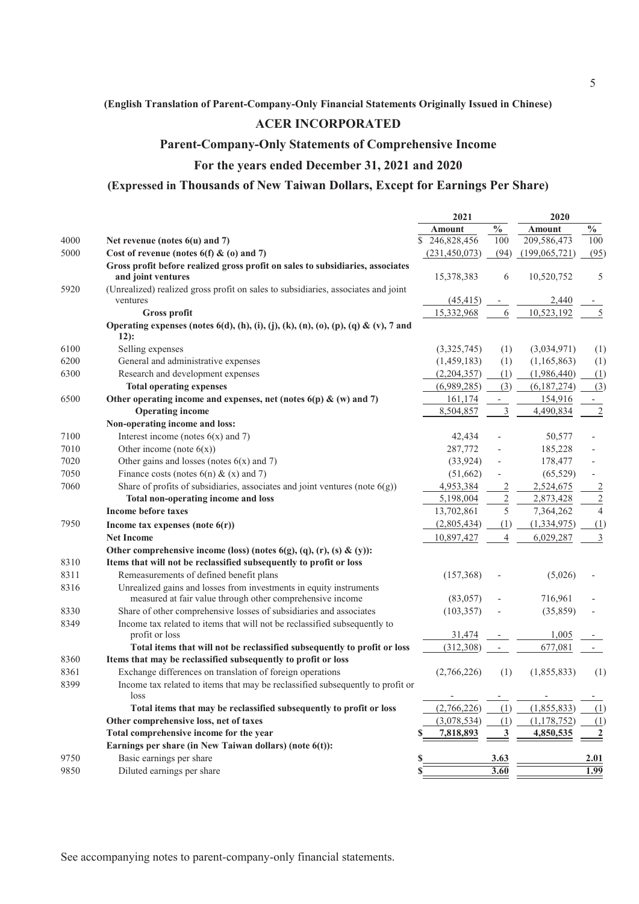**(English Translation of Parent-Company-Only Financial Statements Originally Issued in Chinese)**

# ACER INCORPORATED

## Parent-Company-Only Statements of Comprehensive Income

## For the years ended December 31, 2021 and 2020

## (Expressed in Thousands of New Taiwan Dollars, Except for Earnings Per Share)

| | | 2021 | | 2020 | |
|---|---|---|---|---|---|
| | | Amount | % | Amount | % |
| 4000 | **Net revenue (notes 6(u) and 7)** | $ 246,828,456 | 100 | 209,586,473 | 100 |
| 5000 | **Cost of revenue (notes 6(f) & (o) and 7)** | (231,450,073) | (94) | (199,065,721) | (95) |
| | **Gross profit before realized gross profit on sales to subsidiaries, associates and joint ventures** | 15,378,383 | 6 | 10,520,752 | 5 |
| 5920 | (Unrealized) realized gross profit on sales to subsidiaries, associates and joint ventures | (45,415) | - | 2,440 | - |
| | **Gross profit** | 15,332,968 | 6 | 10,523,192 | 5 |
| | **Operating expenses (notes 6(d), (h), (i), (j), (k), (n), (o), (p), (q) & (v), 7 and 12):** | | | | |
| 6100 | Selling expenses | (3,325,745) | (1) | (3,034,971) | (1) |
| 6200 | General and administrative expenses | (1,459,183) | (1) | (1,165,863) | (1) |
| 6300 | Research and development expenses | (2,204,357) | (1) | (1,986,440) | (1) |
| | **Total operating expenses** | (6,989,285) | (3) | (6,187,274) | (3) |
| 6500 | **Other operating income and expenses, net (notes 6(p) & (w) and 7)** | 161,174 | - | 154,916 | - |
| | **Operating income** | 8,504,857 | 3 | 4,490,834 | 2 |
| | **Non-operating income and loss:** | | | | |
| 7100 | Interest income (notes 6(x) and 7) | 42,434 | - | 50,577 | - |
| 7010 | Other income (note 6(x)) | 287,772 | - | 185,228 | - |
| 7020 | Other gains and losses (notes 6(x) and 7) | (33,924) | - | 178,477 | - |
| 7050 | Finance costs (notes 6(n) & (x) and 7) | (51,662) | - | (65,529) | - |
| 7060 | Share of profits of subsidiaries, associates and joint ventures (note 6(g)) | 4,953,384 | 2 | 2,524,675 | 2 |
| | **Total non-operating income and loss** | 5,198,004 | 2 | 2,873,428 | 2 |
| | **Income before taxes** | 13,702,861 | 5 | 7,364,262 | 4 |
| 7950 | **Income tax expenses (note 6(r))** | (2,805,434) | (1) | (1,334,975) | (1) |
| | **Net Income** | 10,897,427 | 4 | 6,029,287 | 3 |
| | **Other comprehensive income (loss) (notes 6(g), (q), (r), (s) & (y)):** | | | | |
| 8310 | **Items that will not be reclassified subsequently to profit or loss** | | | | |
| 8311 | Remeasurements of defined benefit plans | (157,368) | - | (5,026) | - |
| 8316 | Unrealized gains and losses from investments in equity instruments measured at fair value through other comprehensive income | (83,057) | - | 716,961 | - |
| 8330 | Share of other comprehensive losses of subsidiaries and associates | (103,357) | - | (35,859) | - |
| 8349 | Income tax related to items that will not be reclassified subsequently to profit or loss | 31,474 | - | 1,005 | - |
| | **Total items that will not be reclassified subsequently to profit or loss** | (312,308) | - | 677,081 | - |
| 8360 | **Items that may be reclassified subsequently to profit or loss** | | | | |
| 8361 | Exchange differences on translation of foreign operations | (2,766,226) | (1) | (1,855,833) | (1) |
| 8399 | Income tax related to items that may be reclassified subsequently to profit or loss | - | - | - | - |
| | **Total items that may be reclassified subsequently to profit or loss** | (2,766,226) | (1) | (1,855,833) | (1) |
| | **Other comprehensive loss, net of taxes** | (3,078,534) | (1) | (1,178,752) | (1) |
| | **Total comprehensive income for the year** | **$ 7,818,893** | **3** | **4,850,535** | **2** |
| | **Earnings per share (in New Taiwan dollars) (note 6(t)):** | | | | |
| 9750 | Basic earnings per share | $ | **3.63** | | **2.01** |
| 9850 | Diluted earnings per share | $ | **3.60** | | **1.99** |

See accompanying notes to parent-company-only financial statements.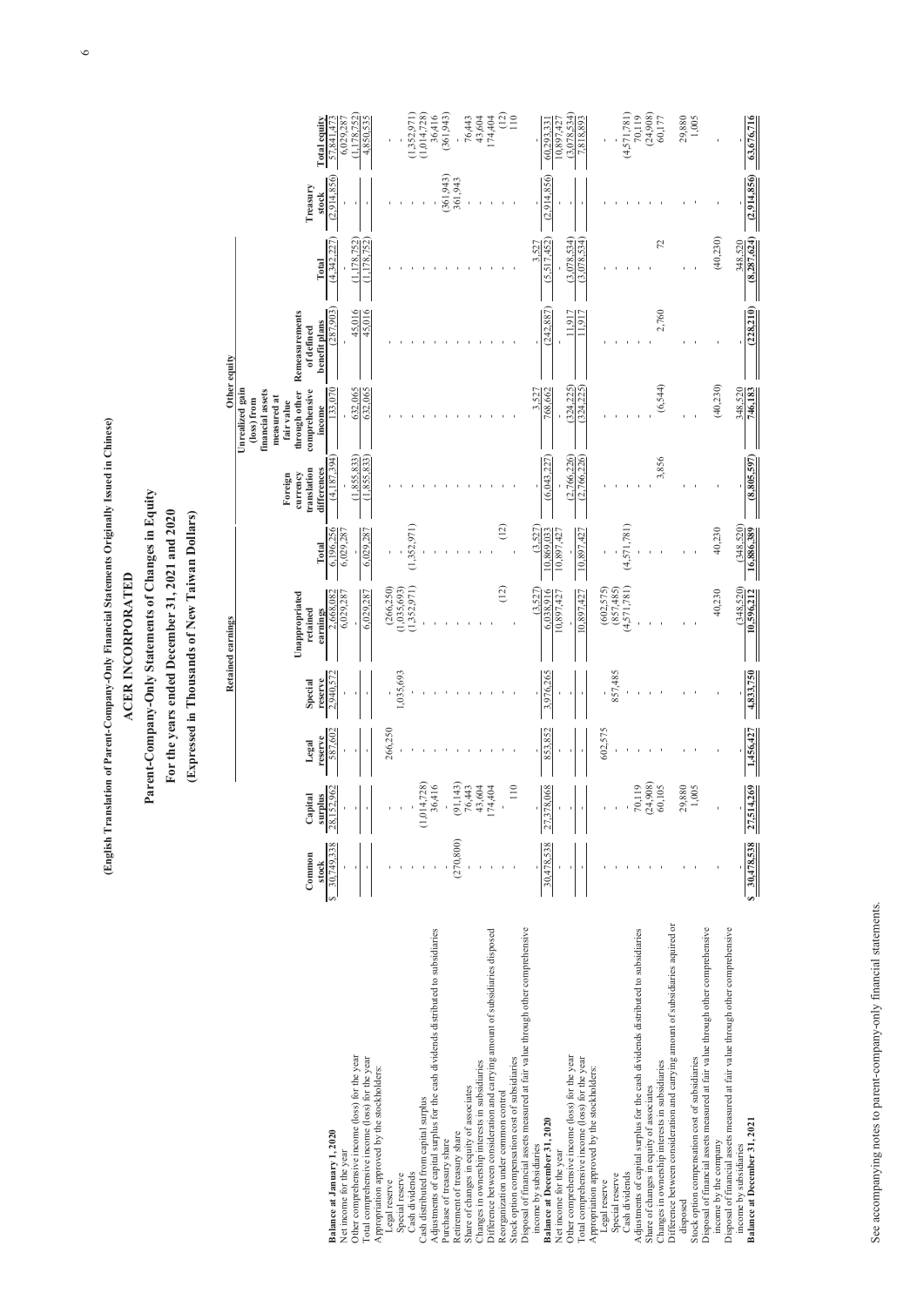(English Translation of Parent-Company-Only Financial Statements Originally Issued in Chinese)

# ACER INCORPORATED

## Parent-Company-Only Statements of Changes in Equity

### For the years ended December 31, 2021 and 2020

### (Expressed in Thousands of New Taiwan Dollars)

| | Common stock | Capital surplus | Retained earnings: Legal reserve | Retained earnings: Special reserve | Retained earnings: Unappropriated retained earnings | Retained earnings: Total | Other equity: Foreign currency translation differences | Other equity: Unrealized gain (loss) from financial assets measured at fair value through other comprehensive income | Other equity: Remeasurements of defined benefit plans | Other equity: Total | Treasury stock | Total equity |
|---|---|---|---|---|---|---|---|---|---|---|---|---|
| **Balance at January 1, 2020** | $ 30,749,338 | 28,152,962 | 587,602 | 2,940,572 | 2,668,082 | 6,196,256 | (4,187,394) | 133,070 | (287,903) | (4,342,227) | (2,914,856) | 57,841,473 |
| Net income for the year | - | - | - | - | 6,029,287 | 6,029,287 | - | - | - | - | - | 6,029,287 |
| Other comprehensive income (loss) for the year | - | - | - | - | - | - | (1,855,833) | 632,065 | 45,016 | (1,178,752) | - | (1,178,752) |
| Total comprehensive income (loss) for the year | - | - | - | - | 6,029,287 | 6,029,287 | (1,855,833) | 632,065 | 45,016 | (1,178,752) | - | 4,850,535 |
| Appropriation approved by the stockholders: | | | | | | | | | | | | |
| Legal reserve | - | - | 266,250 | - | (266,250) | - | - | - | - | - | - | - |
| Special reserve | - | - | - | 1,035,693 | (1,035,693) | - | - | - | - | - | - | - |
| Cash dividends | - | - | - | - | (1,352,971) | (1,352,971) | - | - | - | - | - | (1,352,971) |
| Cash distributed from capital surplus | - | (1,014,728) | - | - | - | - | - | - | - | - | - | (1,014,728) |
| Adjustments of capital surplus for the cash dividends distributed to subsidiaries | - | 36,416 | - | - | - | - | - | - | - | - | - | 36,416 |
| Purchase of treasury share | - | - | - | - | - | - | - | - | - | - | (361,943) | (361,943) |
| Retirement of treasury share | (270,800) | (91,143) | - | - | - | - | - | - | - | - | 361,943 | - |
| Share of changes in equity of associates | - | 76,443 | - | - | - | - | - | - | - | - | - | 76,443 |
| Changes in ownership interests in subsidiaries | - | 43,604 | - | - | - | - | - | - | - | - | - | 43,604 |
| Difference between consideration and carrying amount of subsidiaries disposed | - | 174,404 | - | - | - | - | - | - | - | - | - | 174,404 |
| Reorganization under common control | - | - | - | - | (12) | (12) | - | - | - | - | - | (12) |
| Stock option compensation cost of subsidiaries | - | 110 | - | - | - | - | - | - | - | - | - | 110 |
| Disposal of financial assets measured at fair value through other comprehensive income by subsidiaries | - | - | - | - | (3,527) | (3,527) | - | 3,527 | - | 3,527 | - | - |
| **Balance at December 31, 2020** | 30,478,538 | 27,378,068 | 853,852 | 3,976,265 | 6,038,916 | 10,869,033 | (6,043,227) | 768,662 | (242,887) | (5,517,452) | (2,914,856) | 60,293,331 |
| Net income for the year | - | - | - | - | 10,897,427 | 10,897,427 | - | - | - | - | - | 10,897,427 |
| Other comprehensive income (loss) for the year | - | - | - | - | - | - | (2,766,226) | (324,225) | 11,917 | (3,078,534) | - | (3,078,534) |
| Total comprehensive income (loss) for the year | - | - | - | - | 10,897,427 | 10,897,427 | (2,766,226) | (324,225) | 11,917 | (3,078,534) | - | 7,818,893 |
| Appropriation approved by the stockholders: | | | | | | | | | | | | |
| Legal reserve | - | - | 602,575 | - | (602,575) | - | - | - | - | - | - | - |
| Special reserve | - | - | - | 857,485 | (857,485) | - | - | - | - | - | - | - |
| Cash dividends | - | - | - | - | (4,571,781) | (4,571,781) | - | - | - | - | - | (4,571,781) |
| Adjustments of capital surplus for the cash dividends distributed to subsidiaries | - | 70,119 | - | - | - | - | - | - | - | - | - | 70,119 |
| Share of changes in equity of associates | - | (24,908) | - | - | - | - | - | - | - | - | - | (24,908) |
| Changes in ownership interests in subsidiaries | - | 60,105 | - | - | - | - | 3,856 | (6,544) | 2,760 | 72 | - | 60,177 |
| Difference between consideration and carrying amount of subsidiaries aquired or disposed | - | 29,880 | - | - | - | - | - | - | - | - | - | 29,880 |
| Stock option compensation cost of subsidiaries | - | 1,005 | - | - | - | - | - | - | - | - | - | 1,005 |
| Disposal of financial assets measured at fair value through other comprehensive income by the company | - | - | - | - | 40,230 | 40,230 | - | (40,230) | - | (40,230) | - | - |
| Disposal of financial assets measured at fair value through other comprehensive income by subsidiaries | - | - | - | - | (348,520) | (348,520) | - | 348,520 | - | 348,520 | - | - |
| **Balance at December 31, 2021** | $ 30,478,538 | 27,514,269 | 1,456,427 | 4,833,750 | 10,596,212 | 16,886,389 | (8,805,597) | 746,183 | (228,210) | (8,287,624) | (2,914,856) | 63,676,716 |

See accompanying notes to parent-company-only financial statements.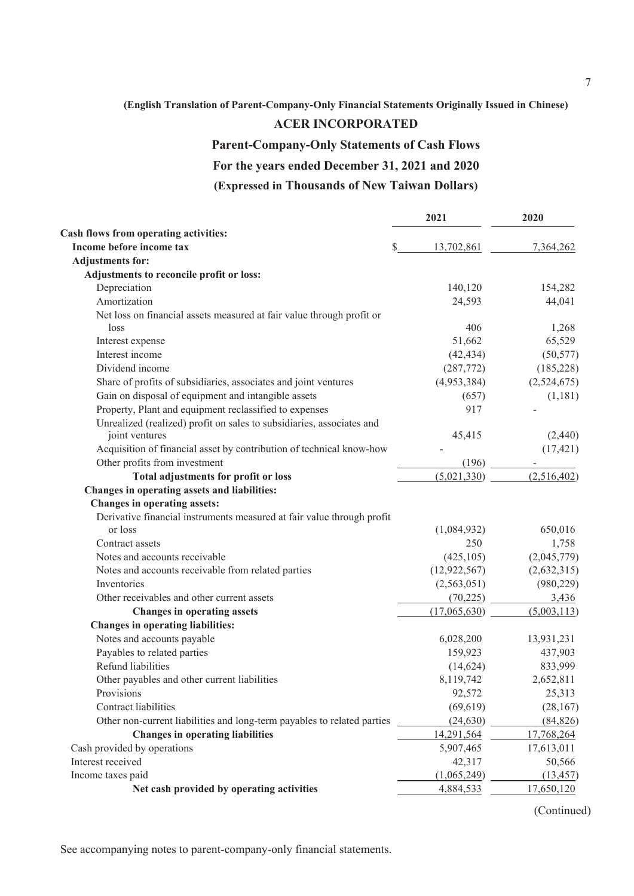(English Translation of Parent-Company-Only Financial Statements Originally Issued in Chinese)

# ACER INCORPORATED

## Parent-Company-Only Statements of Cash Flows

## For the years ended December 31, 2021 and 2020

## (Expressed in Thousands of New Taiwan Dollars)

| | 2021 | 2020 |
|---|---|---|
| **Cash flows from operating activities:** | | |
| **Income before income tax** | $ 13,702,861 | 7,364,262 |
| **Adjustments for:** | | |
| **Adjustments to reconcile profit or loss:** | | |
| Depreciation | 140,120 | 154,282 |
| Amortization | 24,593 | 44,041 |
| Net loss on financial assets measured at fair value through profit or loss | 406 | 1,268 |
| Interest expense | 51,662 | 65,529 |
| Interest income | (42,434) | (50,577) |
| Dividend income | (287,772) | (185,228) |
| Share of profits of subsidiaries, associates and joint ventures | (4,953,384) | (2,524,675) |
| Gain on disposal of equipment and intangible assets | (657) | (1,181) |
| Property, Plant and equipment reclassified to expenses | 917 | - |
| Unrealized (realized) profit on sales to subsidiaries, associates and joint ventures | 45,415 | (2,440) |
| Acquisition of financial asset by contribution of technical know-how | - | (17,421) |
| Other profits from investment | (196) | - |
| **Total adjustments for profit or loss** | (5,021,330) | (2,516,402) |
| **Changes in operating assets and liabilities:** | | |
| **Changes in operating assets:** | | |
| Derivative financial instruments measured at fair value through profit or loss | (1,084,932) | 650,016 |
| Contract assets | 250 | 1,758 |
| Notes and accounts receivable | (425,105) | (2,045,779) |
| Notes and accounts receivable from related parties | (12,922,567) | (2,632,315) |
| Inventories | (2,563,051) | (980,229) |
| Other receivables and other current assets | (70,225) | 3,436 |
| **Changes in operating assets** | (17,065,630) | (5,003,113) |
| **Changes in operating liabilities:** | | |
| Notes and accounts payable | 6,028,200 | 13,931,231 |
| Payables to related parties | 159,923 | 437,903 |
| Refund liabilities | (14,624) | 833,999 |
| Other payables and other current liabilities | 8,119,742 | 2,652,811 |
| Provisions | 92,572 | 25,313 |
| Contract liabilities | (69,619) | (28,167) |
| Other non-current liabilities and long-term payables to related parties | (24,630) | (84,826) |
| **Changes in operating liabilities** | 14,291,564 | 17,768,264 |
| Cash provided by operations | 5,907,465 | 17,613,011 |
| Interest received | 42,317 | 50,566 |
| Income taxes paid | (1,065,249) | (13,457) |
| **Net cash provided by operating activities** | 4,884,533 | 17,650,120 |

(Continued)

See accompanying notes to parent-company-only financial statements.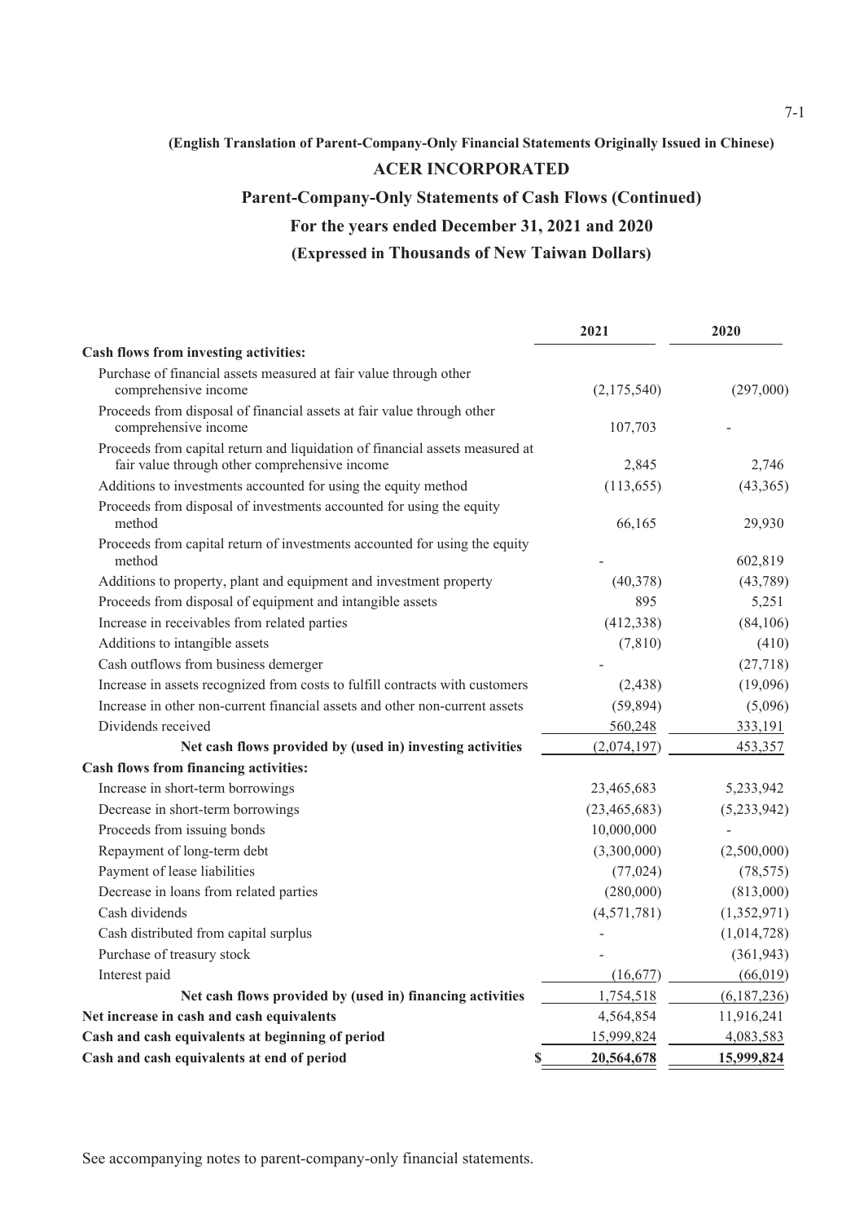(English Translation of Parent-Company-Only Financial Statements Originally Issued in Chinese)

# ACER INCORPORATED

## Parent-Company-Only Statements of Cash Flows (Continued)

## For the years ended December 31, 2021 and 2020

## (Expressed in Thousands of New Taiwan Dollars)

| | 2021 | 2020 |
|---|---|---|
| **Cash flows from investing activities:** | | |
| Purchase of financial assets measured at fair value through other comprehensive income | (2,175,540) | (297,000) |
| Proceeds from disposal of financial assets at fair value through other comprehensive income | 107,703 | - |
| Proceeds from capital return and liquidation of financial assets measured at fair value through other comprehensive income | 2,845 | 2,746 |
| Additions to investments accounted for using the equity method | (113,655) | (43,365) |
| Proceeds from disposal of investments accounted for using the equity method | 66,165 | 29,930 |
| Proceeds from capital return of investments accounted for using the equity method | - | 602,819 |
| Additions to property, plant and equipment and investment property | (40,378) | (43,789) |
| Proceeds from disposal of equipment and intangible assets | 895 | 5,251 |
| Increase in receivables from related parties | (412,338) | (84,106) |
| Additions to intangible assets | (7,810) | (410) |
| Cash outflows from business demerger | - | (27,718) |
| Increase in assets recognized from costs to fulfill contracts with customers | (2,438) | (19,096) |
| Increase in other non-current financial assets and other non-current assets | (59,894) | (5,096) |
| Dividends received | 560,248 | 333,191 |
| **Net cash flows provided by (used in) investing activities** | (2,074,197) | 453,357 |
| **Cash flows from financing activities:** | | |
| Increase in short-term borrowings | 23,465,683 | 5,233,942 |
| Decrease in short-term borrowings | (23,465,683) | (5,233,942) |
| Proceeds from issuing bonds | 10,000,000 | - |
| Repayment of long-term debt | (3,300,000) | (2,500,000) |
| Payment of lease liabilities | (77,024) | (78,575) |
| Decrease in loans from related parties | (280,000) | (813,000) |
| Cash dividends | (4,571,781) | (1,352,971) |
| Cash distributed from capital surplus | - | (1,014,728) |
| Purchase of treasury stock | - | (361,943) |
| Interest paid | (16,677) | (66,019) |
| **Net cash flows provided by (used in) financing activities** | 1,754,518 | (6,187,236) |
| **Net increase in cash and cash equivalents** | 4,564,854 | 11,916,241 |
| **Cash and cash equivalents at beginning of period** | 15,999,824 | 4,083,583 |
| **Cash and cash equivalents at end of period** | **$ 20,564,678** | **15,999,824** |

See accompanying notes to parent-company-only financial statements.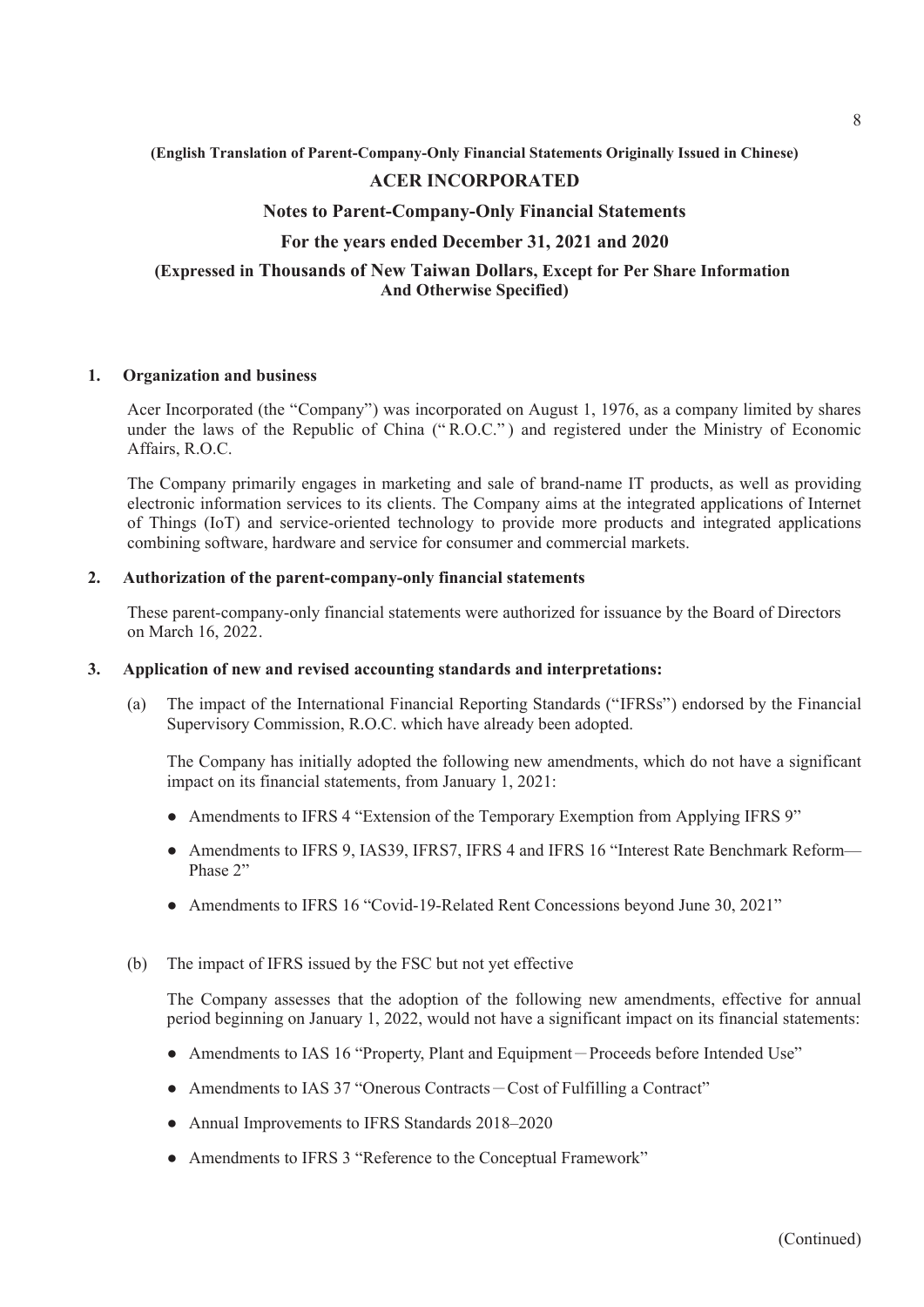**(English Translation of Parent-Company-Only Financial Statements Originally Issued in Chinese)**

# ACER INCORPORATED

## Notes to Parent-Company-Only Financial Statements

## For the years ended December 31, 2021 and 2020

**(Expressed in Thousands of New Taiwan Dollars, Except for Per Share Information And Otherwise Specified)**

### 1. Organization and business

Acer Incorporated (the "Company") was incorporated on August 1, 1976, as a company limited by shares under the laws of the Republic of China ("R.O.C.") and registered under the Ministry of Economic Affairs, R.O.C.

The Company primarily engages in marketing and sale of brand-name IT products, as well as providing electronic information services to its clients. The Company aims at the integrated applications of Internet of Things (IoT) and service-oriented technology to provide more products and integrated applications combining software, hardware and service for consumer and commercial markets.

### 2. Authorization of the parent-company-only financial statements

These parent-company-only financial statements were authorized for issuance by the Board of Directors on March 16, 2022.

### 3. Application of new and revised accounting standards and interpretations:

(a) The impact of the International Financial Reporting Standards ("IFRSs") endorsed by the Financial Supervisory Commission, R.O.C. which have already been adopted.

The Company has initially adopted the following new amendments, which do not have a significant impact on its financial statements, from January 1, 2021:

- Amendments to IFRS 4 "Extension of the Temporary Exemption from Applying IFRS 9"
- Amendments to IFRS 9, IAS39, IFRS7, IFRS 4 and IFRS 16 "Interest Rate Benchmark Reform—Phase 2"
- Amendments to IFRS 16 "Covid-19-Related Rent Concessions beyond June 30, 2021"

(b) The impact of IFRS issued by the FSC but not yet effective

The Company assesses that the adoption of the following new amendments, effective for annual period beginning on January 1, 2022, would not have a significant impact on its financial statements:

- Amendments to IAS 16 "Property, Plant and Equipment－Proceeds before Intended Use"
- Amendments to IAS 37 "Onerous Contracts－Cost of Fulfilling a Contract"
- Annual Improvements to IFRS Standards 2018–2020
- Amendments to IFRS 3 "Reference to the Conceptual Framework"

(Continued)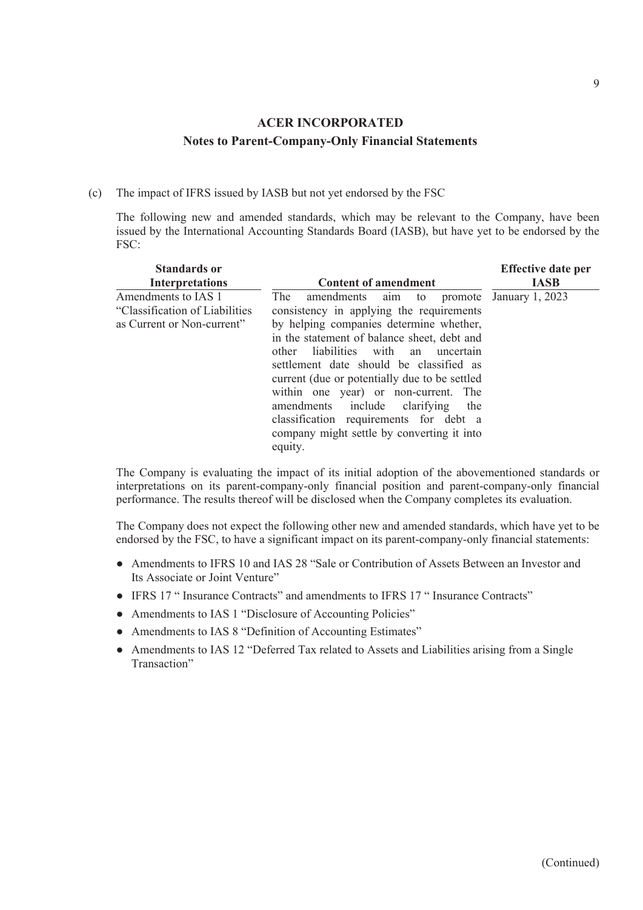## ACER INCORPORATED

### Notes to Parent-Company-Only Financial Statements

(c) The impact of IFRS issued by IASB but not yet endorsed by the FSC

The following new and amended standards, which may be relevant to the Company, have been issued by the International Accounting Standards Board (IASB), but have yet to be endorsed by the FSC:

| Standards or Interpretations | Content of amendment | Effective date per IASB |
|---|---|---|
| Amendments to IAS 1 "Classification of Liabilities as Current or Non-current" | The amendments aim to promote consistency in applying the requirements by helping companies determine whether, in the statement of balance sheet, debt and other liabilities with an uncertain settlement date should be classified as current (due or potentially due to be settled within one year) or non-current. The amendments include clarifying the classification requirements for debt a company might settle by converting it into equity. | January 1, 2023 |

The Company is evaluating the impact of its initial adoption of the abovementioned standards or interpretations on its parent-company-only financial position and parent-company-only financial performance. The results thereof will be disclosed when the Company completes its evaluation.

The Company does not expect the following other new and amended standards, which have yet to be endorsed by the FSC, to have a significant impact on its parent-company-only financial statements:

- Amendments to IFRS 10 and IAS 28 "Sale or Contribution of Assets Between an Investor and Its Associate or Joint Venture"
- IFRS 17 " Insurance Contracts" and amendments to IFRS 17 " Insurance Contracts"
- Amendments to IAS 1 "Disclosure of Accounting Policies"
- Amendments to IAS 8 "Definition of Accounting Estimates"
- Amendments to IAS 12 "Deferred Tax related to Assets and Liabilities arising from a Single Transaction"

(Continued)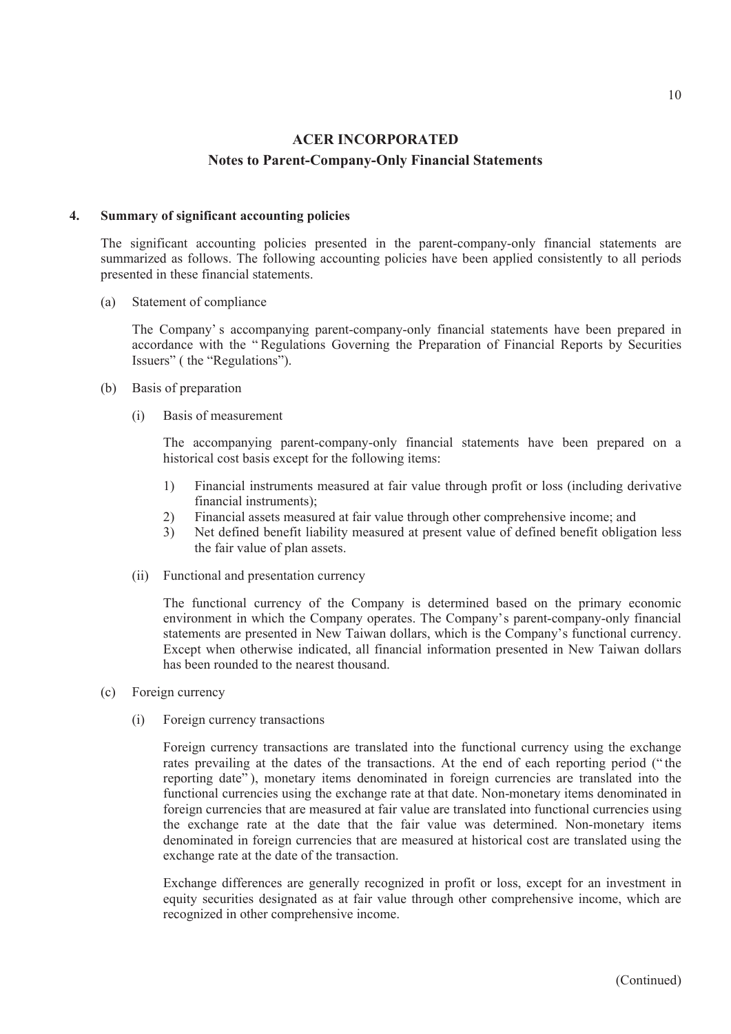## ACER INCORPORATED

## Notes to Parent-Company-Only Financial Statements

### 4. Summary of significant accounting policies

The significant accounting policies presented in the parent-company-only financial statements are summarized as follows. The following accounting policies have been applied consistently to all periods presented in these financial statements.

(a) Statement of compliance

The Company's accompanying parent-company-only financial statements have been prepared in accordance with the "Regulations Governing the Preparation of Financial Reports by Securities Issuers" ( the "Regulations").

(b) Basis of preparation

(i) Basis of measurement

The accompanying parent-company-only financial statements have been prepared on a historical cost basis except for the following items:

1) Financial instruments measured at fair value through profit or loss (including derivative financial instruments);
2) Financial assets measured at fair value through other comprehensive income; and
3) Net defined benefit liability measured at present value of defined benefit obligation less the fair value of plan assets.

(ii) Functional and presentation currency

The functional currency of the Company is determined based on the primary economic environment in which the Company operates. The Company's parent-company-only financial statements are presented in New Taiwan dollars, which is the Company's functional currency. Except when otherwise indicated, all financial information presented in New Taiwan dollars has been rounded to the nearest thousand.

(c) Foreign currency

(i) Foreign currency transactions

Foreign currency transactions are translated into the functional currency using the exchange rates prevailing at the dates of the transactions. At the end of each reporting period ("the reporting date"), monetary items denominated in foreign currencies are translated into the functional currencies using the exchange rate at that date. Non-monetary items denominated in foreign currencies that are measured at fair value are translated into functional currencies using the exchange rate at the date that the fair value was determined. Non-monetary items denominated in foreign currencies that are measured at historical cost are translated using the exchange rate at the date of the transaction.

Exchange differences are generally recognized in profit or loss, except for an investment in equity securities designated as at fair value through other comprehensive income, which are recognized in other comprehensive income.

(Continued)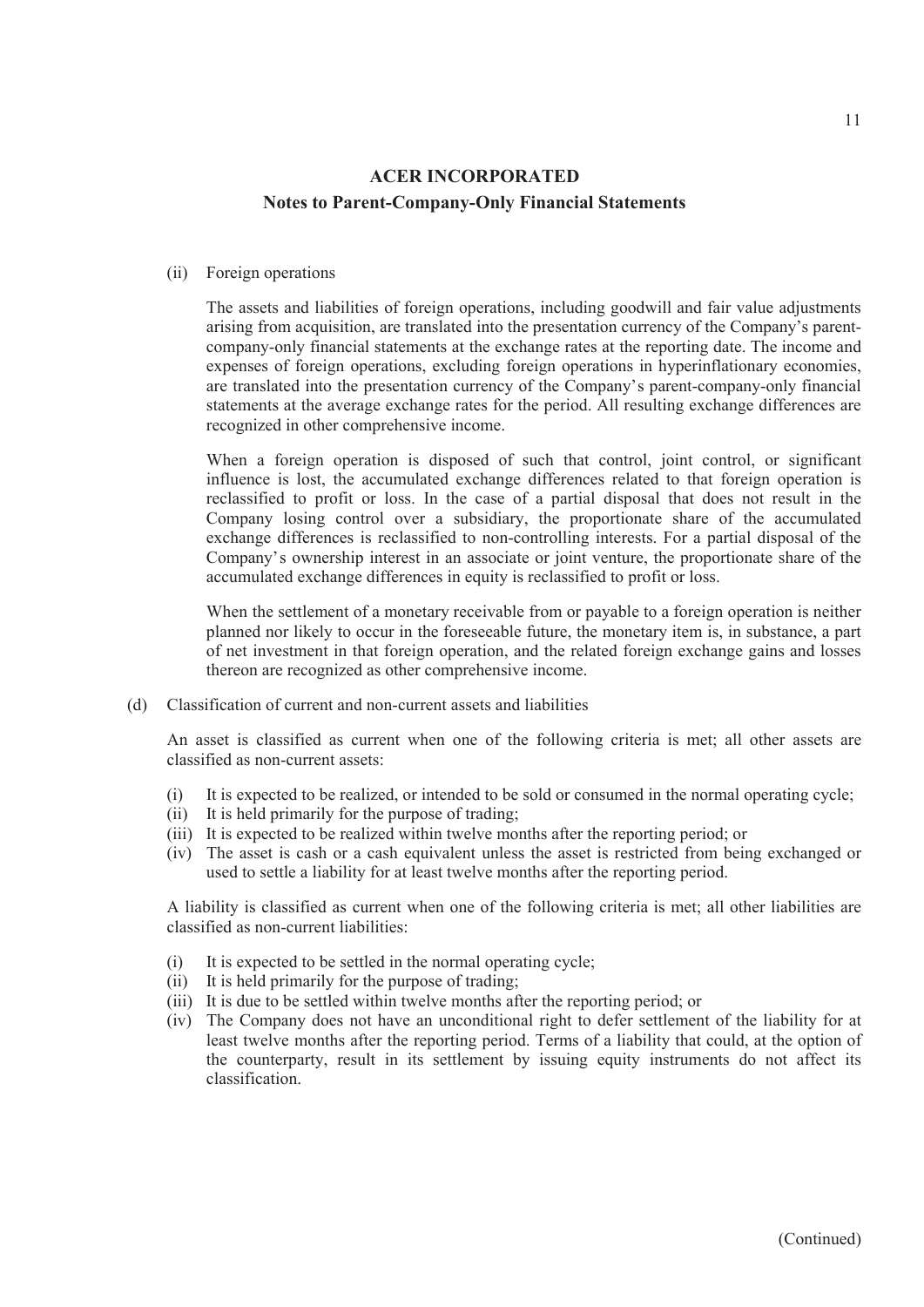(ii) Foreign operations

The assets and liabilities of foreign operations, including goodwill and fair value adjustments arising from acquisition, are translated into the presentation currency of the Company's parent-company-only financial statements at the exchange rates at the reporting date. The income and expenses of foreign operations, excluding foreign operations in hyperinflationary economies, are translated into the presentation currency of the Company's parent-company-only financial statements at the average exchange rates for the period. All resulting exchange differences are recognized in other comprehensive income.

When a foreign operation is disposed of such that control, joint control, or significant influence is lost, the accumulated exchange differences related to that foreign operation is reclassified to profit or loss. In the case of a partial disposal that does not result in the Company losing control over a subsidiary, the proportionate share of the accumulated exchange differences is reclassified to non-controlling interests. For a partial disposal of the Company's ownership interest in an associate or joint venture, the proportionate share of the accumulated exchange differences in equity is reclassified to profit or loss.

When the settlement of a monetary receivable from or payable to a foreign operation is neither planned nor likely to occur in the foreseeable future, the monetary item is, in substance, a part of net investment in that foreign operation, and the related foreign exchange gains and losses thereon are recognized as other comprehensive income.

(d) Classification of current and non-current assets and liabilities

An asset is classified as current when one of the following criteria is met; all other assets are classified as non-current assets:

(i) It is expected to be realized, or intended to be sold or consumed in the normal operating cycle;
(ii) It is held primarily for the purpose of trading;
(iii) It is expected to be realized within twelve months after the reporting period; or
(iv) The asset is cash or a cash equivalent unless the asset is restricted from being exchanged or used to settle a liability for at least twelve months after the reporting period.

A liability is classified as current when one of the following criteria is met; all other liabilities are classified as non-current liabilities:

(i) It is expected to be settled in the normal operating cycle;
(ii) It is held primarily for the purpose of trading;
(iii) It is due to be settled within twelve months after the reporting period; or
(iv) The Company does not have an unconditional right to defer settlement of the liability for at least twelve months after the reporting period. Terms of a liability that could, at the option of the counterparty, result in its settlement by issuing equity instruments do not affect its classification.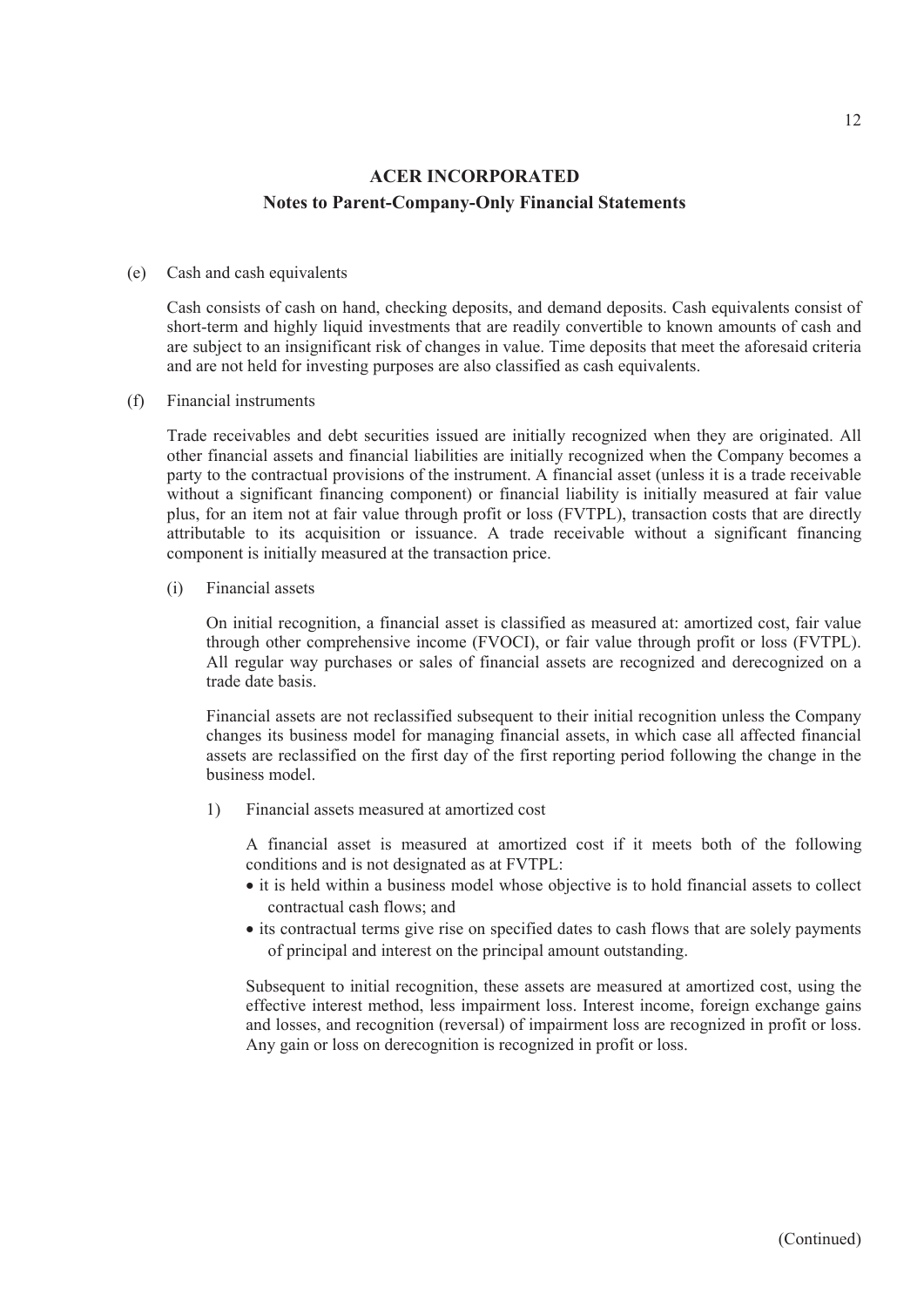**ACER INCORPORATED**

**Notes to Parent-Company-Only Financial Statements**

(e) Cash and cash equivalents

Cash consists of cash on hand, checking deposits, and demand deposits. Cash equivalents consist of short-term and highly liquid investments that are readily convertible to known amounts of cash and are subject to an insignificant risk of changes in value. Time deposits that meet the aforesaid criteria and are not held for investing purposes are also classified as cash equivalents.

(f) Financial instruments

Trade receivables and debt securities issued are initially recognized when they are originated. All other financial assets and financial liabilities are initially recognized when the Company becomes a party to the contractual provisions of the instrument. A financial asset (unless it is a trade receivable without a significant financing component) or financial liability is initially measured at fair value plus, for an item not at fair value through profit or loss (FVTPL), transaction costs that are directly attributable to its acquisition or issuance. A trade receivable without a significant financing component is initially measured at the transaction price.

(i) Financial assets

On initial recognition, a financial asset is classified as measured at: amortized cost, fair value through other comprehensive income (FVOCI), or fair value through profit or loss (FVTPL). All regular way purchases or sales of financial assets are recognized and derecognized on a trade date basis.

Financial assets are not reclassified subsequent to their initial recognition unless the Company changes its business model for managing financial assets, in which case all affected financial assets are reclassified on the first day of the first reporting period following the change in the business model.

1) Financial assets measured at amortized cost

A financial asset is measured at amortized cost if it meets both of the following conditions and is not designated as at FVTPL:

- it is held within a business model whose objective is to hold financial assets to collect contractual cash flows; and
- its contractual terms give rise on specified dates to cash flows that are solely payments of principal and interest on the principal amount outstanding.

Subsequent to initial recognition, these assets are measured at amortized cost, using the effective interest method, less impairment loss. Interest income, foreign exchange gains and losses, and recognition (reversal) of impairment loss are recognized in profit or loss. Any gain or loss on derecognition is recognized in profit or loss.

(Continued)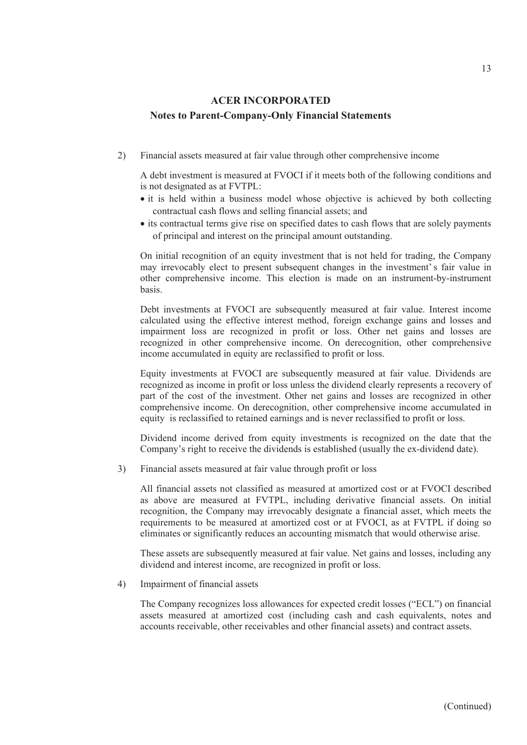2) Financial assets measured at fair value through other comprehensive income

A debt investment is measured at FVOCI if it meets both of the following conditions and is not designated as at FVTPL:

- it is held within a business model whose objective is achieved by both collecting contractual cash flows and selling financial assets; and
- its contractual terms give rise on specified dates to cash flows that are solely payments of principal and interest on the principal amount outstanding.

On initial recognition of an equity investment that is not held for trading, the Company may irrevocably elect to present subsequent changes in the investment's fair value in other comprehensive income. This election is made on an instrument-by-instrument basis.

Debt investments at FVOCI are subsequently measured at fair value. Interest income calculated using the effective interest method, foreign exchange gains and losses and impairment loss are recognized in profit or loss. Other net gains and losses are recognized in other comprehensive income. On derecognition, other comprehensive income accumulated in equity are reclassified to profit or loss.

Equity investments at FVOCI are subsequently measured at fair value. Dividends are recognized as income in profit or loss unless the dividend clearly represents a recovery of part of the cost of the investment. Other net gains and losses are recognized in other comprehensive income. On derecognition, other comprehensive income accumulated in equity is reclassified to retained earnings and is never reclassified to profit or loss.

Dividend income derived from equity investments is recognized on the date that the Company's right to receive the dividends is established (usually the ex-dividend date).

3) Financial assets measured at fair value through profit or loss

All financial assets not classified as measured at amortized cost or at FVOCI described as above are measured at FVTPL, including derivative financial assets. On initial recognition, the Company may irrevocably designate a financial asset, which meets the requirements to be measured at amortized cost or at FVOCI, as at FVTPL if doing so eliminates or significantly reduces an accounting mismatch that would otherwise arise.

These assets are subsequently measured at fair value. Net gains and losses, including any dividend and interest income, are recognized in profit or loss.

4) Impairment of financial assets

The Company recognizes loss allowances for expected credit losses ("ECL") on financial assets measured at amortized cost (including cash and cash equivalents, notes and accounts receivable, other receivables and other financial assets) and contract assets.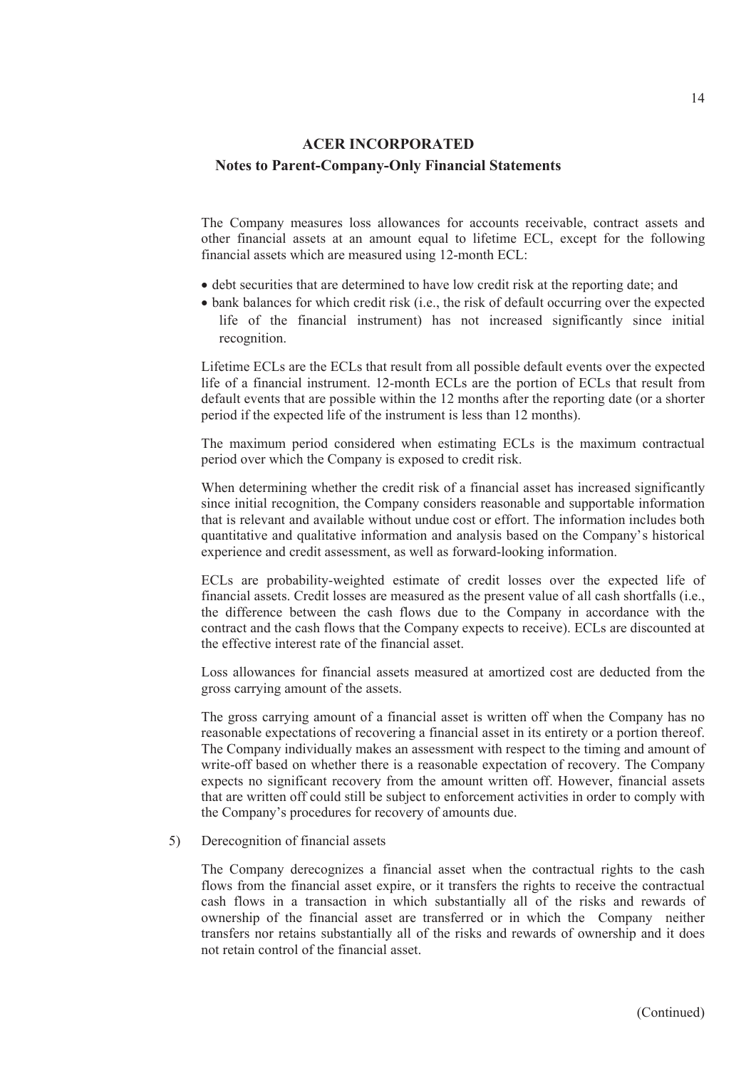The Company measures loss allowances for accounts receivable, contract assets and other financial assets at an amount equal to lifetime ECL, except for the following financial assets which are measured using 12-month ECL:

- debt securities that are determined to have low credit risk at the reporting date; and
- bank balances for which credit risk (i.e., the risk of default occurring over the expected life of the financial instrument) has not increased significantly since initial recognition.

Lifetime ECLs are the ECLs that result from all possible default events over the expected life of a financial instrument. 12-month ECLs are the portion of ECLs that result from default events that are possible within the 12 months after the reporting date (or a shorter period if the expected life of the instrument is less than 12 months).

The maximum period considered when estimating ECLs is the maximum contractual period over which the Company is exposed to credit risk.

When determining whether the credit risk of a financial asset has increased significantly since initial recognition, the Company considers reasonable and supportable information that is relevant and available without undue cost or effort. The information includes both quantitative and qualitative information and analysis based on the Company's historical experience and credit assessment, as well as forward-looking information.

ECLs are probability-weighted estimate of credit losses over the expected life of financial assets. Credit losses are measured as the present value of all cash shortfalls (i.e., the difference between the cash flows due to the Company in accordance with the contract and the cash flows that the Company expects to receive). ECLs are discounted at the effective interest rate of the financial asset.

Loss allowances for financial assets measured at amortized cost are deducted from the gross carrying amount of the assets.

The gross carrying amount of a financial asset is written off when the Company has no reasonable expectations of recovering a financial asset in its entirety or a portion thereof. The Company individually makes an assessment with respect to the timing and amount of write-off based on whether there is a reasonable expectation of recovery. The Company expects no significant recovery from the amount written off. However, financial assets that are written off could still be subject to enforcement activities in order to comply with the Company's procedures for recovery of amounts due.

5) Derecognition of financial assets

The Company derecognizes a financial asset when the contractual rights to the cash flows from the financial asset expire, or it transfers the rights to receive the contractual cash flows in a transaction in which substantially all of the risks and rewards of ownership of the financial asset are transferred or in which the Company neither transfers nor retains substantially all of the risks and rewards of ownership and it does not retain control of the financial asset.

(Continued)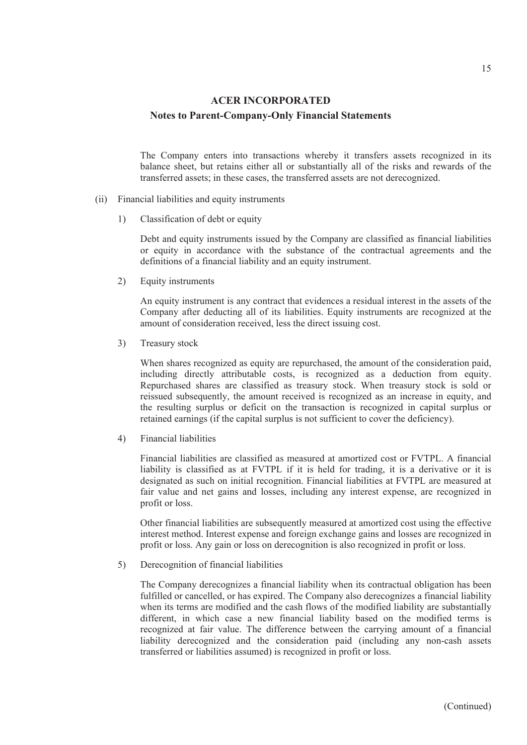**ACER INCORPORATED**

**Notes to Parent-Company-Only Financial Statements**

The Company enters into transactions whereby it transfers assets recognized in its balance sheet, but retains either all or substantially all of the risks and rewards of the transferred assets; in these cases, the transferred assets are not derecognized.

(ii) Financial liabilities and equity instruments

1) Classification of debt or equity

Debt and equity instruments issued by the Company are classified as financial liabilities or equity in accordance with the substance of the contractual agreements and the definitions of a financial liability and an equity instrument.

2) Equity instruments

An equity instrument is any contract that evidences a residual interest in the assets of the Company after deducting all of its liabilities. Equity instruments are recognized at the amount of consideration received, less the direct issuing cost.

3) Treasury stock

When shares recognized as equity are repurchased, the amount of the consideration paid, including directly attributable costs, is recognized as a deduction from equity. Repurchased shares are classified as treasury stock. When treasury stock is sold or reissued subsequently, the amount received is recognized as an increase in equity, and the resulting surplus or deficit on the transaction is recognized in capital surplus or retained earnings (if the capital surplus is not sufficient to cover the deficiency).

4) Financial liabilities

Financial liabilities are classified as measured at amortized cost or FVTPL. A financial liability is classified as at FVTPL if it is held for trading, it is a derivative or it is designated as such on initial recognition. Financial liabilities at FVTPL are measured at fair value and net gains and losses, including any interest expense, are recognized in profit or loss.

Other financial liabilities are subsequently measured at amortized cost using the effective interest method. Interest expense and foreign exchange gains and losses are recognized in profit or loss. Any gain or loss on derecognition is also recognized in profit or loss.

5) Derecognition of financial liabilities

The Company derecognizes a financial liability when its contractual obligation has been fulfilled or cancelled, or has expired. The Company also derecognizes a financial liability when its terms are modified and the cash flows of the modified liability are substantially different, in which case a new financial liability based on the modified terms is recognized at fair value. The difference between the carrying amount of a financial liability derecognized and the consideration paid (including any non-cash assets transferred or liabilities assumed) is recognized in profit or loss.

(Continued)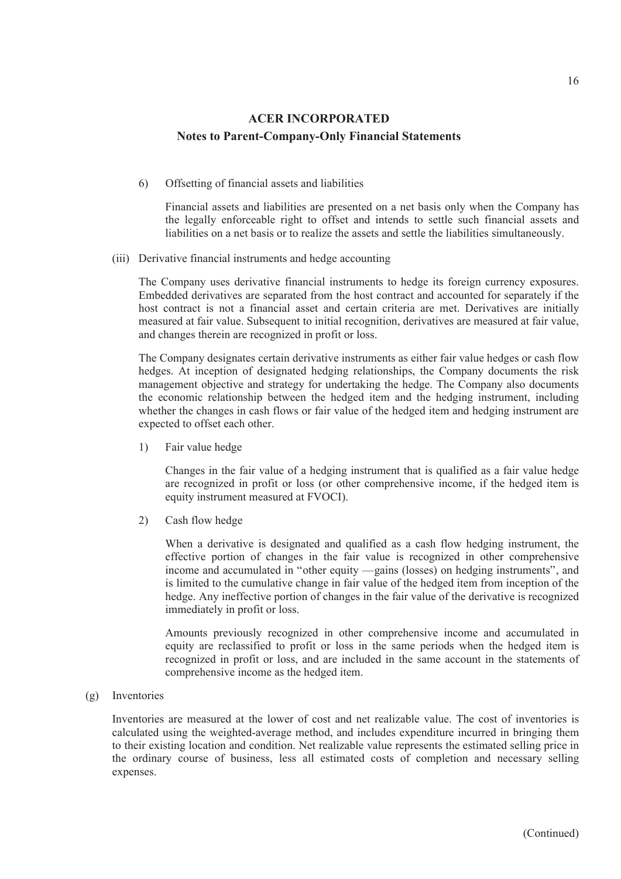# ACER INCORPORATED

## Notes to Parent-Company-Only Financial Statements

6) Offsetting of financial assets and liabilities

Financial assets and liabilities are presented on a net basis only when the Company has the legally enforceable right to offset and intends to settle such financial assets and liabilities on a net basis or to realize the assets and settle the liabilities simultaneously.

(iii) Derivative financial instruments and hedge accounting

The Company uses derivative financial instruments to hedge its foreign currency exposures. Embedded derivatives are separated from the host contract and accounted for separately if the host contract is not a financial asset and certain criteria are met. Derivatives are initially measured at fair value. Subsequent to initial recognition, derivatives are measured at fair value, and changes therein are recognized in profit or loss.

The Company designates certain derivative instruments as either fair value hedges or cash flow hedges. At inception of designated hedging relationships, the Company documents the risk management objective and strategy for undertaking the hedge. The Company also documents the economic relationship between the hedged item and the hedging instrument, including whether the changes in cash flows or fair value of the hedged item and hedging instrument are expected to offset each other.

1) Fair value hedge

Changes in the fair value of a hedging instrument that is qualified as a fair value hedge are recognized in profit or loss (or other comprehensive income, if the hedged item is equity instrument measured at FVOCI).

2) Cash flow hedge

When a derivative is designated and qualified as a cash flow hedging instrument, the effective portion of changes in the fair value is recognized in other comprehensive income and accumulated in "other equity —gains (losses) on hedging instruments", and is limited to the cumulative change in fair value of the hedged item from inception of the hedge. Any ineffective portion of changes in the fair value of the derivative is recognized immediately in profit or loss.

Amounts previously recognized in other comprehensive income and accumulated in equity are reclassified to profit or loss in the same periods when the hedged item is recognized in profit or loss, and are included in the same account in the statements of comprehensive income as the hedged item.

(g) Inventories

Inventories are measured at the lower of cost and net realizable value. The cost of inventories is calculated using the weighted-average method, and includes expenditure incurred in bringing them to their existing location and condition. Net realizable value represents the estimated selling price in the ordinary course of business, less all estimated costs of completion and necessary selling expenses.

(Continued)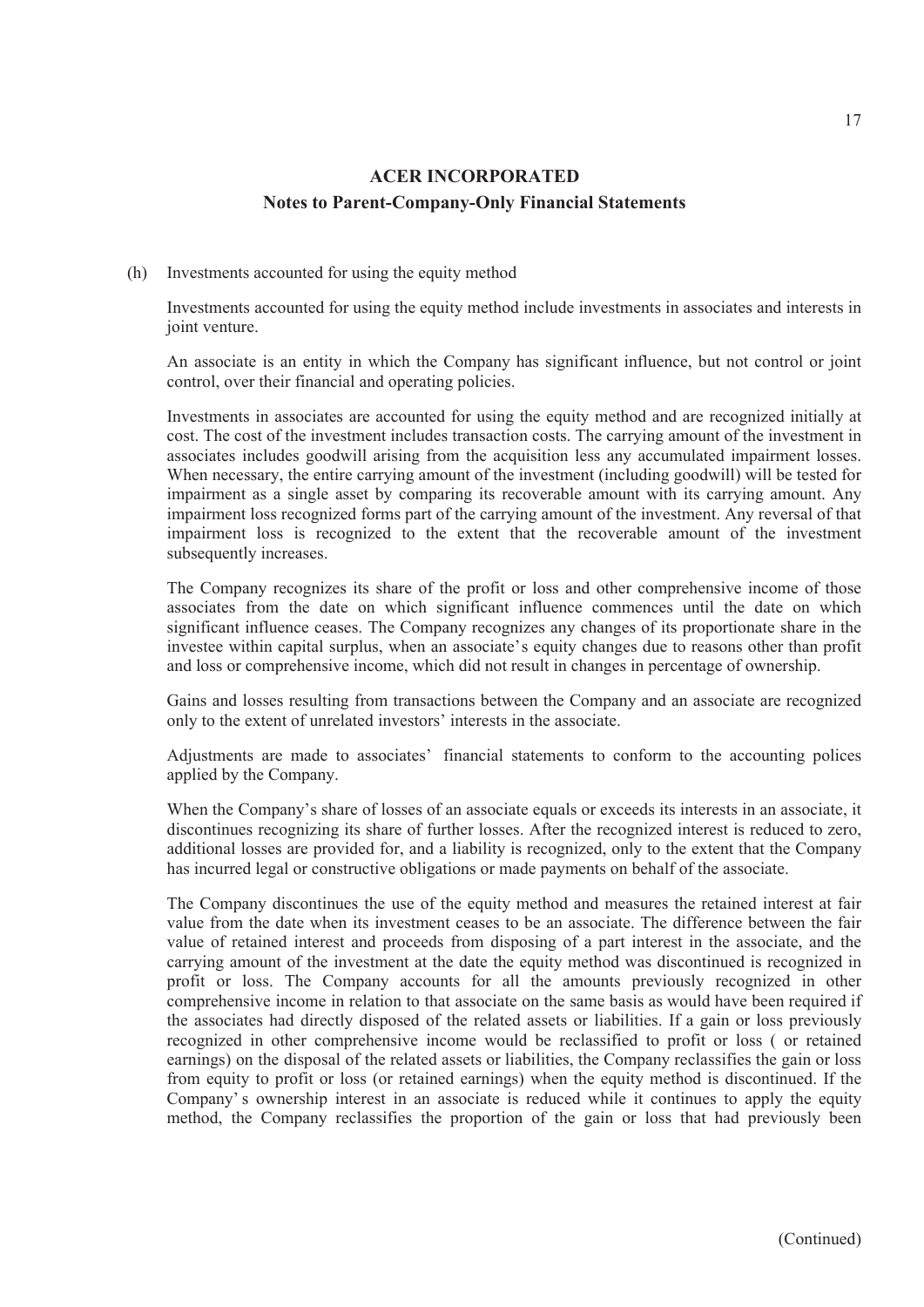## ACER INCORPORATED

### Notes to Parent-Company-Only Financial Statements

(h) Investments accounted for using the equity method

Investments accounted for using the equity method include investments in associates and interests in joint venture.

An associate is an entity in which the Company has significant influence, but not control or joint control, over their financial and operating policies.

Investments in associates are accounted for using the equity method and are recognized initially at cost. The cost of the investment includes transaction costs. The carrying amount of the investment in associates includes goodwill arising from the acquisition less any accumulated impairment losses. When necessary, the entire carrying amount of the investment (including goodwill) will be tested for impairment as a single asset by comparing its recoverable amount with its carrying amount. Any impairment loss recognized forms part of the carrying amount of the investment. Any reversal of that impairment loss is recognized to the extent that the recoverable amount of the investment subsequently increases.

The Company recognizes its share of the profit or loss and other comprehensive income of those associates from the date on which significant influence commences until the date on which significant influence ceases. The Company recognizes any changes of its proportionate share in the investee within capital surplus, when an associate's equity changes due to reasons other than profit and loss or comprehensive income, which did not result in changes in percentage of ownership.

Gains and losses resulting from transactions between the Company and an associate are recognized only to the extent of unrelated investors' interests in the associate.

Adjustments are made to associates' financial statements to conform to the accounting polices applied by the Company.

When the Company's share of losses of an associate equals or exceeds its interests in an associate, it discontinues recognizing its share of further losses. After the recognized interest is reduced to zero, additional losses are provided for, and a liability is recognized, only to the extent that the Company has incurred legal or constructive obligations or made payments on behalf of the associate.

The Company discontinues the use of the equity method and measures the retained interest at fair value from the date when its investment ceases to be an associate. The difference between the fair value of retained interest and proceeds from disposing of a part interest in the associate, and the carrying amount of the investment at the date the equity method was discontinued is recognized in profit or loss. The Company accounts for all the amounts previously recognized in other comprehensive income in relation to that associate on the same basis as would have been required if the associates had directly disposed of the related assets or liabilities. If a gain or loss previously recognized in other comprehensive income would be reclassified to profit or loss ( or retained earnings) on the disposal of the related assets or liabilities, the Company reclassifies the gain or loss from equity to profit or loss (or retained earnings) when the equity method is discontinued. If the Company's ownership interest in an associate is reduced while it continues to apply the equity method, the Company reclassifies the proportion of the gain or loss that had previously been

(Continued)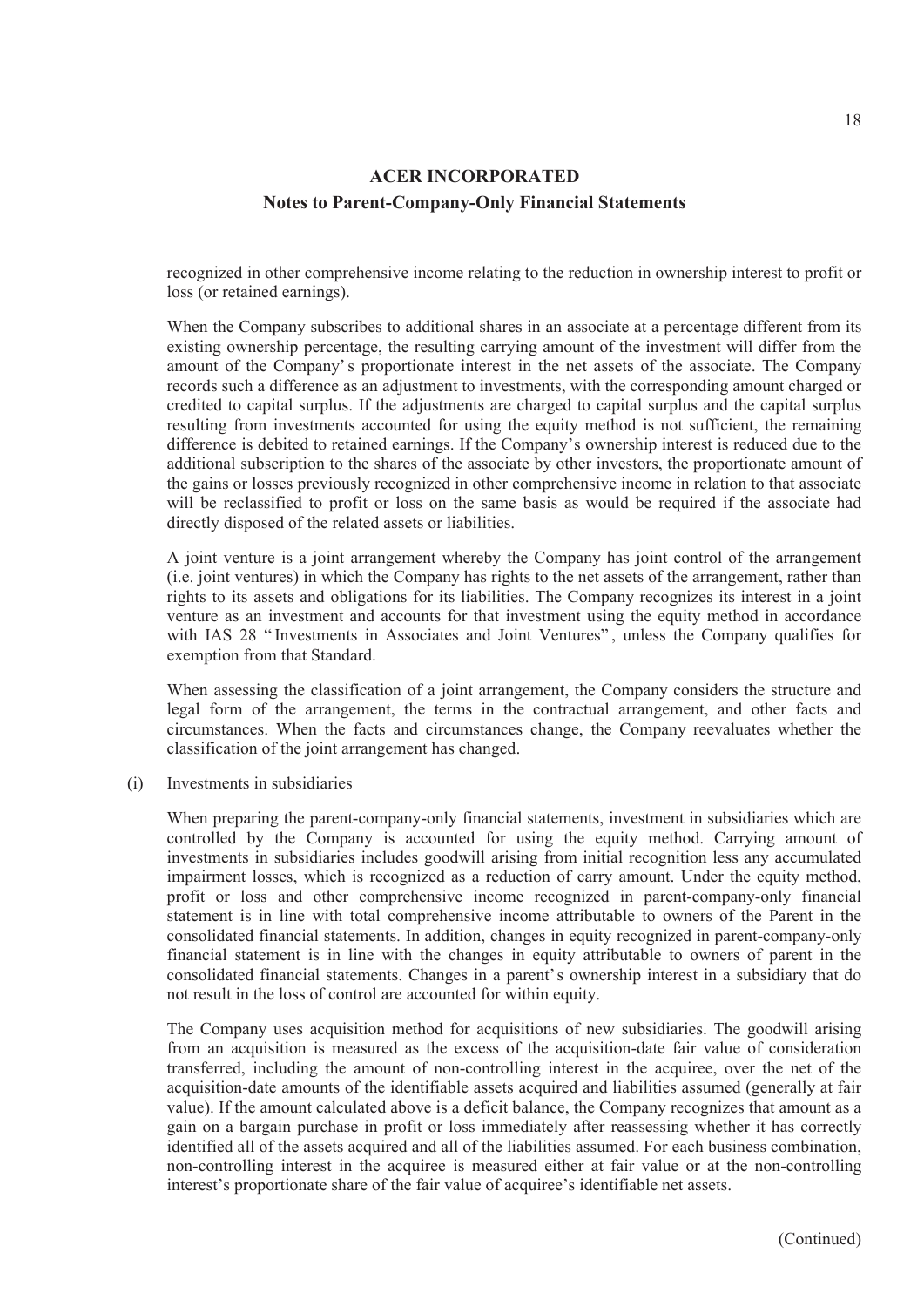recognized in other comprehensive income relating to the reduction in ownership interest to profit or loss (or retained earnings).

When the Company subscribes to additional shares in an associate at a percentage different from its existing ownership percentage, the resulting carrying amount of the investment will differ from the amount of the Company's proportionate interest in the net assets of the associate. The Company records such a difference as an adjustment to investments, with the corresponding amount charged or credited to capital surplus. If the adjustments are charged to capital surplus and the capital surplus resulting from investments accounted for using the equity method is not sufficient, the remaining difference is debited to retained earnings. If the Company's ownership interest is reduced due to the additional subscription to the shares of the associate by other investors, the proportionate amount of the gains or losses previously recognized in other comprehensive income in relation to that associate will be reclassified to profit or loss on the same basis as would be required if the associate had directly disposed of the related assets or liabilities.

A joint venture is a joint arrangement whereby the Company has joint control of the arrangement (i.e. joint ventures) in which the Company has rights to the net assets of the arrangement, rather than rights to its assets and obligations for its liabilities. The Company recognizes its interest in a joint venture as an investment and accounts for that investment using the equity method in accordance with IAS 28 "Investments in Associates and Joint Ventures", unless the Company qualifies for exemption from that Standard.

When assessing the classification of a joint arrangement, the Company considers the structure and legal form of the arrangement, the terms in the contractual arrangement, and other facts and circumstances. When the facts and circumstances change, the Company reevaluates whether the classification of the joint arrangement has changed.

(i) Investments in subsidiaries

When preparing the parent-company-only financial statements, investment in subsidiaries which are controlled by the Company is accounted for using the equity method. Carrying amount of investments in subsidiaries includes goodwill arising from initial recognition less any accumulated impairment losses, which is recognized as a reduction of carry amount. Under the equity method, profit or loss and other comprehensive income recognized in parent-company-only financial statement is in line with total comprehensive income attributable to owners of the Parent in the consolidated financial statements. In addition, changes in equity recognized in parent-company-only financial statement is in line with the changes in equity attributable to owners of parent in the consolidated financial statements. Changes in a parent's ownership interest in a subsidiary that do not result in the loss of control are accounted for within equity.

The Company uses acquisition method for acquisitions of new subsidiaries. The goodwill arising from an acquisition is measured as the excess of the acquisition-date fair value of consideration transferred, including the amount of non-controlling interest in the acquiree, over the net of the acquisition-date amounts of the identifiable assets acquired and liabilities assumed (generally at fair value). If the amount calculated above is a deficit balance, the Company recognizes that amount as a gain on a bargain purchase in profit or loss immediately after reassessing whether it has correctly identified all of the assets acquired and all of the liabilities assumed. For each business combination, non-controlling interest in the acquiree is measured either at fair value or at the non-controlling interest's proportionate share of the fair value of acquiree's identifiable net assets.

(Continued)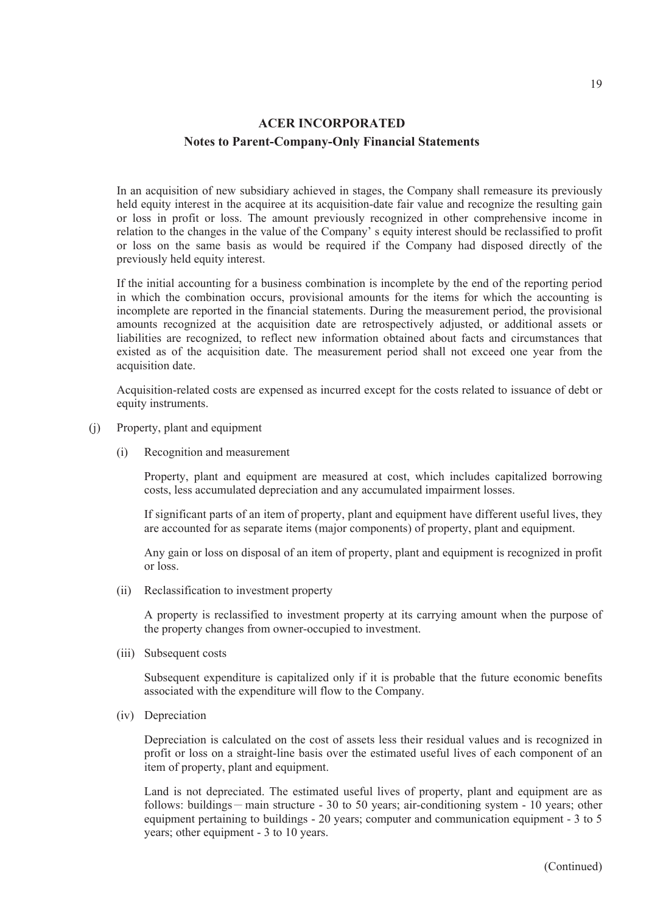In an acquisition of new subsidiary achieved in stages, the Company shall remeasure its previously held equity interest in the acquiree at its acquisition-date fair value and recognize the resulting gain or loss in profit or loss. The amount previously recognized in other comprehensive income in relation to the changes in the value of the Company' s equity interest should be reclassified to profit or loss on the same basis as would be required if the Company had disposed directly of the previously held equity interest.

If the initial accounting for a business combination is incomplete by the end of the reporting period in which the combination occurs, provisional amounts for the items for which the accounting is incomplete are reported in the financial statements. During the measurement period, the provisional amounts recognized at the acquisition date are retrospectively adjusted, or additional assets or liabilities are recognized, to reflect new information obtained about facts and circumstances that existed as of the acquisition date. The measurement period shall not exceed one year from the acquisition date.

Acquisition-related costs are expensed as incurred except for the costs related to issuance of debt or equity instruments.

(j) Property, plant and equipment

(i) Recognition and measurement

Property, plant and equipment are measured at cost, which includes capitalized borrowing costs, less accumulated depreciation and any accumulated impairment losses.

If significant parts of an item of property, plant and equipment have different useful lives, they are accounted for as separate items (major components) of property, plant and equipment.

Any gain or loss on disposal of an item of property, plant and equipment is recognized in profit or loss.

(ii) Reclassification to investment property

A property is reclassified to investment property at its carrying amount when the purpose of the property changes from owner-occupied to investment.

(iii) Subsequent costs

Subsequent expenditure is capitalized only if it is probable that the future economic benefits associated with the expenditure will flow to the Company.

(iv) Depreciation

Depreciation is calculated on the cost of assets less their residual values and is recognized in profit or loss on a straight-line basis over the estimated useful lives of each component of an item of property, plant and equipment.

Land is not depreciated. The estimated useful lives of property, plant and equipment are as follows: buildings — main structure - 30 to 50 years; air-conditioning system - 10 years; other equipment pertaining to buildings - 20 years; computer and communication equipment - 3 to 5 years; other equipment - 3 to 10 years.

(Continued)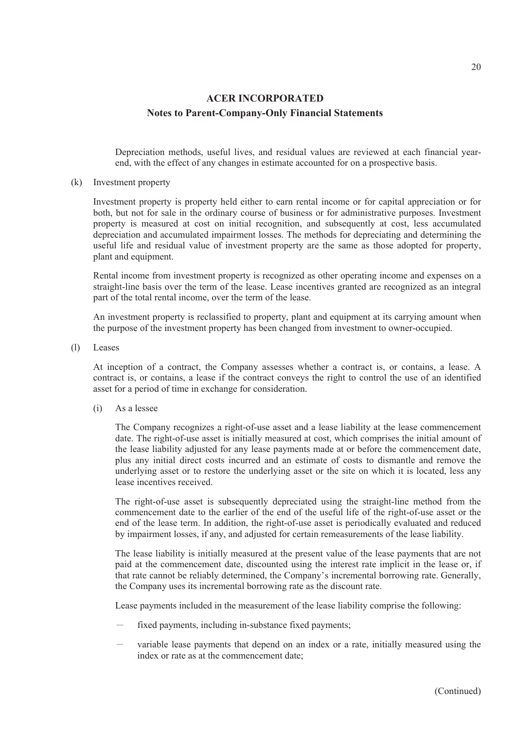Depreciation methods, useful lives, and residual values are reviewed at each financial year-end, with the effect of any changes in estimate accounted for on a prospective basis.

(k) Investment property

Investment property is property held either to earn rental income or for capital appreciation or for both, but not for sale in the ordinary course of business or for administrative purposes. Investment property is measured at cost on initial recognition, and subsequently at cost, less accumulated depreciation and accumulated impairment losses. The methods for depreciating and determining the useful life and residual value of investment property are the same as those adopted for property, plant and equipment.

Rental income from investment property is recognized as other operating income and expenses on a straight-line basis over the term of the lease. Lease incentives granted are recognized as an integral part of the total rental income, over the term of the lease.

An investment property is reclassified to property, plant and equipment at its carrying amount when the purpose of the investment property has been changed from investment to owner-occupied.

(l) Leases

At inception of a contract, the Company assesses whether a contract is, or contains, a lease. A contract is, or contains, a lease if the contract conveys the right to control the use of an identified asset for a period of time in exchange for consideration.

(i) As a lessee

The Company recognizes a right-of-use asset and a lease liability at the lease commencement date. The right-of-use asset is initially measured at cost, which comprises the initial amount of the lease liability adjusted for any lease payments made at or before the commencement date, plus any initial direct costs incurred and an estimate of costs to dismantle and remove the underlying asset or to restore the underlying asset or the site on which it is located, less any lease incentives received.

The right-of-use asset is subsequently depreciated using the straight-line method from the commencement date to the earlier of the end of the useful life of the right-of-use asset or the end of the lease term. In addition, the right-of-use asset is periodically evaluated and reduced by impairment losses, if any, and adjusted for certain remeasurements of the lease liability.

The lease liability is initially measured at the present value of the lease payments that are not paid at the commencement date, discounted using the interest rate implicit in the lease or, if that rate cannot be reliably determined, the Company's incremental borrowing rate. Generally, the Company uses its incremental borrowing rate as the discount rate.

Lease payments included in the measurement of the lease liability comprise the following:

- fixed payments, including in-substance fixed payments;
- variable lease payments that depend on an index or a rate, initially measured using the index or rate as at the commencement date;

(Continued)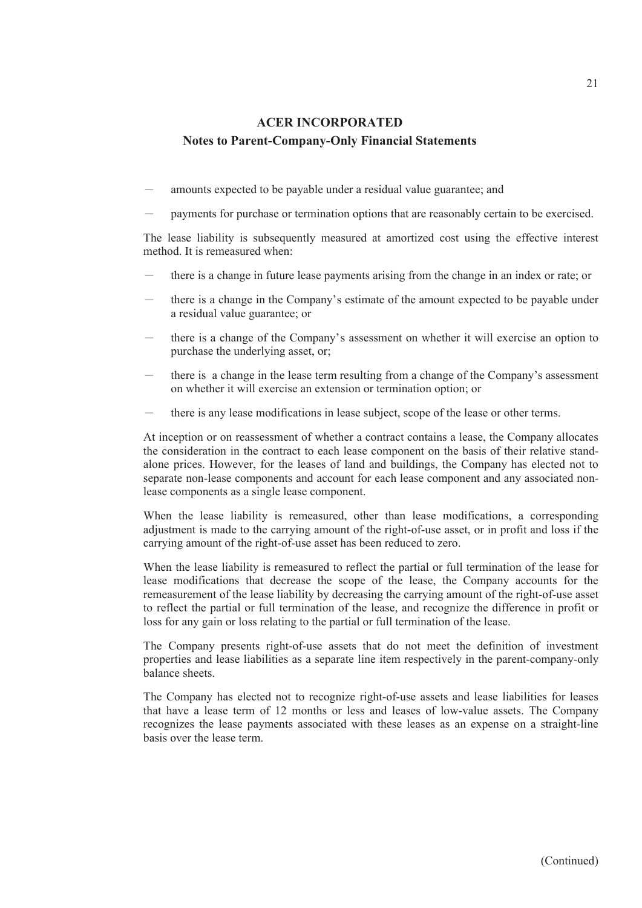- amounts expected to be payable under a residual value guarantee; and
- payments for purchase or termination options that are reasonably certain to be exercised.

The lease liability is subsequently measured at amortized cost using the effective interest method. It is remeasured when:

- there is a change in future lease payments arising from the change in an index or rate; or
- there is a change in the Company's estimate of the amount expected to be payable under a residual value guarantee; or
- there is a change of the Company's assessment on whether it will exercise an option to purchase the underlying asset, or;
- there is a change in the lease term resulting from a change of the Company's assessment on whether it will exercise an extension or termination option; or
- there is any lease modifications in lease subject, scope of the lease or other terms.

At inception or on reassessment of whether a contract contains a lease, the Company allocates the consideration in the contract to each lease component on the basis of their relative stand-alone prices. However, for the leases of land and buildings, the Company has elected not to separate non-lease components and account for each lease component and any associated non-lease components as a single lease component.

When the lease liability is remeasured, other than lease modifications, a corresponding adjustment is made to the carrying amount of the right-of-use asset, or in profit and loss if the carrying amount of the right-of-use asset has been reduced to zero.

When the lease liability is remeasured to reflect the partial or full termination of the lease for lease modifications that decrease the scope of the lease, the Company accounts for the remeasurement of the lease liability by decreasing the carrying amount of the right-of-use asset to reflect the partial or full termination of the lease, and recognize the difference in profit or loss for any gain or loss relating to the partial or full termination of the lease.

The Company presents right-of-use assets that do not meet the definition of investment properties and lease liabilities as a separate line item respectively in the parent-company-only balance sheets.

The Company has elected not to recognize right-of-use assets and lease liabilities for leases that have a lease term of 12 months or less and leases of low-value assets. The Company recognizes the lease payments associated with these leases as an expense on a straight-line basis over the lease term.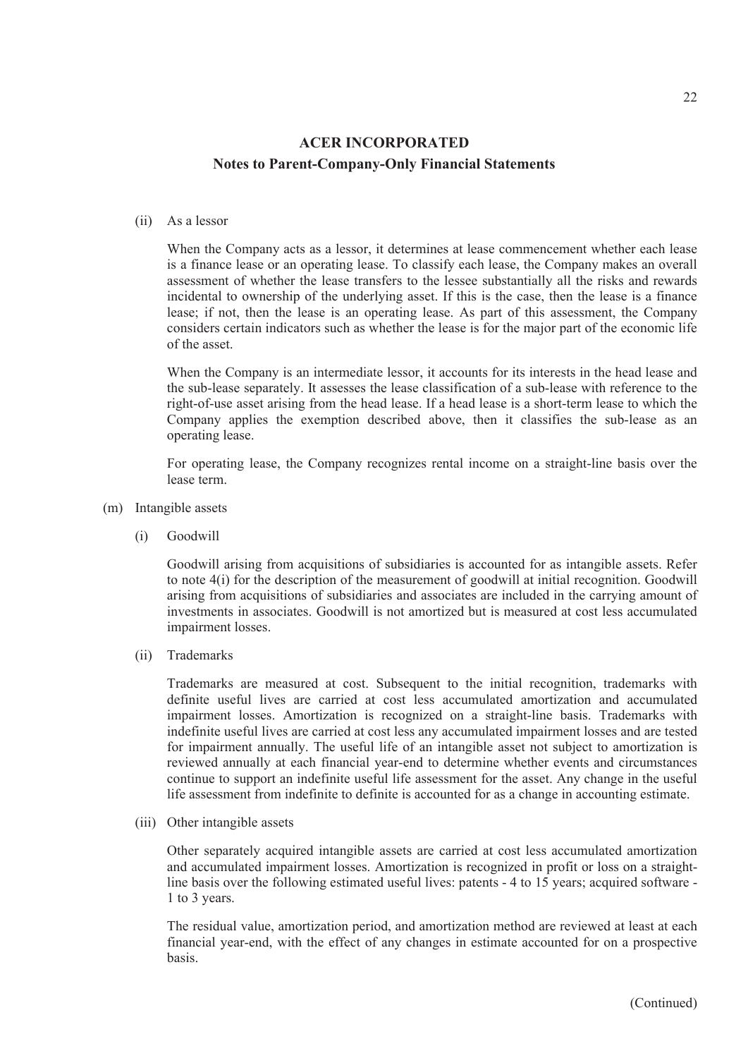(ii) As a lessor

When the Company acts as a lessor, it determines at lease commencement whether each lease is a finance lease or an operating lease. To classify each lease, the Company makes an overall assessment of whether the lease transfers to the lessee substantially all the risks and rewards incidental to ownership of the underlying asset. If this is the case, then the lease is a finance lease; if not, then the lease is an operating lease. As part of this assessment, the Company considers certain indicators such as whether the lease is for the major part of the economic life of the asset.

When the Company is an intermediate lessor, it accounts for its interests in the head lease and the sub-lease separately. It assesses the lease classification of a sub-lease with reference to the right-of-use asset arising from the head lease. If a head lease is a short-term lease to which the Company applies the exemption described above, then it classifies the sub-lease as an operating lease.

For operating lease, the Company recognizes rental income on a straight-line basis over the lease term.

(m) Intangible assets

(i) Goodwill

Goodwill arising from acquisitions of subsidiaries is accounted for as intangible assets. Refer to note 4(i) for the description of the measurement of goodwill at initial recognition. Goodwill arising from acquisitions of subsidiaries and associates are included in the carrying amount of investments in associates. Goodwill is not amortized but is measured at cost less accumulated impairment losses.

(ii) Trademarks

Trademarks are measured at cost. Subsequent to the initial recognition, trademarks with definite useful lives are carried at cost less accumulated amortization and accumulated impairment losses. Amortization is recognized on a straight-line basis. Trademarks with indefinite useful lives are carried at cost less any accumulated impairment losses and are tested for impairment annually. The useful life of an intangible asset not subject to amortization is reviewed annually at each financial year-end to determine whether events and circumstances continue to support an indefinite useful life assessment for the asset. Any change in the useful life assessment from indefinite to definite is accounted for as a change in accounting estimate.

(iii) Other intangible assets

Other separately acquired intangible assets are carried at cost less accumulated amortization and accumulated impairment losses. Amortization is recognized in profit or loss on a straight-line basis over the following estimated useful lives: patents - 4 to 15 years; acquired software - 1 to 3 years.

The residual value, amortization period, and amortization method are reviewed at least at each financial year-end, with the effect of any changes in estimate accounted for on a prospective basis.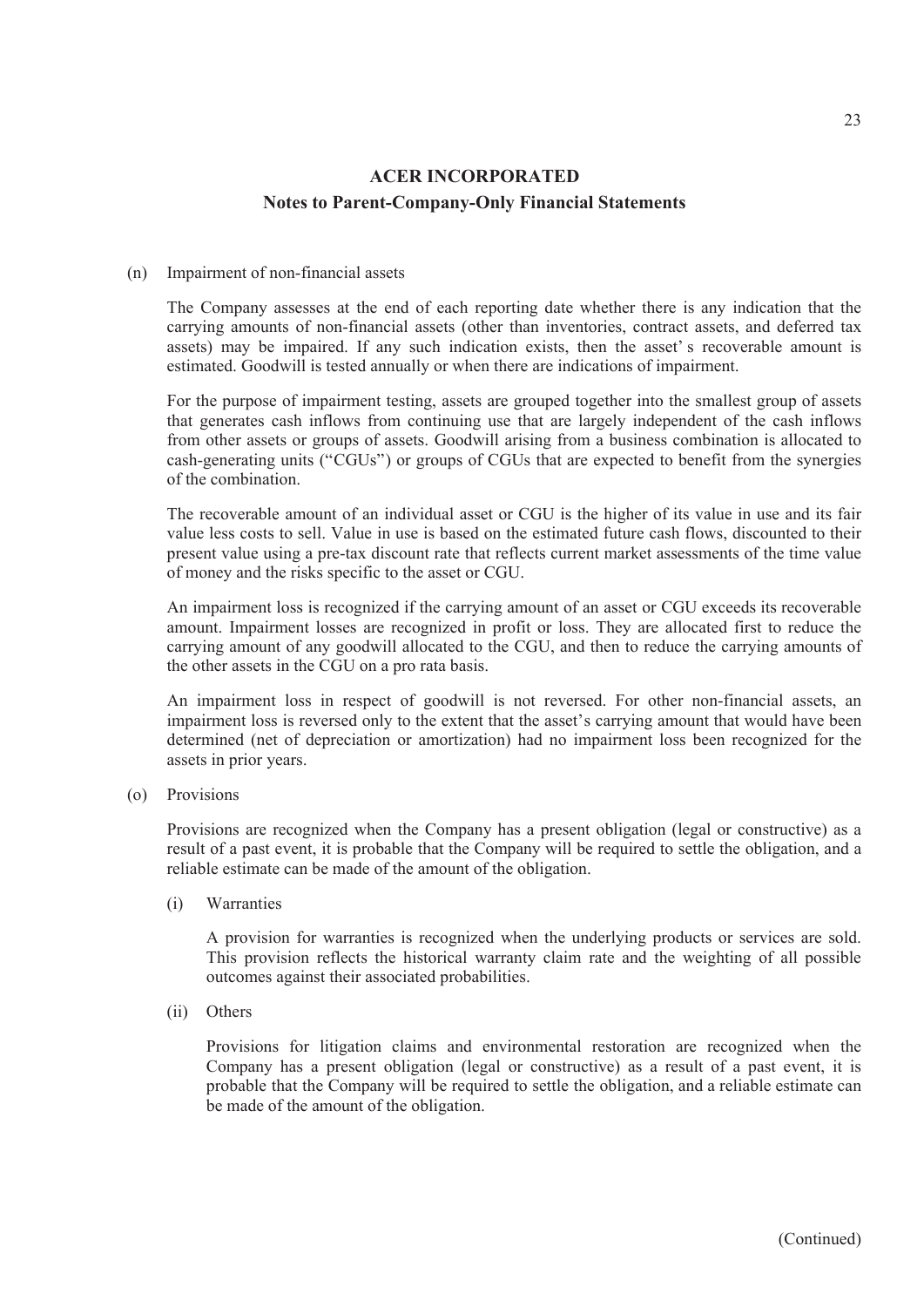## ACER INCORPORATED
### Notes to Parent-Company-Only Financial Statements

(n) Impairment of non-financial assets

The Company assesses at the end of each reporting date whether there is any indication that the carrying amounts of non-financial assets (other than inventories, contract assets, and deferred tax assets) may be impaired. If any such indication exists, then the asset's recoverable amount is estimated. Goodwill is tested annually or when there are indications of impairment.

For the purpose of impairment testing, assets are grouped together into the smallest group of assets that generates cash inflows from continuing use that are largely independent of the cash inflows from other assets or groups of assets. Goodwill arising from a business combination is allocated to cash-generating units ("CGUs") or groups of CGUs that are expected to benefit from the synergies of the combination.

The recoverable amount of an individual asset or CGU is the higher of its value in use and its fair value less costs to sell. Value in use is based on the estimated future cash flows, discounted to their present value using a pre-tax discount rate that reflects current market assessments of the time value of money and the risks specific to the asset or CGU.

An impairment loss is recognized if the carrying amount of an asset or CGU exceeds its recoverable amount. Impairment losses are recognized in profit or loss. They are allocated first to reduce the carrying amount of any goodwill allocated to the CGU, and then to reduce the carrying amounts of the other assets in the CGU on a pro rata basis.

An impairment loss in respect of goodwill is not reversed. For other non-financial assets, an impairment loss is reversed only to the extent that the asset's carrying amount that would have been determined (net of depreciation or amortization) had no impairment loss been recognized for the assets in prior years.

(o) Provisions

Provisions are recognized when the Company has a present obligation (legal or constructive) as a result of a past event, it is probable that the Company will be required to settle the obligation, and a reliable estimate can be made of the amount of the obligation.

(i) Warranties

A provision for warranties is recognized when the underlying products or services are sold. This provision reflects the historical warranty claim rate and the weighting of all possible outcomes against their associated probabilities.

(ii) Others

Provisions for litigation claims and environmental restoration are recognized when the Company has a present obligation (legal or constructive) as a result of a past event, it is probable that the Company will be required to settle the obligation, and a reliable estimate can be made of the amount of the obligation.

(Continued)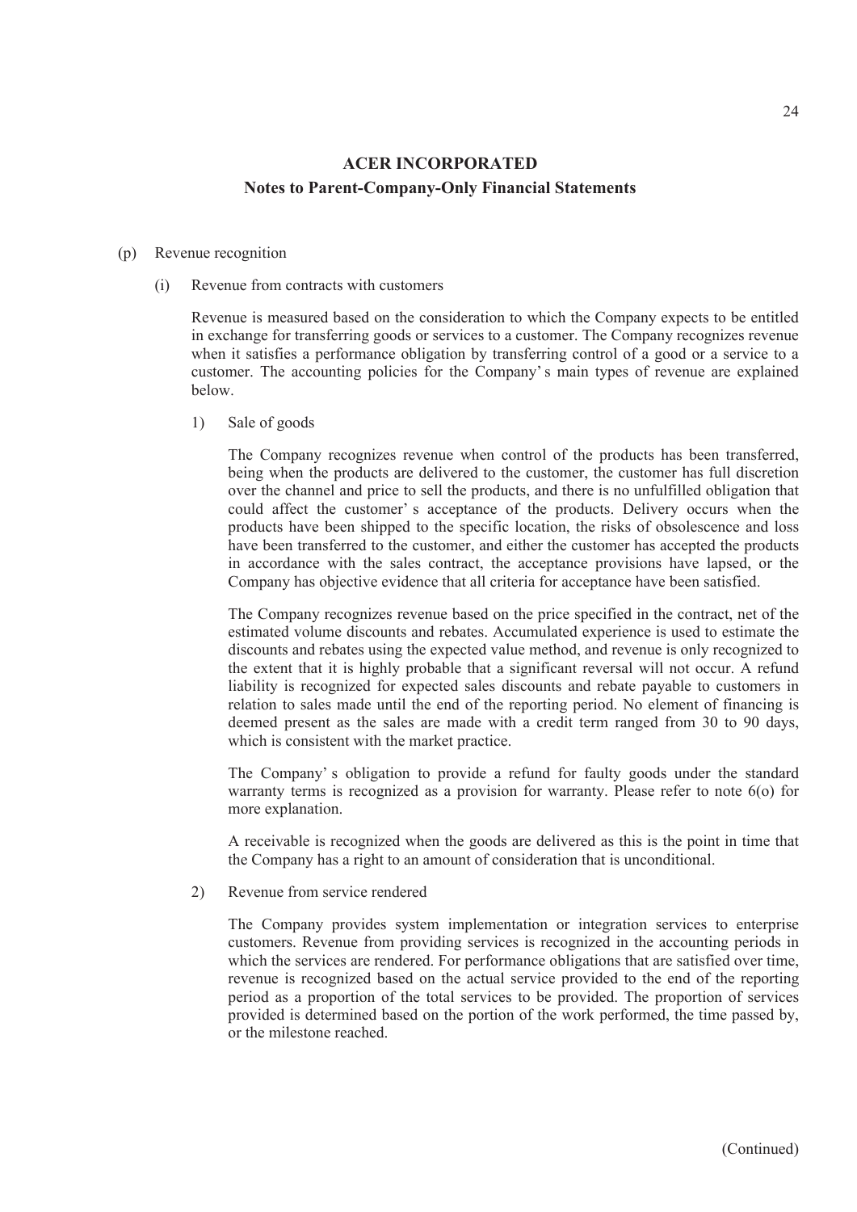**ACER INCORPORATED**

**Notes to Parent-Company-Only Financial Statements**

(p) Revenue recognition

(i) Revenue from contracts with customers

Revenue is measured based on the consideration to which the Company expects to be entitled in exchange for transferring goods or services to a customer. The Company recognizes revenue when it satisfies a performance obligation by transferring control of a good or a service to a customer. The accounting policies for the Company's main types of revenue are explained below.

1) Sale of goods

The Company recognizes revenue when control of the products has been transferred, being when the products are delivered to the customer, the customer has full discretion over the channel and price to sell the products, and there is no unfulfilled obligation that could affect the customer's acceptance of the products. Delivery occurs when the products have been shipped to the specific location, the risks of obsolescence and loss have been transferred to the customer, and either the customer has accepted the products in accordance with the sales contract, the acceptance provisions have lapsed, or the Company has objective evidence that all criteria for acceptance have been satisfied.

The Company recognizes revenue based on the price specified in the contract, net of the estimated volume discounts and rebates. Accumulated experience is used to estimate the discounts and rebates using the expected value method, and revenue is only recognized to the extent that it is highly probable that a significant reversal will not occur. A refund liability is recognized for expected sales discounts and rebate payable to customers in relation to sales made until the end of the reporting period. No element of financing is deemed present as the sales are made with a credit term ranged from 30 to 90 days, which is consistent with the market practice.

The Company's obligation to provide a refund for faulty goods under the standard warranty terms is recognized as a provision for warranty. Please refer to note 6(o) for more explanation.

A receivable is recognized when the goods are delivered as this is the point in time that the Company has a right to an amount of consideration that is unconditional.

2) Revenue from service rendered

The Company provides system implementation or integration services to enterprise customers. Revenue from providing services is recognized in the accounting periods in which the services are rendered. For performance obligations that are satisfied over time, revenue is recognized based on the actual service provided to the end of the reporting period as a proportion of the total services to be provided. The proportion of services provided is determined based on the portion of the work performed, the time passed by, or the milestone reached.

(Continued)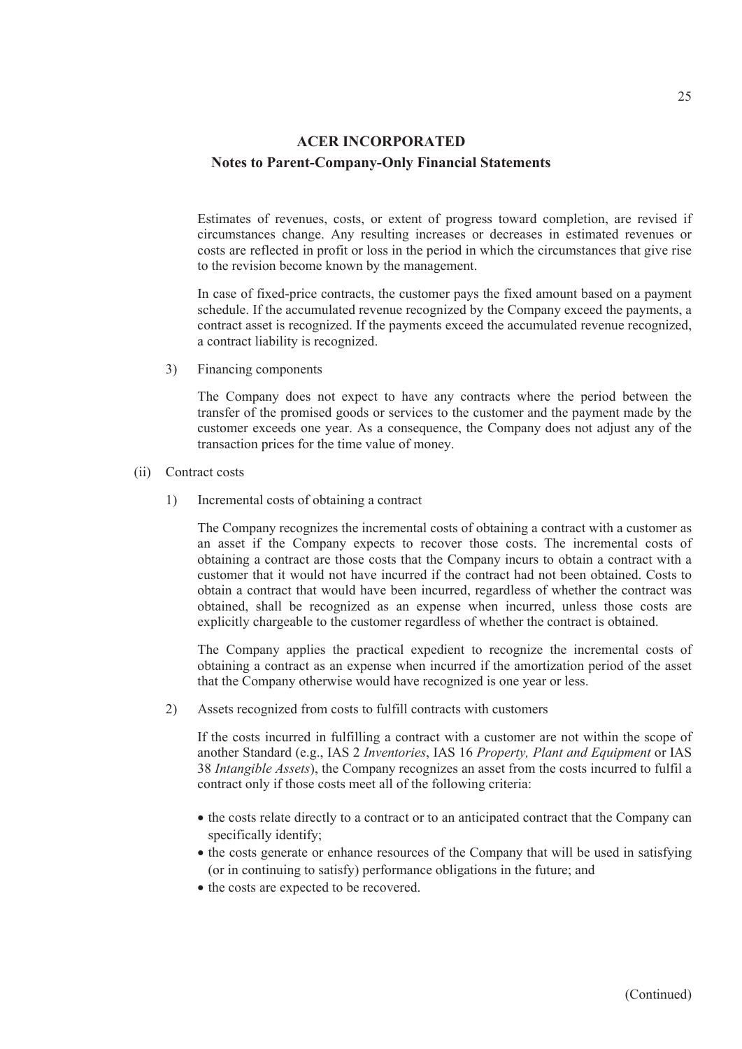Estimates of revenues, costs, or extent of progress toward completion, are revised if circumstances change. Any resulting increases or decreases in estimated revenues or costs are reflected in profit or loss in the period in which the circumstances that give rise to the revision become known by the management.

In case of fixed-price contracts, the customer pays the fixed amount based on a payment schedule. If the accumulated revenue recognized by the Company exceed the payments, a contract asset is recognized. If the payments exceed the accumulated revenue recognized, a contract liability is recognized.

3) Financing components

The Company does not expect to have any contracts where the period between the transfer of the promised goods or services to the customer and the payment made by the customer exceeds one year. As a consequence, the Company does not adjust any of the transaction prices for the time value of money.

(ii) Contract costs

1) Incremental costs of obtaining a contract

The Company recognizes the incremental costs of obtaining a contract with a customer as an asset if the Company expects to recover those costs. The incremental costs of obtaining a contract are those costs that the Company incurs to obtain a contract with a customer that it would not have incurred if the contract had not been obtained. Costs to obtain a contract that would have been incurred, regardless of whether the contract was obtained, shall be recognized as an expense when incurred, unless those costs are explicitly chargeable to the customer regardless of whether the contract is obtained.

The Company applies the practical expedient to recognize the incremental costs of obtaining a contract as an expense when incurred if the amortization period of the asset that the Company otherwise would have recognized is one year or less.

2) Assets recognized from costs to fulfill contracts with customers

If the costs incurred in fulfilling a contract with a customer are not within the scope of another Standard (e.g., IAS 2 *Inventories*, IAS 16 *Property, Plant and Equipment* or IAS 38 *Intangible Assets*), the Company recognizes an asset from the costs incurred to fulfil a contract only if those costs meet all of the following criteria:

- the costs relate directly to a contract or to an anticipated contract that the Company can specifically identify;
- the costs generate or enhance resources of the Company that will be used in satisfying (or in continuing to satisfy) performance obligations in the future; and
- the costs are expected to be recovered.

(Continued)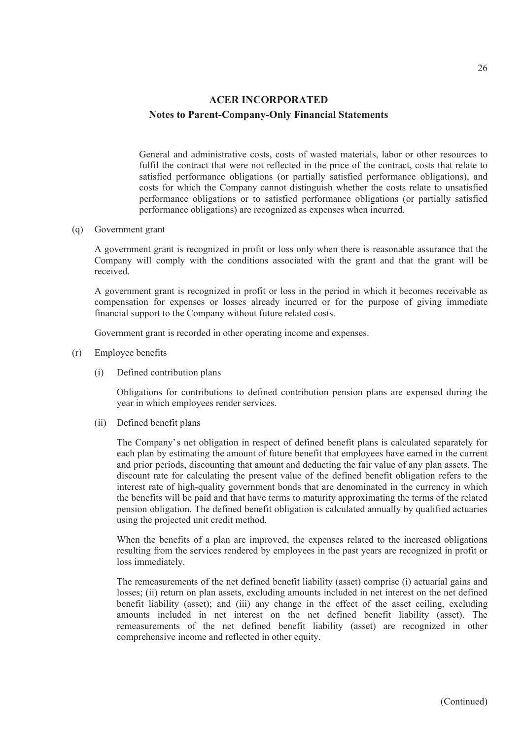General and administrative costs, costs of wasted materials, labor or other resources to fulfil the contract that were not reflected in the price of the contract, costs that relate to satisfied performance obligations (or partially satisfied performance obligations), and costs for which the Company cannot distinguish whether the costs relate to unsatisfied performance obligations or to satisfied performance obligations (or partially satisfied performance obligations) are recognized as expenses when incurred.

(q) Government grant

A government grant is recognized in profit or loss only when there is reasonable assurance that the Company will comply with the conditions associated with the grant and that the grant will be received.

A government grant is recognized in profit or loss in the period in which it becomes receivable as compensation for expenses or losses already incurred or for the purpose of giving immediate financial support to the Company without future related costs.

Government grant is recorded in other operating income and expenses.

(r) Employee benefits

(i) Defined contribution plans

Obligations for contributions to defined contribution pension plans are expensed during the year in which employees render services.

(ii) Defined benefit plans

The Company's net obligation in respect of defined benefit plans is calculated separately for each plan by estimating the amount of future benefit that employees have earned in the current and prior periods, discounting that amount and deducting the fair value of any plan assets. The discount rate for calculating the present value of the defined benefit obligation refers to the interest rate of high-quality government bonds that are denominated in the currency in which the benefits will be paid and that have terms to maturity approximating the terms of the related pension obligation. The defined benefit obligation is calculated annually by qualified actuaries using the projected unit credit method.

When the benefits of a plan are improved, the expenses related to the increased obligations resulting from the services rendered by employees in the past years are recognized in profit or loss immediately.

The remeasurements of the net defined benefit liability (asset) comprise (i) actuarial gains and losses; (ii) return on plan assets, excluding amounts included in net interest on the net defined benefit liability (asset); and (iii) any change in the effect of the asset ceiling, excluding amounts included in net interest on the net defined benefit liability (asset). The remeasurements of the net defined benefit liability (asset) are recognized in other comprehensive income and reflected in other equity.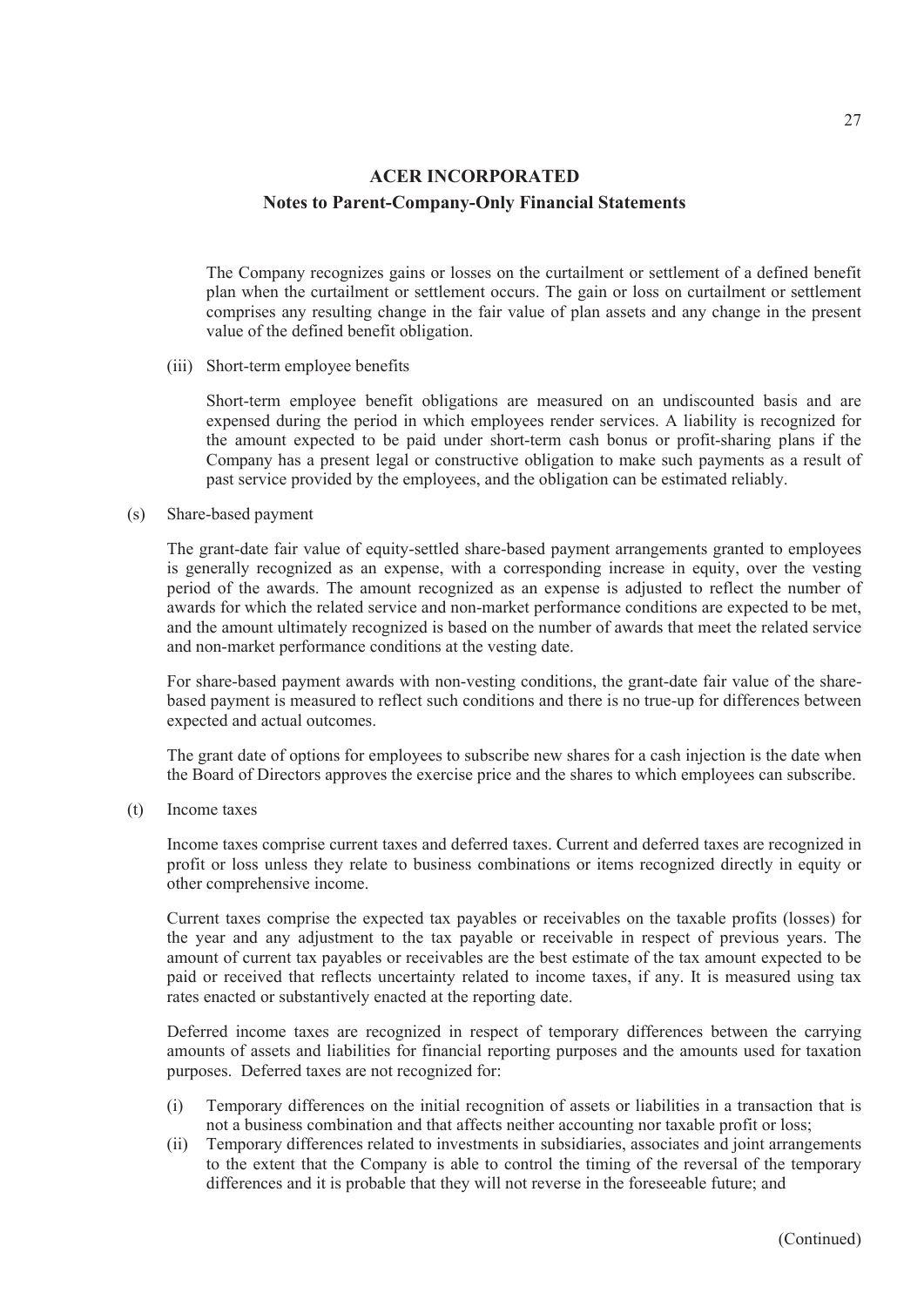The Company recognizes gains or losses on the curtailment or settlement of a defined benefit plan when the curtailment or settlement occurs. The gain or loss on curtailment or settlement comprises any resulting change in the fair value of plan assets and any change in the present value of the defined benefit obligation.

(iii) Short-term employee benefits

Short-term employee benefit obligations are measured on an undiscounted basis and are expensed during the period in which employees render services. A liability is recognized for the amount expected to be paid under short-term cash bonus or profit-sharing plans if the Company has a present legal or constructive obligation to make such payments as a result of past service provided by the employees, and the obligation can be estimated reliably.

(s) Share-based payment

The grant-date fair value of equity-settled share-based payment arrangements granted to employees is generally recognized as an expense, with a corresponding increase in equity, over the vesting period of the awards. The amount recognized as an expense is adjusted to reflect the number of awards for which the related service and non-market performance conditions are expected to be met, and the amount ultimately recognized is based on the number of awards that meet the related service and non-market performance conditions at the vesting date.

For share-based payment awards with non-vesting conditions, the grant-date fair value of the share-based payment is measured to reflect such conditions and there is no true-up for differences between expected and actual outcomes.

The grant date of options for employees to subscribe new shares for a cash injection is the date when the Board of Directors approves the exercise price and the shares to which employees can subscribe.

(t) Income taxes

Income taxes comprise current taxes and deferred taxes. Current and deferred taxes are recognized in profit or loss unless they relate to business combinations or items recognized directly in equity or other comprehensive income.

Current taxes comprise the expected tax payables or receivables on the taxable profits (losses) for the year and any adjustment to the tax payable or receivable in respect of previous years. The amount of current tax payables or receivables are the best estimate of the tax amount expected to be paid or received that reflects uncertainty related to income taxes, if any. It is measured using tax rates enacted or substantively enacted at the reporting date.

Deferred income taxes are recognized in respect of temporary differences between the carrying amounts of assets and liabilities for financial reporting purposes and the amounts used for taxation purposes. Deferred taxes are not recognized for:

(i) Temporary differences on the initial recognition of assets or liabilities in a transaction that is not a business combination and that affects neither accounting nor taxable profit or loss;
(ii) Temporary differences related to investments in subsidiaries, associates and joint arrangements to the extent that the Company is able to control the timing of the reversal of the temporary differences and it is probable that they will not reverse in the foreseeable future; and

(Continued)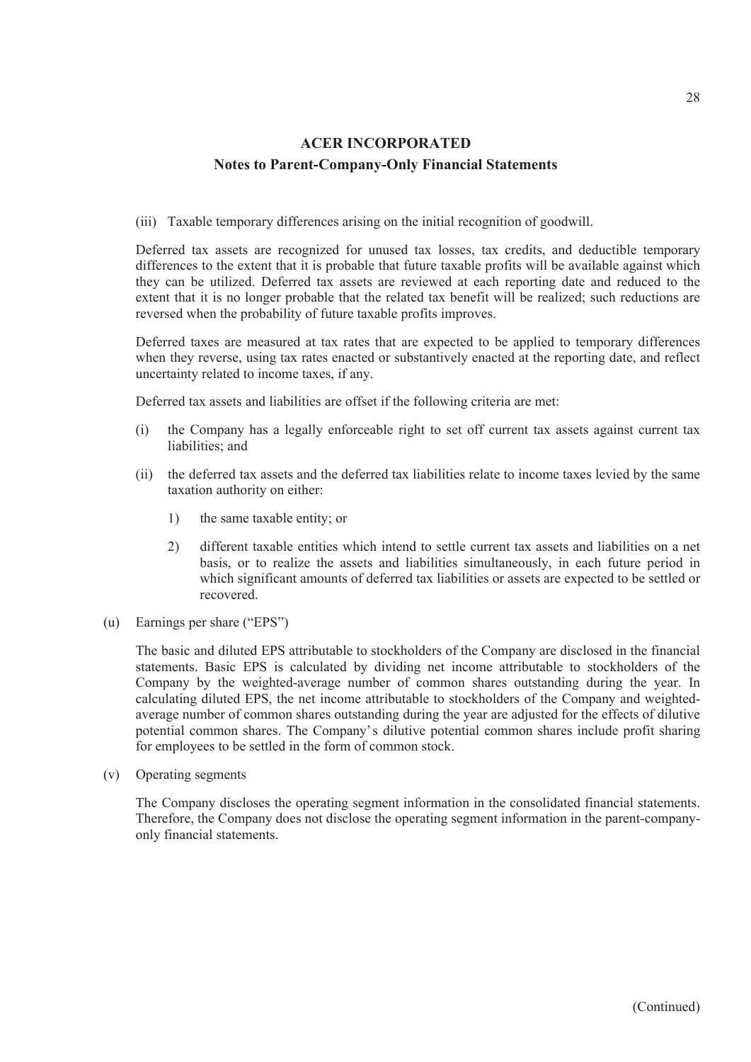## ACER INCORPORATED
### Notes to Parent-Company-Only Financial Statements

(iii) Taxable temporary differences arising on the initial recognition of goodwill.

Deferred tax assets are recognized for unused tax losses, tax credits, and deductible temporary differences to the extent that it is probable that future taxable profits will be available against which they can be utilized. Deferred tax assets are reviewed at each reporting date and reduced to the extent that it is no longer probable that the related tax benefit will be realized; such reductions are reversed when the probability of future taxable profits improves.

Deferred taxes are measured at tax rates that are expected to be applied to temporary differences when they reverse, using tax rates enacted or substantively enacted at the reporting date, and reflect uncertainty related to income taxes, if any.

Deferred tax assets and liabilities are offset if the following criteria are met:

(i) the Company has a legally enforceable right to set off current tax assets against current tax liabilities; and

(ii) the deferred tax assets and the deferred tax liabilities relate to income taxes levied by the same taxation authority on either:

1) the same taxable entity; or

2) different taxable entities which intend to settle current tax assets and liabilities on a net basis, or to realize the assets and liabilities simultaneously, in each future period in which significant amounts of deferred tax liabilities or assets are expected to be settled or recovered.

(u) Earnings per share ("EPS")

The basic and diluted EPS attributable to stockholders of the Company are disclosed in the financial statements. Basic EPS is calculated by dividing net income attributable to stockholders of the Company by the weighted-average number of common shares outstanding during the year. In calculating diluted EPS, the net income attributable to stockholders of the Company and weighted-average number of common shares outstanding during the year are adjusted for the effects of dilutive potential common shares. The Company's dilutive potential common shares include profit sharing for employees to be settled in the form of common stock.

(v) Operating segments

The Company discloses the operating segment information in the consolidated financial statements. Therefore, the Company does not disclose the operating segment information in the parent-company-only financial statements.

(Continued)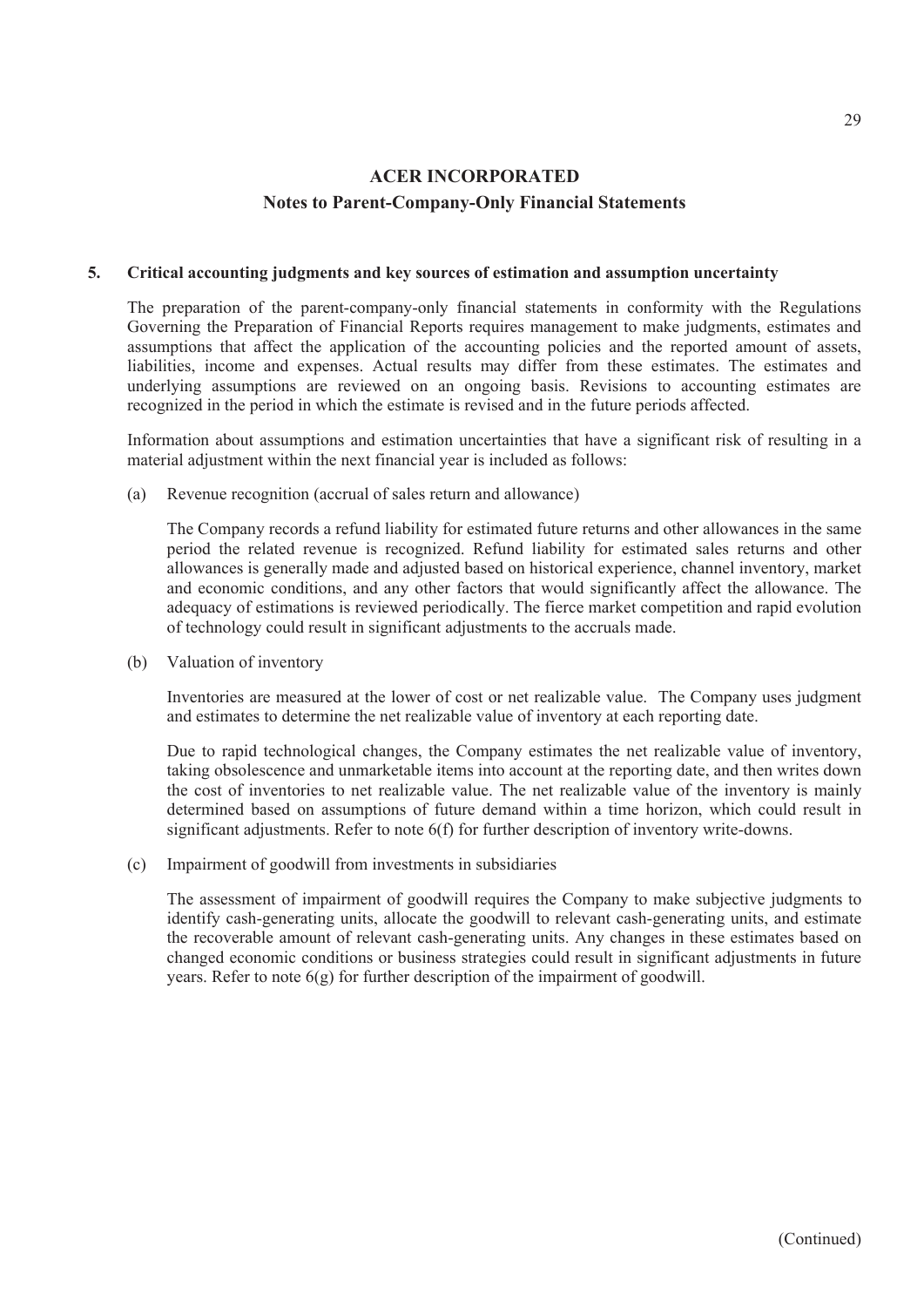# ACER INCORPORATED

## Notes to Parent-Company-Only Financial Statements

### 5. Critical accounting judgments and key sources of estimation and assumption uncertainty

The preparation of the parent-company-only financial statements in conformity with the Regulations Governing the Preparation of Financial Reports requires management to make judgments, estimates and assumptions that affect the application of the accounting policies and the reported amount of assets, liabilities, income and expenses. Actual results may differ from these estimates. The estimates and underlying assumptions are reviewed on an ongoing basis. Revisions to accounting estimates are recognized in the period in which the estimate is revised and in the future periods affected.

Information about assumptions and estimation uncertainties that have a significant risk of resulting in a material adjustment within the next financial year is included as follows:

(a) Revenue recognition (accrual of sales return and allowance)

The Company records a refund liability for estimated future returns and other allowances in the same period the related revenue is recognized. Refund liability for estimated sales returns and other allowances is generally made and adjusted based on historical experience, channel inventory, market and economic conditions, and any other factors that would significantly affect the allowance. The adequacy of estimations is reviewed periodically. The fierce market competition and rapid evolution of technology could result in significant adjustments to the accruals made.

(b) Valuation of inventory

Inventories are measured at the lower of cost or net realizable value. The Company uses judgment and estimates to determine the net realizable value of inventory at each reporting date.

Due to rapid technological changes, the Company estimates the net realizable value of inventory, taking obsolescence and unmarketable items into account at the reporting date, and then writes down the cost of inventories to net realizable value. The net realizable value of the inventory is mainly determined based on assumptions of future demand within a time horizon, which could result in significant adjustments. Refer to note 6(f) for further description of inventory write-downs.

(c) Impairment of goodwill from investments in subsidiaries

The assessment of impairment of goodwill requires the Company to make subjective judgments to identify cash-generating units, allocate the goodwill to relevant cash-generating units, and estimate the recoverable amount of relevant cash-generating units. Any changes in these estimates based on changed economic conditions or business strategies could result in significant adjustments in future years. Refer to note 6(g) for further description of the impairment of goodwill.

(Continued)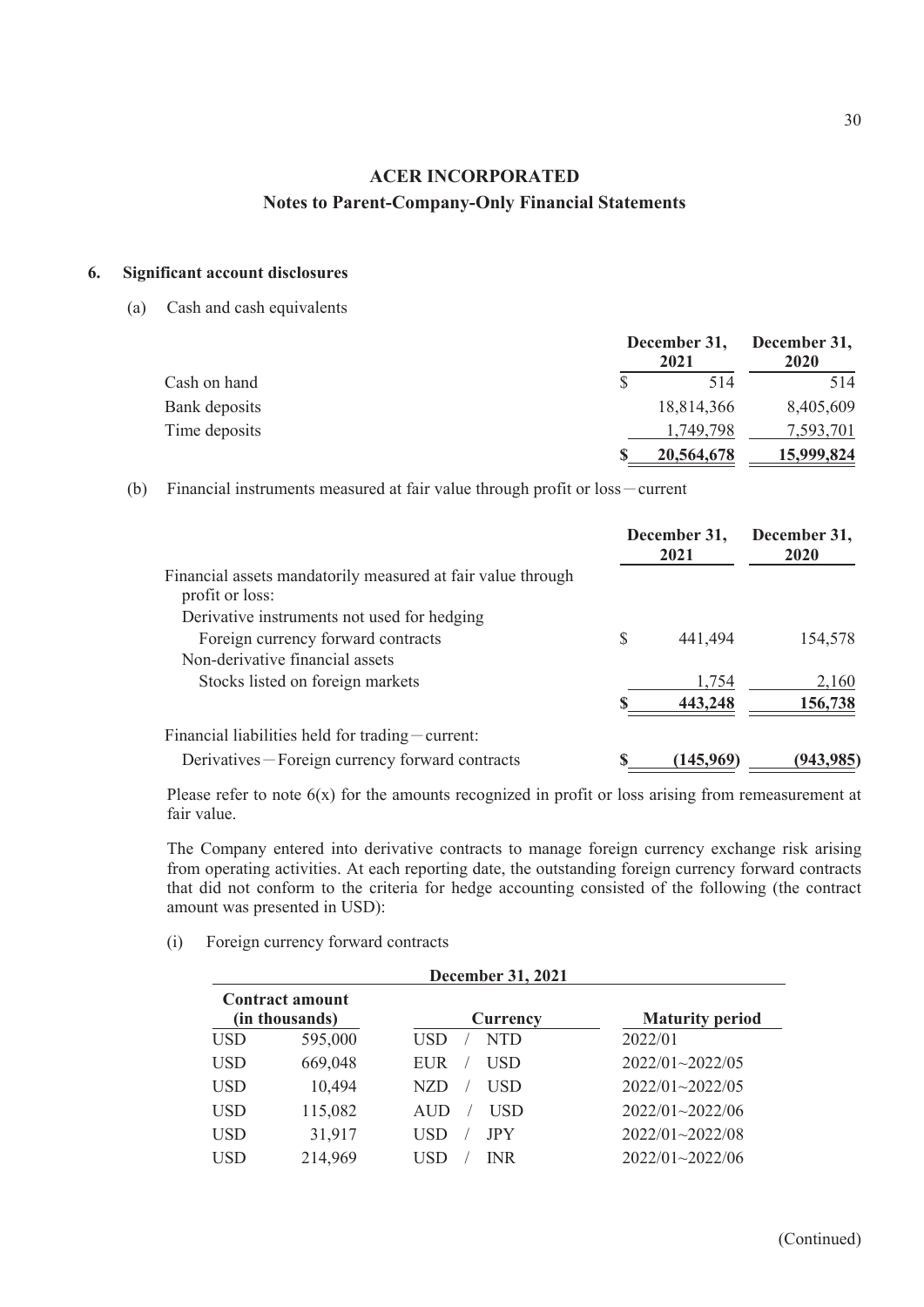**ACER INCORPORATED**

**Notes to Parent-Company-Only Financial Statements**

## 6. Significant account disclosures

(a) Cash and cash equivalents

| | December 31, 2021 | December 31, 2020 |
|---|---|---|
| Cash on hand | $ 514 | 514 |
| Bank deposits | 18,814,366 | 8,405,609 |
| Time deposits | 1,749,798 | 7,593,701 |
| | $ 20,564,678 | 15,999,824 |

(b) Financial instruments measured at fair value through profit or loss－current

| | December 31, 2021 | December 31, 2020 |
|---|---|---|
| Financial assets mandatorily measured at fair value through profit or loss: | | |
| Derivative instruments not used for hedging | | |
| Foreign currency forward contracts | $ 441,494 | 154,578 |
| Non-derivative financial assets | | |
| Stocks listed on foreign markets | 1,754 | 2,160 |
| | $ 443,248 | 156,738 |
| Financial liabilities held for trading－current: | | |
| Derivatives－Foreign currency forward contracts | $ (145,969) | (943,985) |

Please refer to note 6(x) for the amounts recognized in profit or loss arising from remeasurement at fair value.

The Company entered into derivative contracts to manage foreign currency exchange risk arising from operating activities. At each reporting date, the outstanding foreign currency forward contracts that did not conform to the criteria for hedge accounting consisted of the following (the contract amount was presented in USD):

(i) Foreign currency forward contracts

| December 31, 2021 | | |
|---|---|---|
| **Contract amount (in thousands)** | **Currency** | **Maturity period** |
| USD 595,000 | USD / NTD | 2022/01 |
| USD 669,048 | EUR / USD | 2022/01~2022/05 |
| USD 10,494 | NZD / USD | 2022/01~2022/05 |
| USD 115,082 | AUD / USD | 2022/01~2022/06 |
| USD 31,917 | USD / JPY | 2022/01~2022/08 |
| USD 214,969 | USD / INR | 2022/01~2022/06 |

(Continued)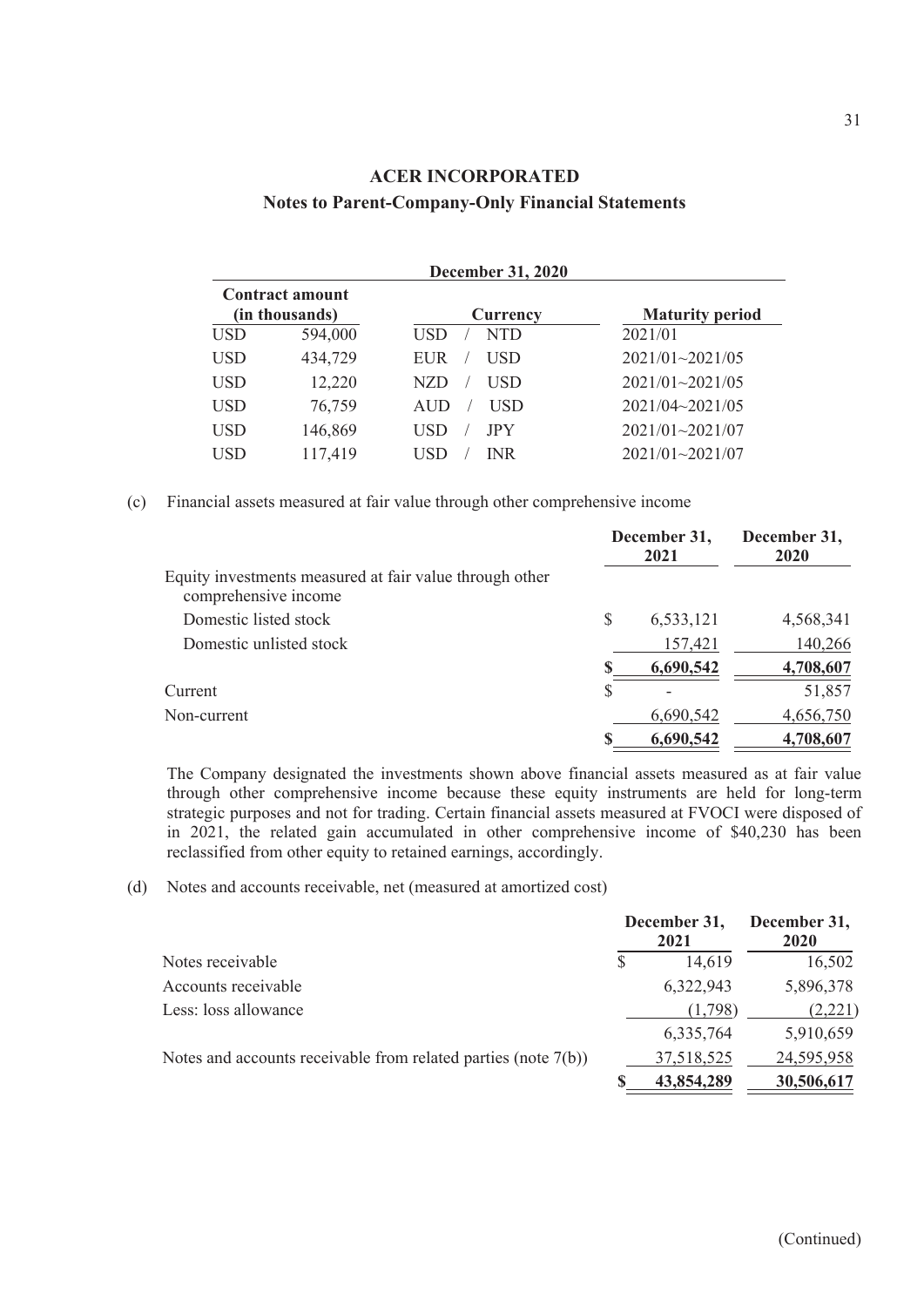## ACER INCORPORATED

## Notes to Parent-Company-Only Financial Statements

| December 31, 2020 | | | |
|---|---|---|---|
| Contract amount (in thousands) | | Currency | Maturity period |
| USD | 594,000 | USD / NTD | 2021/01 |
| USD | 434,729 | EUR / USD | 2021/01~2021/05 |
| USD | 12,220 | NZD / USD | 2021/01~2021/05 |
| USD | 76,759 | AUD / USD | 2021/04~2021/05 |
| USD | 146,869 | USD / JPY | 2021/01~2021/07 |
| USD | 117,419 | USD / INR | 2021/01~2021/07 |

(c) Financial assets measured at fair value through other comprehensive income

| | December 31, 2021 | December 31, 2020 |
|---|---|---|
| Equity investments measured at fair value through other comprehensive income | | |
| Domestic listed stock | $ 6,533,121 | 4,568,341 |
| Domestic unlisted stock | 157,421 | 140,266 |
| | **$ 6,690,542** | **4,708,607** |
| Current | $ - | 51,857 |
| Non-current | 6,690,542 | 4,656,750 |
| | **$ 6,690,542** | **4,708,607** |

The Company designated the investments shown above financial assets measured as at fair value through other comprehensive income because these equity instruments are held for long-term strategic purposes and not for trading. Certain financial assets measured at FVOCI were disposed of in 2021, the related gain accumulated in other comprehensive income of $40,230 has been reclassified from other equity to retained earnings, accordingly.

(d) Notes and accounts receivable, net (measured at amortized cost)

| | December 31, 2021 | December 31, 2020 |
|---|---|---|
| Notes receivable | $ 14,619 | 16,502 |
| Accounts receivable | 6,322,943 | 5,896,378 |
| Less: loss allowance | (1,798) | (2,221) |
| | 6,335,764 | 5,910,659 |
| Notes and accounts receivable from related parties (note 7(b)) | 37,518,525 | 24,595,958 |
| | **$ 43,854,289** | **30,506,617** |

(Continued)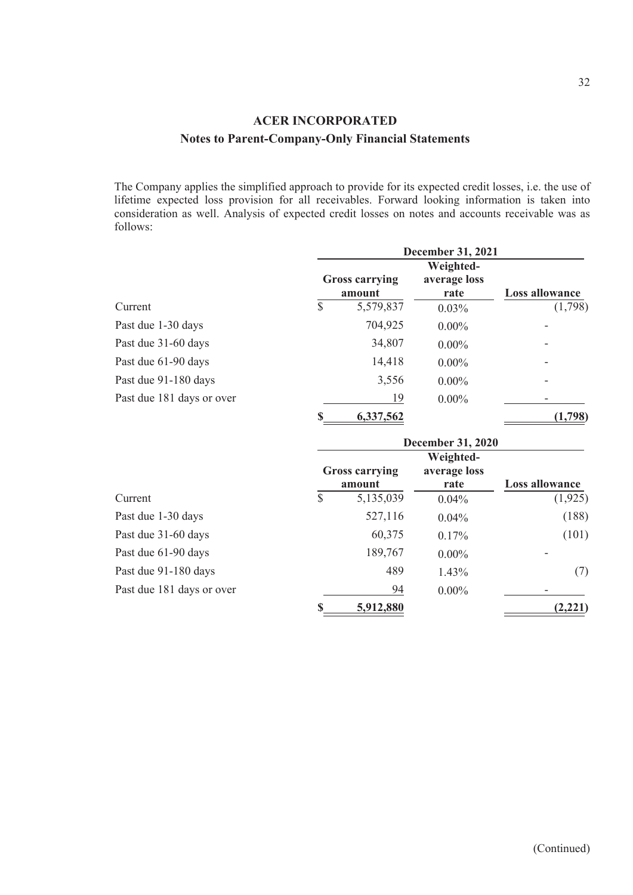# ACER INCORPORATED

## Notes to Parent-Company-Only Financial Statements

The Company applies the simplified approach to provide for its expected credit losses, i.e. the use of lifetime expected loss provision for all receivables. Forward looking information is taken into consideration as well. Analysis of expected credit losses on notes and accounts receivable was as follows:

| | December 31, 2021 | | |
|---|---|---|---|
| | **Gross carrying amount** | **Weighted-average loss rate** | **Loss allowance** |
| Current | $ 5,579,837 | 0.03% | (1,798) |
| Past due 1-30 days | 704,925 | 0.00% | - |
| Past due 31-60 days | 34,807 | 0.00% | - |
| Past due 61-90 days | 14,418 | 0.00% | - |
| Past due 91-180 days | 3,556 | 0.00% | - |
| Past due 181 days or over | 19 | 0.00% | - |
| | **$ 6,337,562** | | **(1,798)** |

| | December 31, 2020 | | |
|---|---|---|---|
| | **Gross carrying amount** | **Weighted-average loss rate** | **Loss allowance** |
| Current | $ 5,135,039 | 0.04% | (1,925) |
| Past due 1-30 days | 527,116 | 0.04% | (188) |
| Past due 31-60 days | 60,375 | 0.17% | (101) |
| Past due 61-90 days | 189,767 | 0.00% | - |
| Past due 91-180 days | 489 | 1.43% | (7) |
| Past due 181 days or over | 94 | 0.00% | - |
| | **$ 5,912,880** | | **(2,221)** |

(Continued)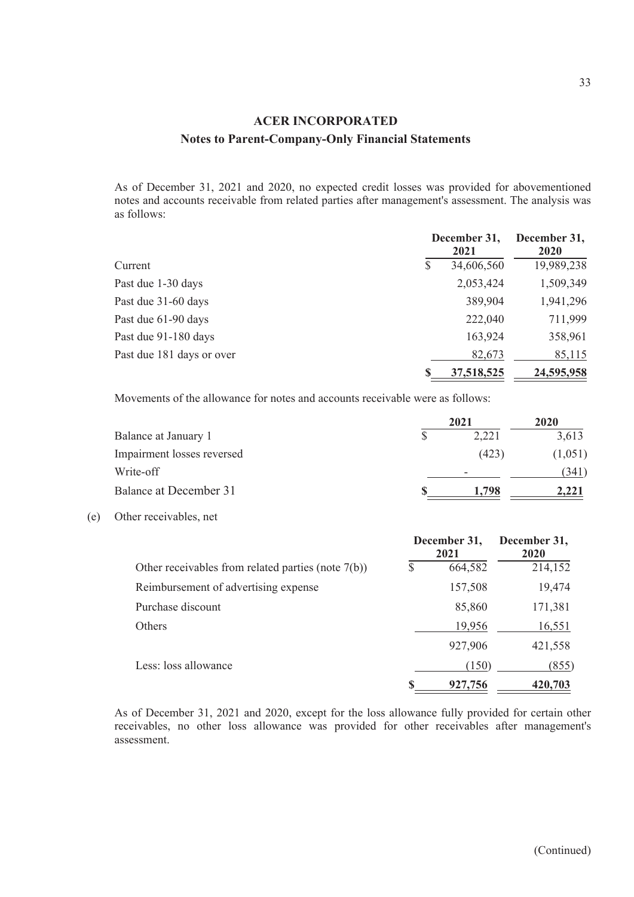As of December 31, 2021 and 2020, no expected credit losses was provided for abovementioned notes and accounts receivable from related parties after management's assessment. The analysis was as follows:

| | December 31, 2021 | December 31, 2020 |
|---|---|---|
| Current | $ 34,606,560 | 19,989,238 |
| Past due 1-30 days | 2,053,424 | 1,509,349 |
| Past due 31-60 days | 389,904 | 1,941,296 |
| Past due 61-90 days | 222,040 | 711,999 |
| Past due 91-180 days | 163,924 | 358,961 |
| Past due 181 days or over | 82,673 | 85,115 |
| | **$ 37,518,525** | **24,595,958** |

Movements of the allowance for notes and accounts receivable were as follows:

| | 2021 | 2020 |
|---|---|---|
| Balance at January 1 | $ 2,221 | 3,613 |
| Impairment losses reversed | (423) | (1,051) |
| Write-off | - | (341) |
| Balance at December 31 | **$ 1,798** | **2,221** |

(e) Other receivables, net

| | December 31, 2021 | December 31, 2020 |
|---|---|---|
| Other receivables from related parties (note 7(b)) | $ 664,582 | 214,152 |
| Reimbursement of advertising expense | 157,508 | 19,474 |
| Purchase discount | 85,860 | 171,381 |
| Others | 19,956 | 16,551 |
| | 927,906 | 421,558 |
| Less: loss allowance | (150) | (855) |
| | **$ 927,756** | **420,703** |

As of December 31, 2021 and 2020, except for the loss allowance fully provided for certain other receivables, no other loss allowance was provided for other receivables after management's assessment.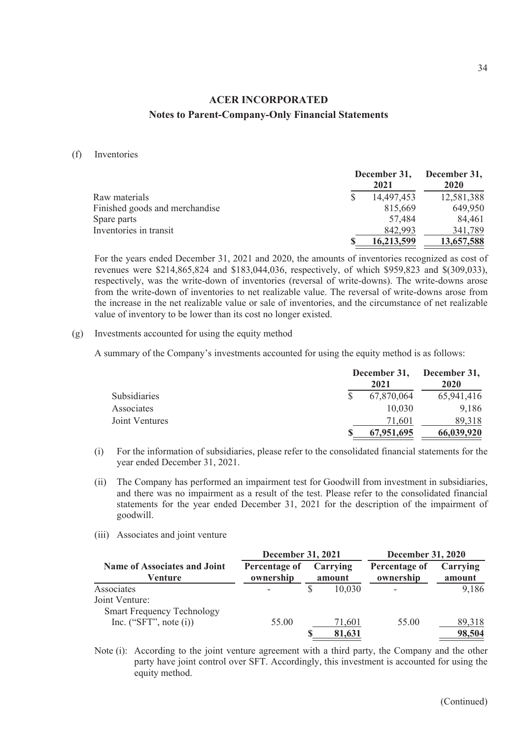## ACER INCORPORATED

### Notes to Parent-Company-Only Financial Statements

(f) Inventories

| | December 31, 2021 | December 31, 2020 |
|---|---|---|
| Raw materials | $ 14,497,453 | 12,581,388 |
| Finished goods and merchandise | 815,669 | 649,950 |
| Spare parts | 57,484 | 84,461 |
| Inventories in transit | 842,993 | 341,789 |
| | **$ 16,213,599** | **13,657,588** |

For the years ended December 31, 2021 and 2020, the amounts of inventories recognized as cost of revenues were $214,865,824 and $183,044,036, respectively, of which $959,823 and $(309,033), respectively, was the write-down of inventories (reversal of write-downs). The write-downs arose from the write-down of inventories to net realizable value. The reversal of write-downs arose from the increase in the net realizable value or sale of inventories, and the circumstance of net realizable value of inventory to be lower than its cost no longer existed.

(g) Investments accounted for using the equity method

A summary of the Company's investments accounted for using the equity method is as follows:

| | December 31, 2021 | December 31, 2020 |
|---|---|---|
| Subsidiaries | $ 67,870,064 | 65,941,416 |
| Associates | 10,030 | 9,186 |
| Joint Ventures | 71,601 | 89,318 |
| | **$ 67,951,695** | **66,039,920** |

(i) For the information of subsidiaries, please refer to the consolidated financial statements for the year ended December 31, 2021.

(ii) The Company has performed an impairment test for Goodwill from investment in subsidiaries, and there was no impairment as a result of the test. Please refer to the consolidated financial statements for the year ended December 31, 2021 for the description of the impairment of goodwill.

(iii) Associates and joint venture

| | December 31, 2021 | | December 31, 2020 | |
|---|---|---|---|---|
| **Name of Associates and Joint Venture** | **Percentage of ownership** | **Carrying amount** | **Percentage of ownership** | **Carrying amount** |
| Associates | - | $ 10,030 | - | 9,186 |
| Joint Venture: | | | | |
| Smart Frequency Technology Inc. ("SFT", note (i)) | 55.00 | 71,601 | 55.00 | 89,318 |
| | | **$ 81,631** | | **98,504** |

Note (i): According to the joint venture agreement with a third party, the Company and the other party have joint control over SFT. Accordingly, this investment is accounted for using the equity method.

(Continued)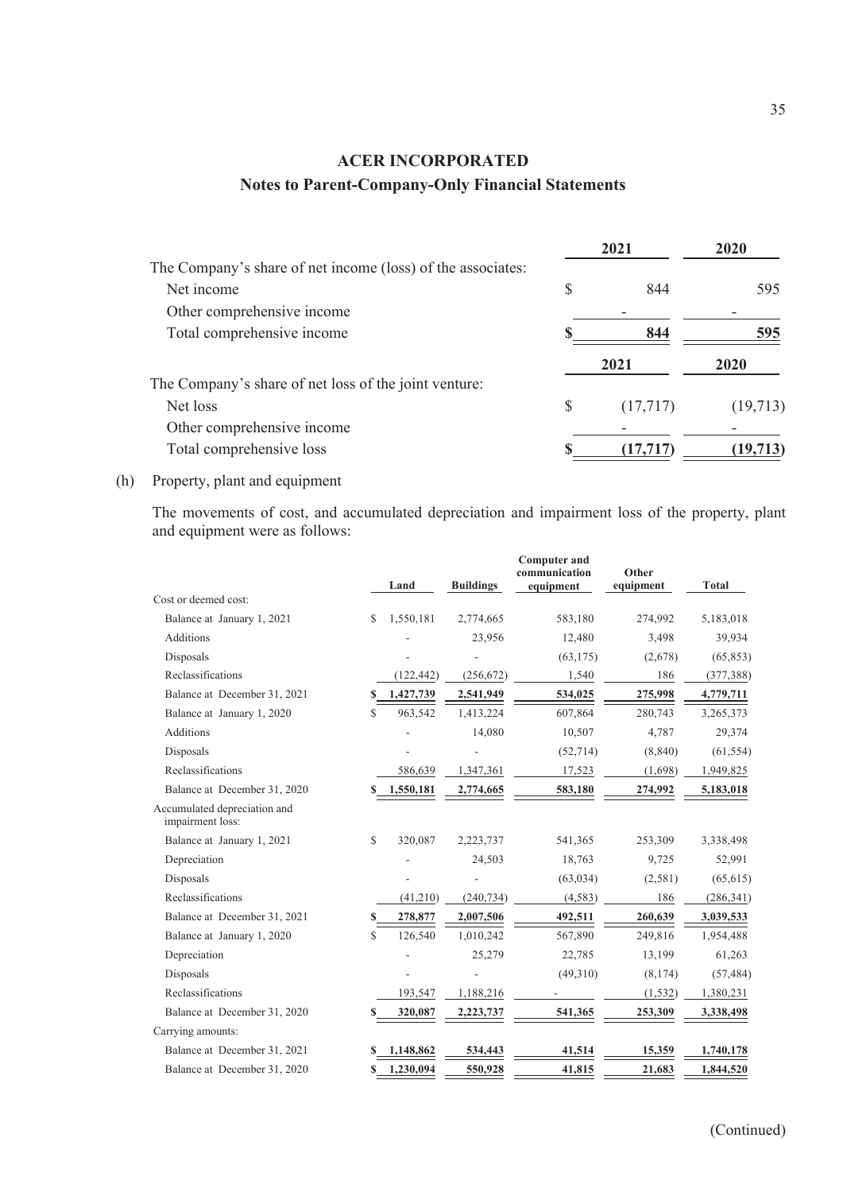# ACER INCORPORATED

## Notes to Parent-Company-Only Financial Statements

| | 2021 | 2020 |
|---|---|---|
| The Company's share of net income (loss) of the associates: | | |
| Net income | $ 844 | 595 |
| Other comprehensive income | - | - |
| Total comprehensive income | **$ 844** | **595** |

| | 2021 | 2020 |
|---|---|---|
| The Company's share of net loss of the joint venture: | | |
| Net loss | $ (17,717) | (19,713) |
| Other comprehensive income | - | - |
| Total comprehensive loss | **$ (17,717)** | **(19,713)** |

(h) Property, plant and equipment

The movements of cost, and accumulated depreciation and impairment loss of the property, plant and equipment were as follows:

| | Land | Buildings | Computer and communication equipment | Other equipment | Total |
|---|---|---|---|---|---|
| Cost or deemed cost: | | | | | |
| Balance at January 1, 2021 | $ 1,550,181 | 2,774,665 | 583,180 | 274,992 | 5,183,018 |
| Additions | - | 23,956 | 12,480 | 3,498 | 39,934 |
| Disposals | - | - | (63,175) | (2,678) | (65,853) |
| Reclassifications | (122,442) | (256,672) | 1,540 | 186 | (377,388) |
| Balance at December 31, 2021 | **$ 1,427,739** | **2,541,949** | **534,025** | **275,998** | **4,779,711** |
| Balance at January 1, 2020 | $ 963,542 | 1,413,224 | 607,864 | 280,743 | 3,265,373 |
| Additions | - | 14,080 | 10,507 | 4,787 | 29,374 |
| Disposals | - | - | (52,714) | (8,840) | (61,554) |
| Reclassifications | 586,639 | 1,347,361 | 17,523 | (1,698) | 1,949,825 |
| Balance at December 31, 2020 | **$ 1,550,181** | **2,774,665** | **583,180** | **274,992** | **5,183,018** |
| Accumulated depreciation and impairment loss: | | | | | |
| Balance at January 1, 2021 | $ 320,087 | 2,223,737 | 541,365 | 253,309 | 3,338,498 |
| Depreciation | - | 24,503 | 18,763 | 9,725 | 52,991 |
| Disposals | - | - | (63,034) | (2,581) | (65,615) |
| Reclassifications | (41,210) | (240,734) | (4,583) | 186 | (286,341) |
| Balance at December 31, 2021 | **$ 278,877** | **2,007,506** | **492,511** | **260,639** | **3,039,533** |
| Balance at January 1, 2020 | $ 126,540 | 1,010,242 | 567,890 | 249,816 | 1,954,488 |
| Depreciation | - | 25,279 | 22,785 | 13,199 | 61,263 |
| Disposals | - | - | (49,310) | (8,174) | (57,484) |
| Reclassifications | 193,547 | 1,188,216 | - | (1,532) | 1,380,231 |
| Balance at December 31, 2020 | **$ 320,087** | **2,223,737** | **541,365** | **253,309** | **3,338,498** |
| Carrying amounts: | | | | | |
| Balance at December 31, 2021 | **$ 1,148,862** | **534,443** | **41,514** | **15,359** | **1,740,178** |
| Balance at December 31, 2020 | **$ 1,230,094** | **550,928** | **41,815** | **21,683** | **1,844,520** |

(Continued)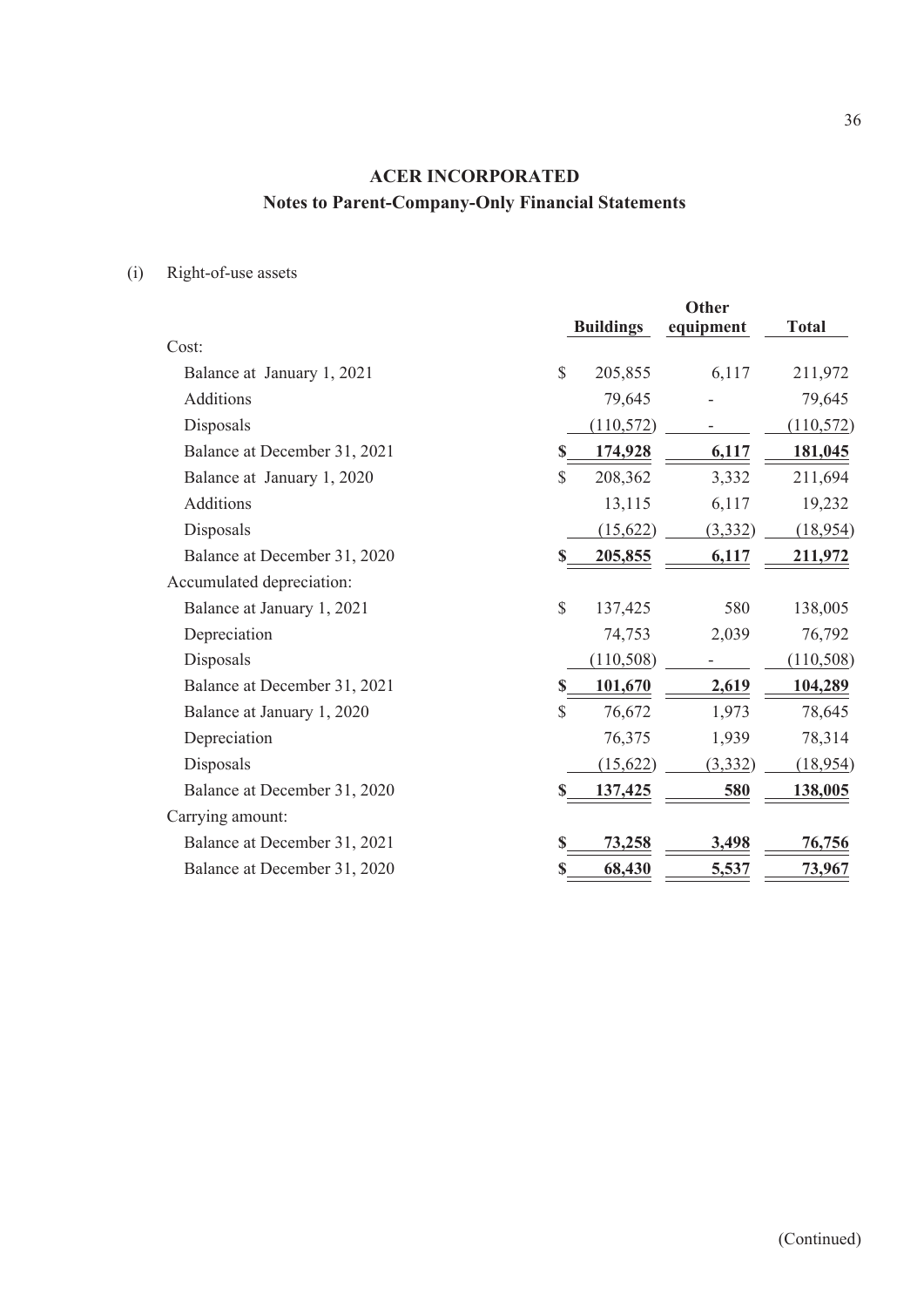## ACER INCORPORATED
## Notes to Parent-Company-Only Financial Statements

(i) Right-of-use assets

| | Buildings | Other equipment | Total |
|---|---|---|---|
| Cost: | | | |
| Balance at January 1, 2021 | $ 205,855 | 6,117 | 211,972 |
| Additions | 79,645 | - | 79,645 |
| Disposals | (110,572) | - | (110,572) |
| Balance at December 31, 2021 | **$ 174,928** | **6,117** | **181,045** |
| Balance at January 1, 2020 | $ 208,362 | 3,332 | 211,694 |
| Additions | 13,115 | 6,117 | 19,232 |
| Disposals | (15,622) | (3,332) | (18,954) |
| Balance at December 31, 2020 | **$ 205,855** | **6,117** | **211,972** |
| Accumulated depreciation: | | | |
| Balance at January 1, 2021 | $ 137,425 | 580 | 138,005 |
| Depreciation | 74,753 | 2,039 | 76,792 |
| Disposals | (110,508) | - | (110,508) |
| Balance at December 31, 2021 | **$ 101,670** | **2,619** | **104,289** |
| Balance at January 1, 2020 | $ 76,672 | 1,973 | 78,645 |
| Depreciation | 76,375 | 1,939 | 78,314 |
| Disposals | (15,622) | (3,332) | (18,954) |
| Balance at December 31, 2020 | **$ 137,425** | **580** | **138,005** |
| Carrying amount: | | | |
| Balance at December 31, 2021 | **$ 73,258** | **3,498** | **76,756** |
| Balance at December 31, 2020 | **$ 68,430** | **5,537** | **73,967** |

(Continued)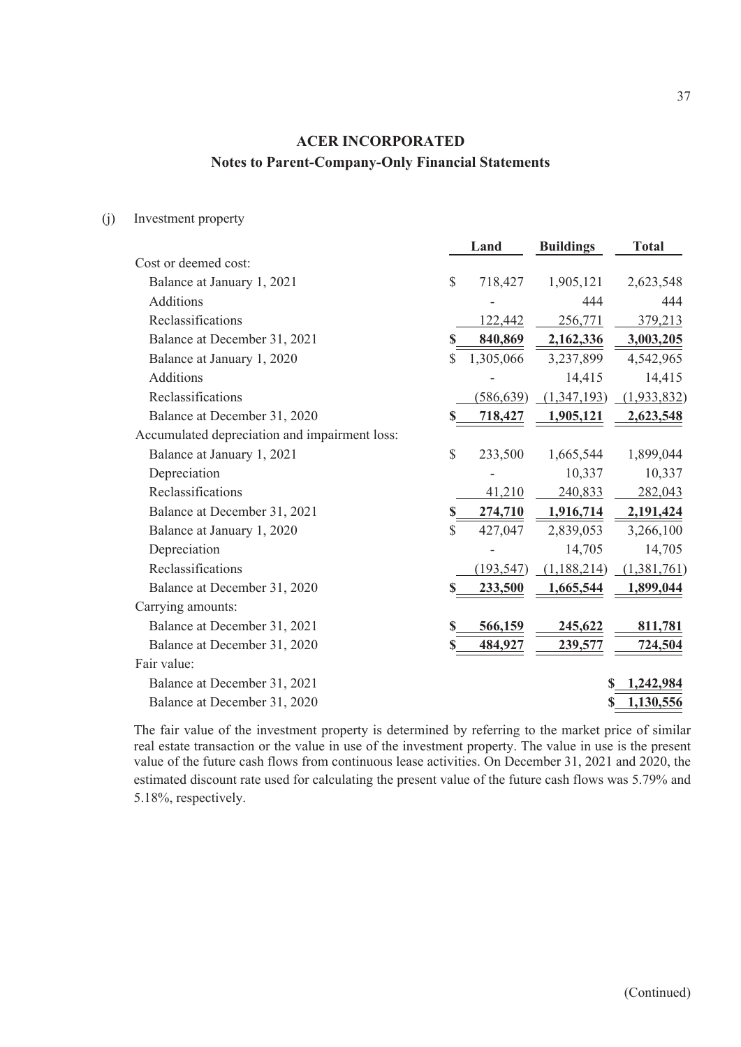**ACER INCORPORATED**
**Notes to Parent-Company-Only Financial Statements**

(j) Investment property

| | Land | Buildings | Total |
|---|---|---|---|
| Cost or deemed cost: | | | |
| Balance at January 1, 2021 | $ 718,427 | 1,905,121 | 2,623,548 |
| Additions | - | 444 | 444 |
| Reclassifications | 122,442 | 256,771 | 379,213 |
| Balance at December 31, 2021 | **$ 840,869** | **2,162,336** | **3,003,205** |
| Balance at January 1, 2020 | $ 1,305,066 | 3,237,899 | 4,542,965 |
| Additions | - | 14,415 | 14,415 |
| Reclassifications | (586,639) | (1,347,193) | (1,933,832) |
| Balance at December 31, 2020 | **$ 718,427** | **1,905,121** | **2,623,548** |
| Accumulated depreciation and impairment loss: | | | |
| Balance at January 1, 2021 | $ 233,500 | 1,665,544 | 1,899,044 |
| Depreciation | - | 10,337 | 10,337 |
| Reclassifications | 41,210 | 240,833 | 282,043 |
| Balance at December 31, 2021 | **$ 274,710** | **1,916,714** | **2,191,424** |
| Balance at January 1, 2020 | $ 427,047 | 2,839,053 | 3,266,100 |
| Depreciation | - | 14,705 | 14,705 |
| Reclassifications | (193,547) | (1,188,214) | (1,381,761) |
| Balance at December 31, 2020 | **$ 233,500** | **1,665,544** | **1,899,044** |
| Carrying amounts: | | | |
| Balance at December 31, 2021 | **$ 566,159** | **245,622** | **811,781** |
| Balance at December 31, 2020 | **$ 484,927** | **239,577** | **724,504** |
| Fair value: | | | |
| Balance at December 31, 2021 | | | **$ 1,242,984** |
| Balance at December 31, 2020 | | | **$ 1,130,556** |

The fair value of the investment property is determined by referring to the market price of similar real estate transaction or the value in use of the investment property. The value in use is the present value of the future cash flows from continuous lease activities. On December 31, 2021 and 2020, the estimated discount rate used for calculating the present value of the future cash flows was 5.79% and 5.18%, respectively.

(Continued)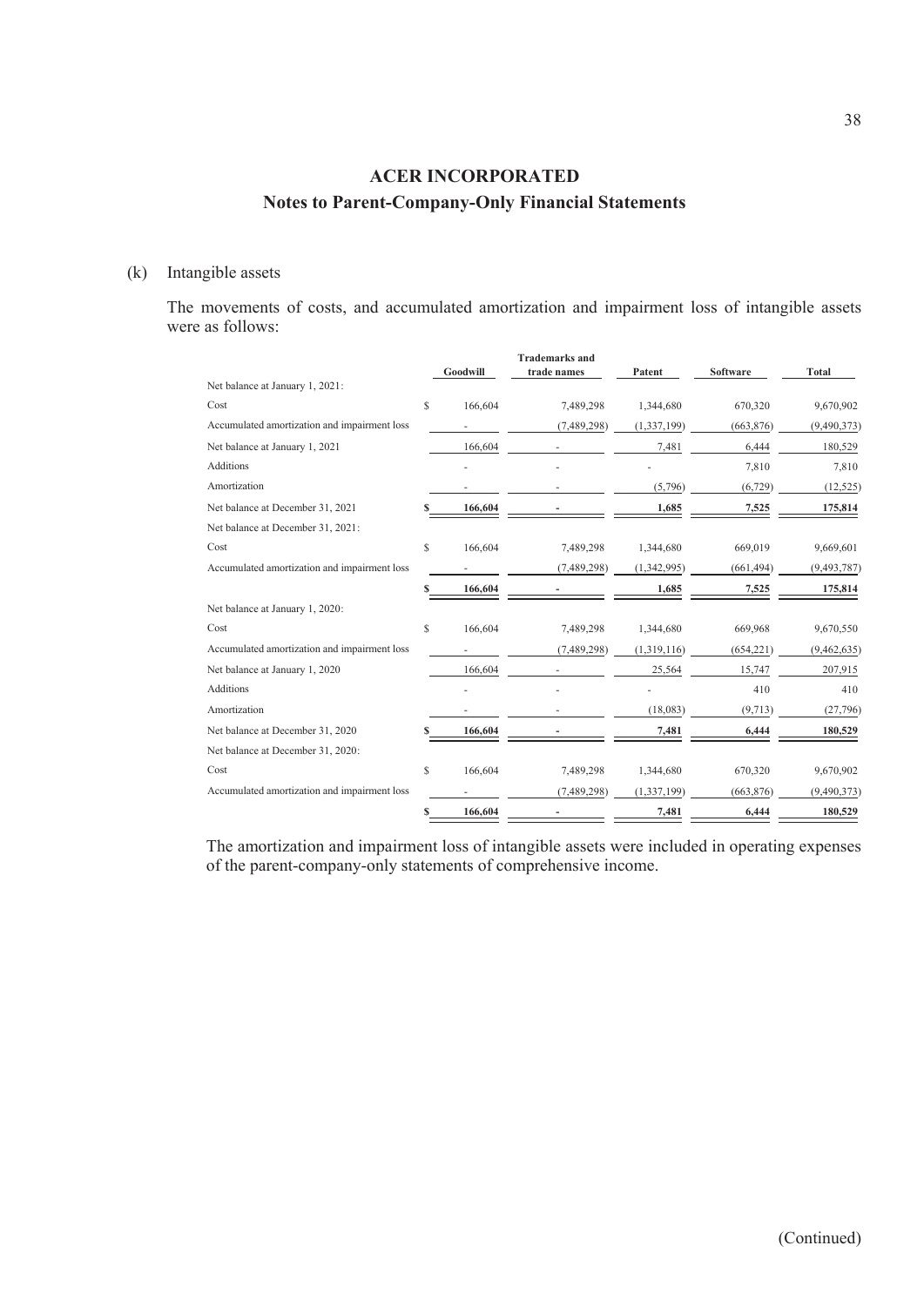# ACER INCORPORATED

## Notes to Parent-Company-Only Financial Statements

(k) Intangible assets

The movements of costs, and accumulated amortization and impairment loss of intangible assets were as follows:

| | Goodwill | Trademarks and trade names | Patent | Software | Total |
|---|---|---|---|---|---|
| Net balance at January 1, 2021: | | | | | |
| Cost | $ 166,604 | 7,489,298 | 1,344,680 | 670,320 | 9,670,902 |
| Accumulated amortization and impairment loss | - | (7,489,298) | (1,337,199) | (663,876) | (9,490,373) |
| Net balance at January 1, 2021 | 166,604 | - | 7,481 | 6,444 | 180,529 |
| Additions | - | - | - | 7,810 | 7,810 |
| Amortization | - | - | (5,796) | (6,729) | (12,525) |
| Net balance at December 31, 2021 | **$ 166,604** | **-** | **1,685** | **7,525** | **175,814** |
| Net balance at December 31, 2021: | | | | | |
| Cost | $ 166,604 | 7,489,298 | 1,344,680 | 669,019 | 9,669,601 |
| Accumulated amortization and impairment loss | - | (7,489,298) | (1,342,995) | (661,494) | (9,493,787) |
| | **$ 166,604** | **-** | **1,685** | **7,525** | **175,814** |
| Net balance at January 1, 2020: | | | | | |
| Cost | $ 166,604 | 7,489,298 | 1,344,680 | 669,968 | 9,670,550 |
| Accumulated amortization and impairment loss | - | (7,489,298) | (1,319,116) | (654,221) | (9,462,635) |
| Net balance at January 1, 2020 | 166,604 | - | 25,564 | 15,747 | 207,915 |
| Additions | - | - | - | 410 | 410 |
| Amortization | - | - | (18,083) | (9,713) | (27,796) |
| Net balance at December 31, 2020 | **$ 166,604** | **-** | **7,481** | **6,444** | **180,529** |
| Net balance at December 31, 2020: | | | | | |
| Cost | $ 166,604 | 7,489,298 | 1,344,680 | 670,320 | 9,670,902 |
| Accumulated amortization and impairment loss | - | (7,489,298) | (1,337,199) | (663,876) | (9,490,373) |
| | **$ 166,604** | **-** | **7,481** | **6,444** | **180,529** |

The amortization and impairment loss of intangible assets were included in operating expenses of the parent-company-only statements of comprehensive income.

(Continued)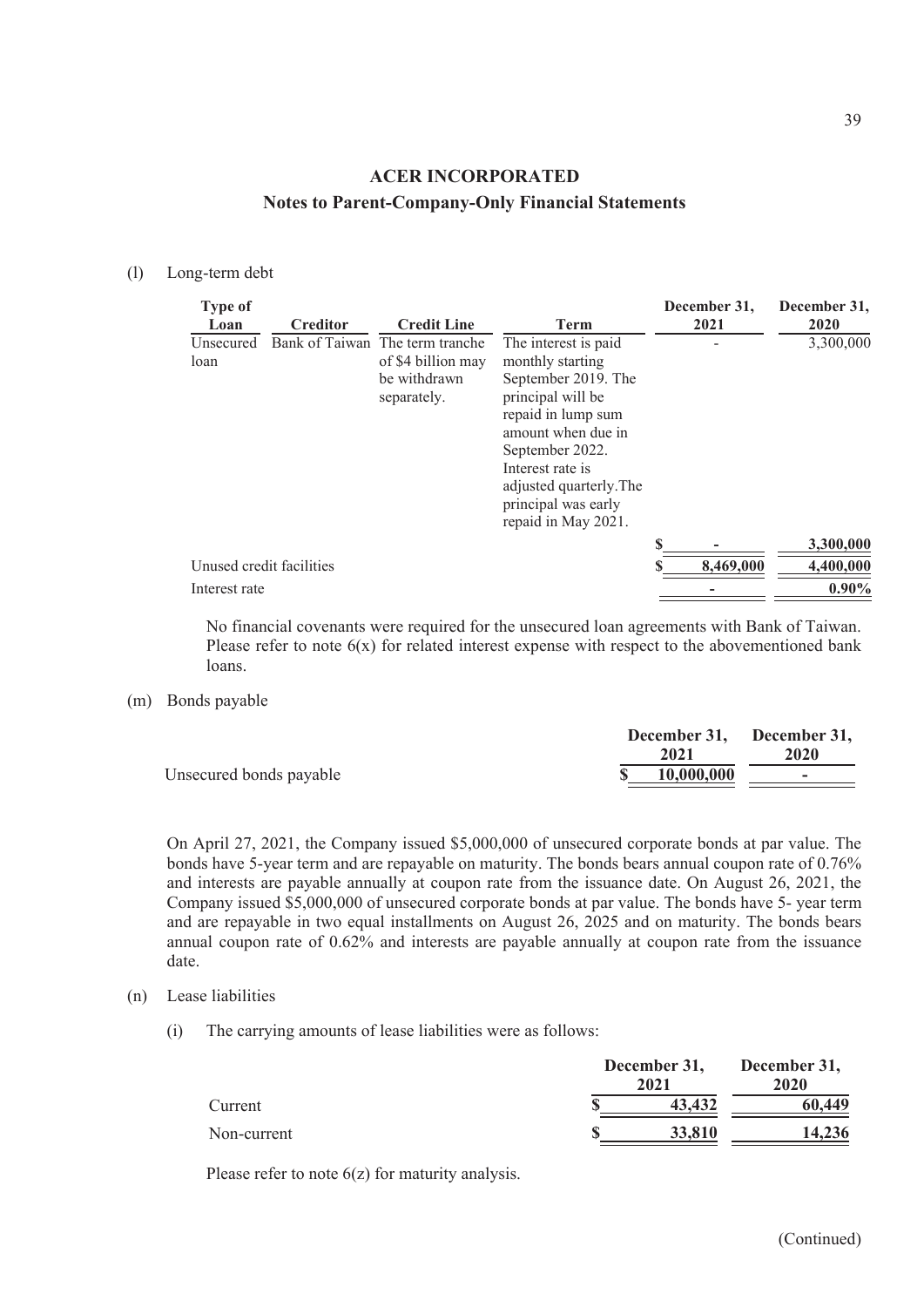## ACER INCORPORATED
## Notes to Parent-Company-Only Financial Statements

(l) Long-term debt

| Type of Loan | Creditor | Credit Line | Term | December 31, 2021 | December 31, 2020 |
|---|---|---|---|---|---|
| Unsecured loan | Bank of Taiwan | The term tranche of $4 billion may be withdrawn separately. | The interest is paid monthly starting September 2019. The principal will be repaid in lump sum amount when due in September 2022. Interest rate is adjusted quarterly.The principal was early repaid in May 2021. | - | 3,300,000 |
| | | | | $ - | 3,300,000 |
| Unused credit facilities | | | | $ 8,469,000 | 4,400,000 |
| Interest rate | | | | - | 0.90% |

No financial covenants were required for the unsecured loan agreements with Bank of Taiwan. Please refer to note 6(x) for related interest expense with respect to the abovementioned bank loans.

(m) Bonds payable

| | December 31, 2021 | December 31, 2020 |
|---|---|---|
| Unsecured bonds payable | $ 10,000,000 | - |

On April 27, 2021, the Company issued $5,000,000 of unsecured corporate bonds at par value. The bonds have 5-year term and are repayable on maturity. The bonds bears annual coupon rate of 0.76% and interests are payable annually at coupon rate from the issuance date. On August 26, 2021, the Company issued $5,000,000 of unsecured corporate bonds at par value. The bonds have 5- year term and are repayable in two equal installments on August 26, 2025 and on maturity. The bonds bears annual coupon rate of 0.62% and interests are payable annually at coupon rate from the issuance date.

(n) Lease liabilities

(i) The carrying amounts of lease liabilities were as follows:

| | December 31, 2021 | December 31, 2020 |
|---|---|---|
| Current | $ 43,432 | 60,449 |
| Non-current | $ 33,810 | 14,236 |

Please refer to note 6(z) for maturity analysis.

(Continued)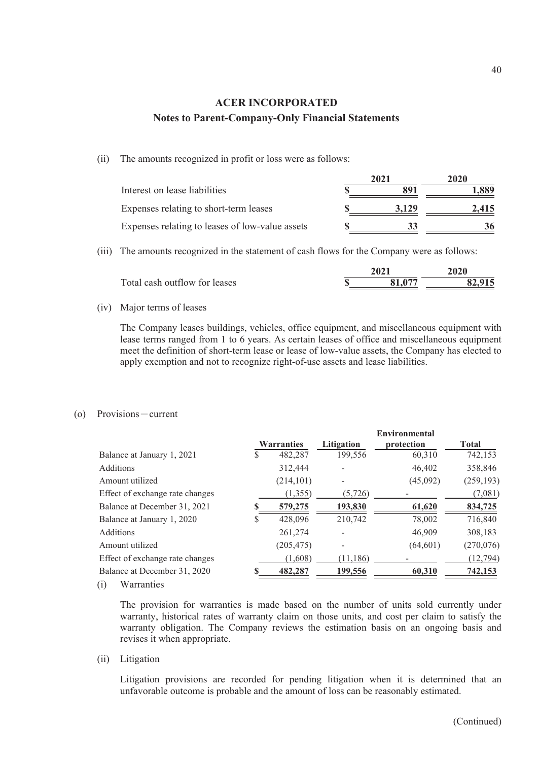## ACER INCORPORATED

### Notes to Parent-Company-Only Financial Statements

(ii) The amounts recognized in profit or loss were as follows:

| | 2021 | 2020 |
|---|---|---|
| Interest on lease liabilities | $ 891 | 1,889 |
| Expenses relating to short-term leases | $ 3,129 | 2,415 |
| Expenses relating to leases of low-value assets | $ 33 | 36 |

(iii) The amounts recognized in the statement of cash flows for the Company were as follows:

| | 2021 | 2020 |
|---|---|---|
| Total cash outflow for leases | $ 81,077 | 82,915 |

(iv) Major terms of leases

The Company leases buildings, vehicles, office equipment, and miscellaneous equipment with lease terms ranged from 1 to 6 years. As certain leases of office and miscellaneous equipment meet the definition of short-term lease or lease of low-value assets, the Company has elected to apply exemption and not to recognize right-of-use assets and lease liabilities.

(o) Provisions－current

| | Warranties | Litigation | Environmental protection | Total |
|---|---|---|---|---|
| Balance at January 1, 2021 | $ 482,287 | 199,556 | 60,310 | 742,153 |
| Additions | 312,444 | - | 46,402 | 358,846 |
| Amount utilized | (214,101) | - | (45,092) | (259,193) |
| Effect of exchange rate changes | (1,355) | (5,726) | - | (7,081) |
| Balance at December 31, 2021 | $ 579,275 | 193,830 | 61,620 | 834,725 |
| Balance at January 1, 2020 | $ 428,096 | 210,742 | 78,002 | 716,840 |
| Additions | 261,274 | - | 46,909 | 308,183 |
| Amount utilized | (205,475) | - | (64,601) | (270,076) |
| Effect of exchange rate changes | (1,608) | (11,186) | - | (12,794) |
| Balance at December 31, 2020 | $ 482,287 | 199,556 | 60,310 | 742,153 |

(i) Warranties

The provision for warranties is made based on the number of units sold currently under warranty, historical rates of warranty claim on those units, and cost per claim to satisfy the warranty obligation. The Company reviews the estimation basis on an ongoing basis and revises it when appropriate.

(ii) Litigation

Litigation provisions are recorded for pending litigation when it is determined that an unfavorable outcome is probable and the amount of loss can be reasonably estimated.

(Continued)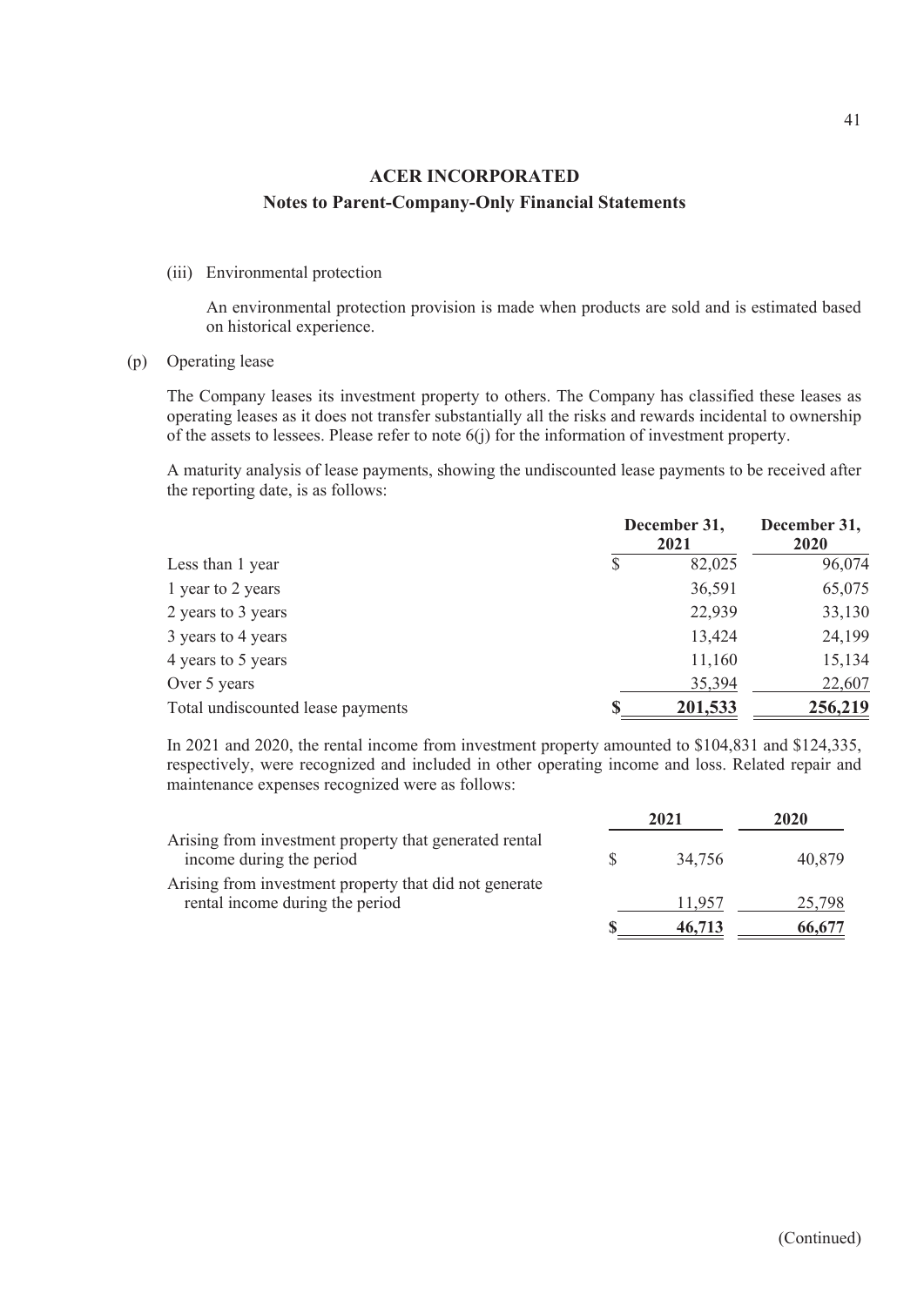## ACER INCORPORATED

### Notes to Parent-Company-Only Financial Statements

(iii) Environmental protection

An environmental protection provision is made when products are sold and is estimated based on historical experience.

(p) Operating lease

The Company leases its investment property to others. The Company has classified these leases as operating leases as it does not transfer substantially all the risks and rewards incidental to ownership of the assets to lessees. Please refer to note 6(j) for the information of investment property.

A maturity analysis of lease payments, showing the undiscounted lease payments to be received after the reporting date, is as follows:

| | December 31, 2021 | December 31, 2020 |
|---|---|---|
| Less than 1 year | $ 82,025 | 96,074 |
| 1 year to 2 years | 36,591 | 65,075 |
| 2 years to 3 years | 22,939 | 33,130 |
| 3 years to 4 years | 13,424 | 24,199 |
| 4 years to 5 years | 11,160 | 15,134 |
| Over 5 years | 35,394 | 22,607 |
| Total undiscounted lease payments | **$ 201,533** | **256,219** |

In 2021 and 2020, the rental income from investment property amounted to $104,831 and $124,335, respectively, were recognized and included in other operating income and loss. Related repair and maintenance expenses recognized were as follows:

| | 2021 | 2020 |
|---|---|---|
| Arising from investment property that generated rental income during the period | $ 34,756 | 40,879 |
| Arising from investment property that did not generate rental income during the period | 11,957 | 25,798 |
| | **$ 46,713** | **66,677** |

(Continued)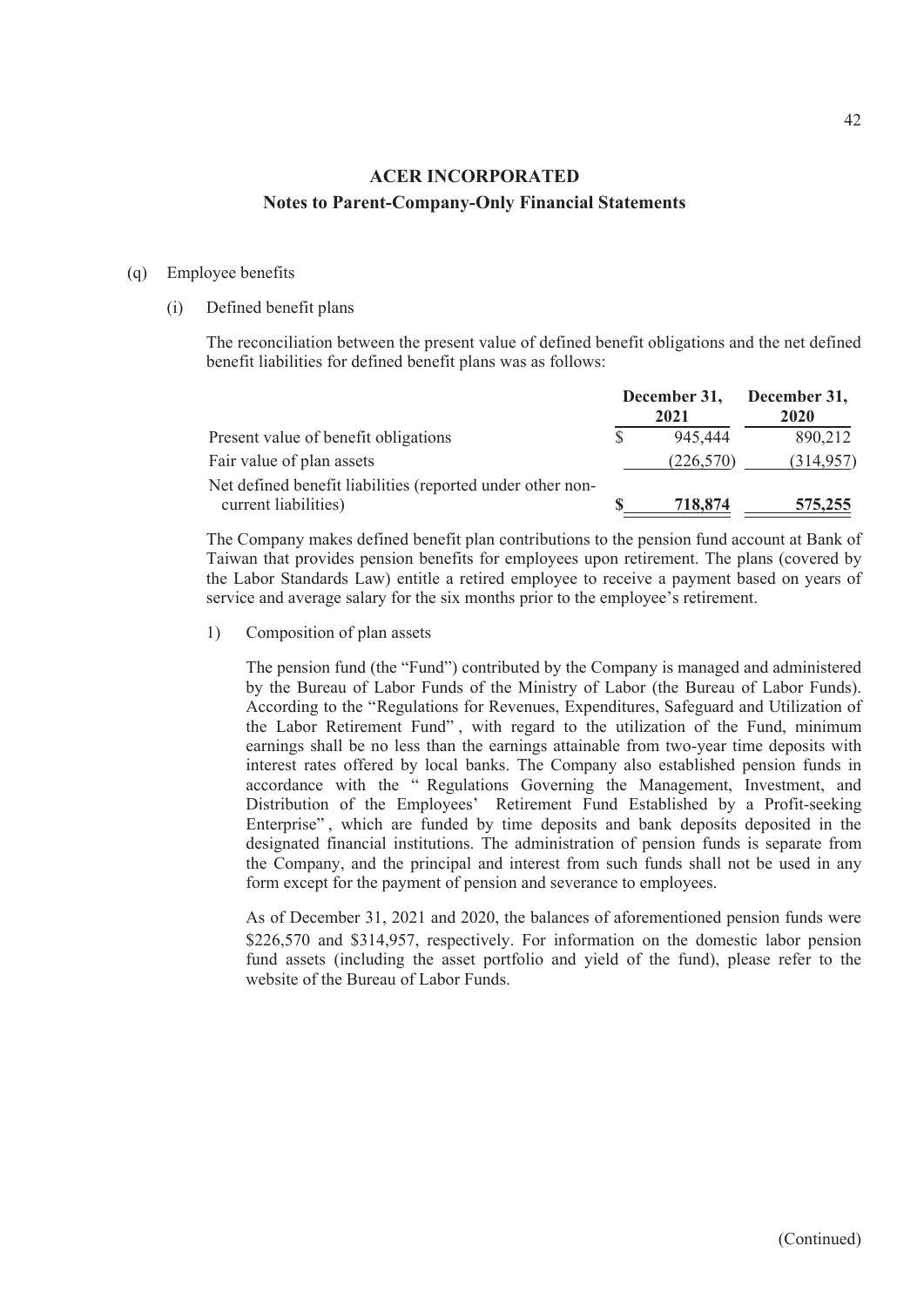## ACER INCORPORATED

## Notes to Parent-Company-Only Financial Statements

(q) Employee benefits

(i) Defined benefit plans

The reconciliation between the present value of defined benefit obligations and the net defined benefit liabilities for defined benefit plans was as follows:

| | December 31, 2021 | December 31, 2020 |
|---|---|---|
| Present value of benefit obligations | $ 945,444 | 890,212 |
| Fair value of plan assets | (226,570) | (314,957) |
| Net defined benefit liabilities (reported under other non-current liabilities) | **$ 718,874** | **575,255** |

The Company makes defined benefit plan contributions to the pension fund account at Bank of Taiwan that provides pension benefits for employees upon retirement. The plans (covered by the Labor Standards Law) entitle a retired employee to receive a payment based on years of service and average salary for the six months prior to the employee's retirement.

1) Composition of plan assets

The pension fund (the "Fund") contributed by the Company is managed and administered by the Bureau of Labor Funds of the Ministry of Labor (the Bureau of Labor Funds). According to the "Regulations for Revenues, Expenditures, Safeguard and Utilization of the Labor Retirement Fund", with regard to the utilization of the Fund, minimum earnings shall be no less than the earnings attainable from two-year time deposits with interest rates offered by local banks. The Company also established pension funds in accordance with the "Regulations Governing the Management, Investment, and Distribution of the Employees' Retirement Fund Established by a Profit-seeking Enterprise", which are funded by time deposits and bank deposits deposited in the designated financial institutions. The administration of pension funds is separate from the Company, and the principal and interest from such funds shall not be used in any form except for the payment of pension and severance to employees.

As of December 31, 2021 and 2020, the balances of aforementioned pension funds were $226,570 and $314,957, respectively. For information on the domestic labor pension fund assets (including the asset portfolio and yield of the fund), please refer to the website of the Bureau of Labor Funds.

(Continued)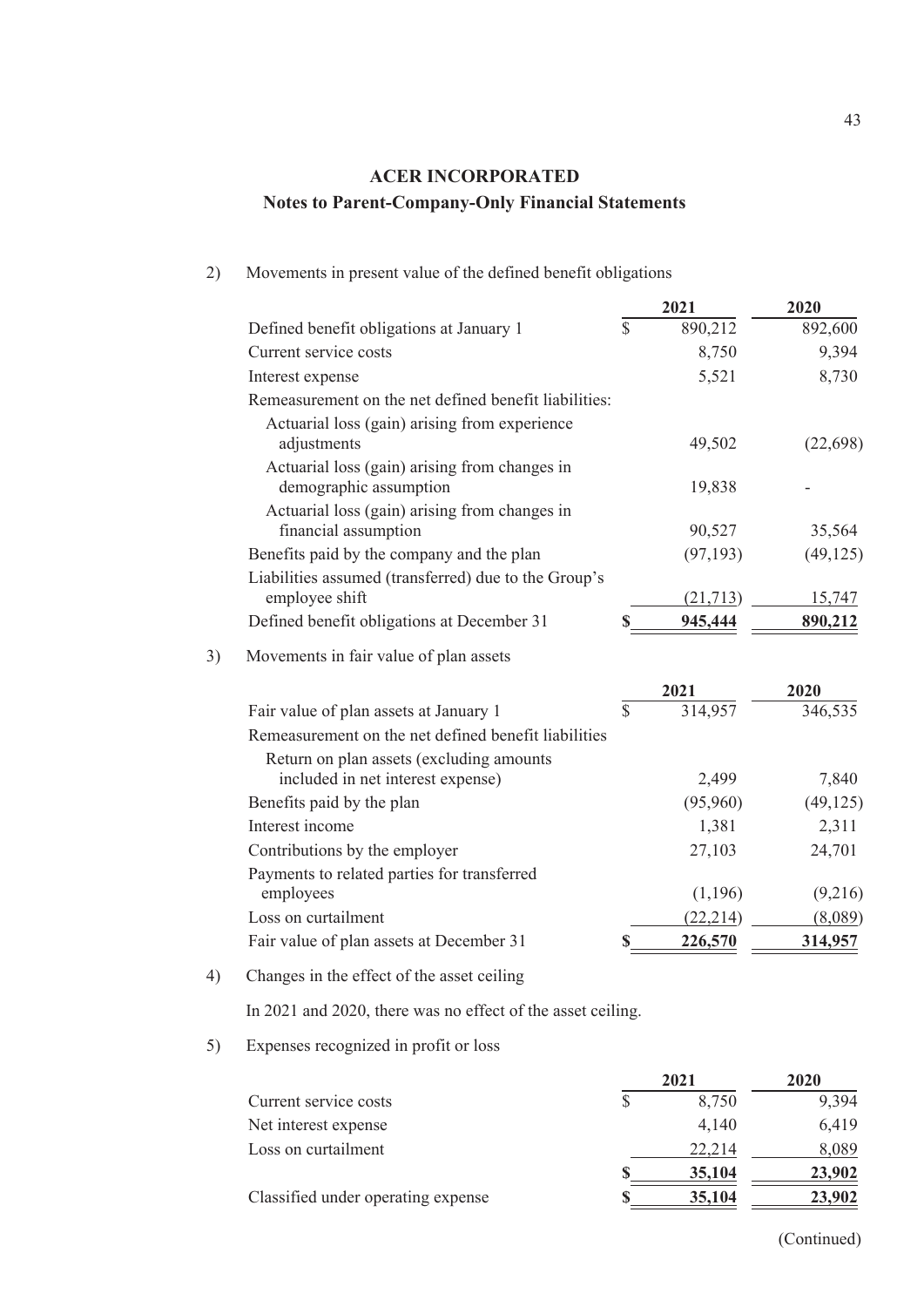# ACER INCORPORATED

## Notes to Parent-Company-Only Financial Statements

2) Movements in present value of the defined benefit obligations

| | 2021 | 2020 |
|---|---|---|
| Defined benefit obligations at January 1 | $ 890,212 | 892,600 |
| Current service costs | 8,750 | 9,394 |
| Interest expense | 5,521 | 8,730 |
| Remeasurement on the net defined benefit liabilities: | | |
| Actuarial loss (gain) arising from experience adjustments | 49,502 | (22,698) |
| Actuarial loss (gain) arising from changes in demographic assumption | 19,838 | - |
| Actuarial loss (gain) arising from changes in financial assumption | 90,527 | 35,564 |
| Benefits paid by the company and the plan | (97,193) | (49,125) |
| Liabilities assumed (transferred) due to the Group's employee shift | (21,713) | 15,747 |
| Defined benefit obligations at December 31 | **$ 945,444** | **890,212** |

3) Movements in fair value of plan assets

| | 2021 | 2020 |
|---|---|---|
| Fair value of plan assets at January 1 | $ 314,957 | 346,535 |
| Remeasurement on the net defined benefit liabilities | | |
| Return on plan assets (excluding amounts included in net interest expense) | 2,499 | 7,840 |
| Benefits paid by the plan | (95,960) | (49,125) |
| Interest income | 1,381 | 2,311 |
| Contributions by the employer | 27,103 | 24,701 |
| Payments to related parties for transferred employees | (1,196) | (9,216) |
| Loss on curtailment | (22,214) | (8,089) |
| Fair value of plan assets at December 31 | **$ 226,570** | **314,957** |

4) Changes in the effect of the asset ceiling

In 2021 and 2020, there was no effect of the asset ceiling.

5) Expenses recognized in profit or loss

| | 2021 | 2020 |
|---|---|---|
| Current service costs | $ 8,750 | 9,394 |
| Net interest expense | 4,140 | 6,419 |
| Loss on curtailment | 22,214 | 8,089 |
| | **$ 35,104** | **23,902** |
| Classified under operating expense | **$ 35,104** | **23,902** |

(Continued)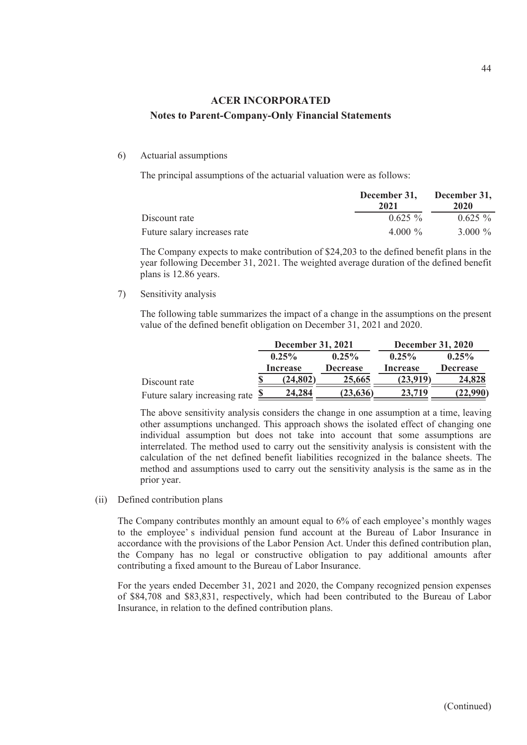6) Actuarial assumptions

The principal assumptions of the actuarial valuation were as follows:

| | December 31, 2021 | December 31, 2020 |
|---|---|---|
| Discount rate | 0.625 % | 0.625 % |
| Future salary increases rate | 4.000 % | 3.000 % |

The Company expects to make contribution of $24,203 to the defined benefit plans in the year following December 31, 2021. The weighted average duration of the defined benefit plans is 12.86 years.

7) Sensitivity analysis

The following table summarizes the impact of a change in the assumptions on the present value of the defined benefit obligation on December 31, 2021 and 2020.

| | December 31, 2021 | | December 31, 2020 | |
|---|---|---|---|---|
| | 0.25% Increase | 0.25% Decrease | 0.25% Increase | 0.25% Decrease |
| Discount rate | $ (24,802) | 25,665 | (23,919) | 24,828 |
| Future salary increasing rate | $ 24,284 | (23,636) | 23,719 | (22,990) |

The above sensitivity analysis considers the change in one assumption at a time, leaving other assumptions unchanged. This approach shows the isolated effect of changing one individual assumption but does not take into account that some assumptions are interrelated. The method used to carry out the sensitivity analysis is consistent with the calculation of the net defined benefit liabilities recognized in the balance sheets. The method and assumptions used to carry out the sensitivity analysis is the same as in the prior year.

(ii) Defined contribution plans

The Company contributes monthly an amount equal to 6% of each employee's monthly wages to the employee's individual pension fund account at the Bureau of Labor Insurance in accordance with the provisions of the Labor Pension Act. Under this defined contribution plan, the Company has no legal or constructive obligation to pay additional amounts after contributing a fixed amount to the Bureau of Labor Insurance.

For the years ended December 31, 2021 and 2020, the Company recognized pension expenses of $84,708 and $83,831, respectively, which had been contributed to the Bureau of Labor Insurance, in relation to the defined contribution plans.

(Continued)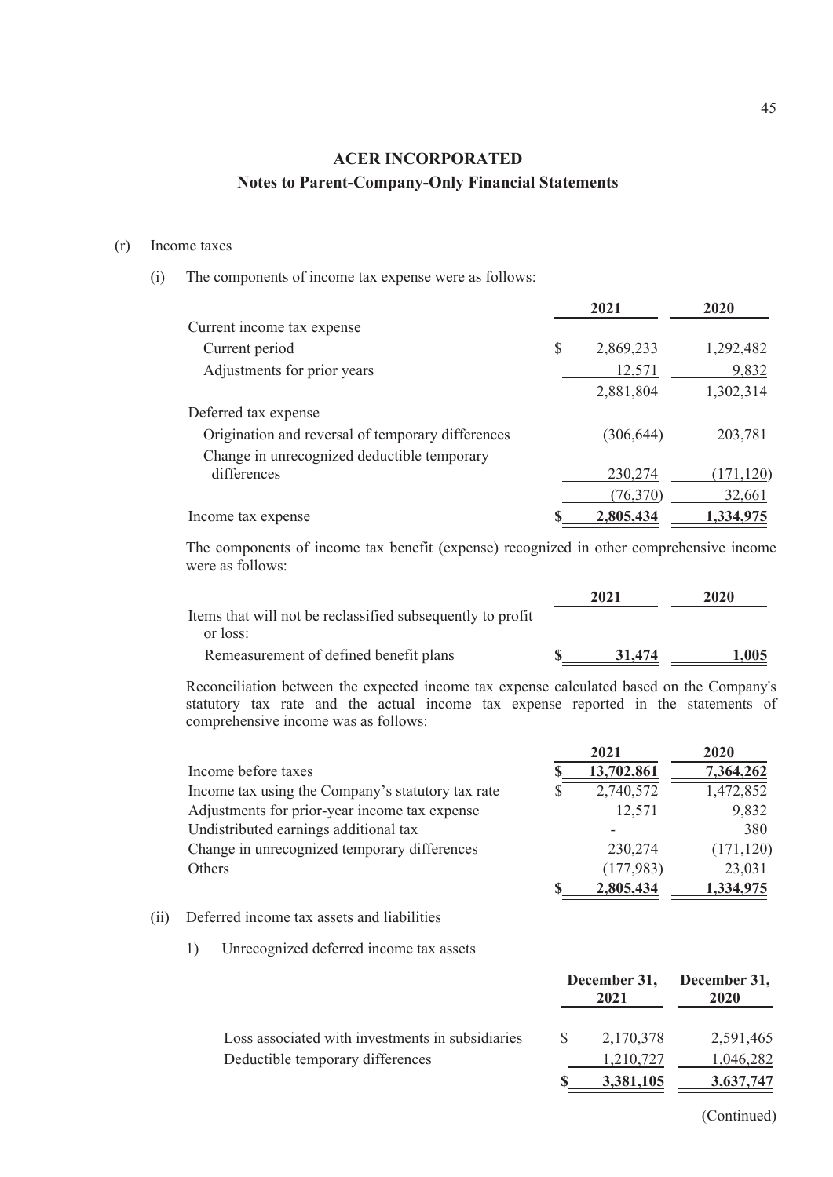## ACER INCORPORATED

## Notes to Parent-Company-Only Financial Statements

(r) Income taxes

(i) The components of income tax expense were as follows:

| | 2021 | 2020 |
|---|---|---|
| Current income tax expense | | |
| Current period | $ 2,869,233 | 1,292,482 |
| Adjustments for prior years | 12,571 | 9,832 |
| | 2,881,804 | 1,302,314 |
| Deferred tax expense | | |
| Origination and reversal of temporary differences | (306,644) | 203,781 |
| Change in unrecognized deductible temporary differences | 230,274 | (171,120) |
| | (76,370) | 32,661 |
| Income tax expense | $ 2,805,434 | 1,334,975 |

The components of income tax benefit (expense) recognized in other comprehensive income were as follows:

| | 2021 | 2020 |
|---|---|---|
| Items that will not be reclassified subsequently to profit or loss: | | |
| Remeasurement of defined benefit plans | $ 31,474 | 1,005 |

Reconciliation between the expected income tax expense calculated based on the Company's statutory tax rate and the actual income tax expense reported in the statements of comprehensive income was as follows:

| | 2021 | 2020 |
|---|---|---|
| Income before taxes | $ 13,702,861 | 7,364,262 |
| Income tax using the Company's statutory tax rate | $ 2,740,572 | 1,472,852 |
| Adjustments for prior-year income tax expense | 12,571 | 9,832 |
| Undistributed earnings additional tax | - | 380 |
| Change in unrecognized temporary differences | 230,274 | (171,120) |
| Others | (177,983) | 23,031 |
| | $ 2,805,434 | 1,334,975 |

(ii) Deferred income tax assets and liabilities

1) Unrecognized deferred income tax assets

| | December 31, 2021 | December 31, 2020 |
|---|---|---|
| Loss associated with investments in subsidiaries | $ 2,170,378 | 2,591,465 |
| Deductible temporary differences | 1,210,727 | 1,046,282 |
| | $ 3,381,105 | 3,637,747 |

(Continued)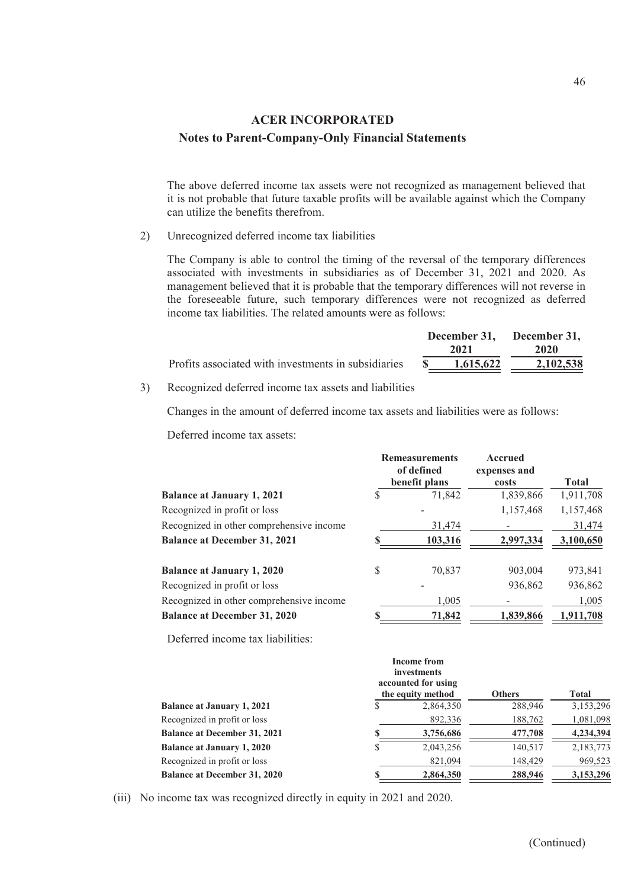## ACER INCORPORATED

### Notes to Parent-Company-Only Financial Statements

The above deferred income tax assets were not recognized as management believed that it is not probable that future taxable profits will be available against which the Company can utilize the benefits therefrom.

2) Unrecognized deferred income tax liabilities

The Company is able to control the timing of the reversal of the temporary differences associated with investments in subsidiaries as of December 31, 2021 and 2020. As management believed that it is probable that the temporary differences will not reverse in the foreseeable future, such temporary differences were not recognized as deferred income tax liabilities. The related amounts were as follows:

| | December 31, 2021 | December 31, 2020 |
|---|---|---|
| Profits associated with investments in subsidiaries | $ 1,615,622 | 2,102,538 |

3) Recognized deferred income tax assets and liabilities

Changes in the amount of deferred income tax assets and liabilities were as follows:

Deferred income tax assets:

| | Remeasurements of defined benefit plans | Accrued expenses and costs | Total |
|---|---|---|---|
| **Balance at January 1, 2021** | $ 71,842 | 1,839,866 | 1,911,708 |
| Recognized in profit or loss | - | 1,157,468 | 1,157,468 |
| Recognized in other comprehensive income | 31,474 | - | 31,474 |
| **Balance at December 31, 2021** | **$ 103,316** | **2,997,334** | **3,100,650** |
| **Balance at January 1, 2020** | $ 70,837 | 903,004 | 973,841 |
| Recognized in profit or loss | - | 936,862 | 936,862 |
| Recognized in other comprehensive income | 1,005 | - | 1,005 |
| **Balance at December 31, 2020** | **$ 71,842** | **1,839,866** | **1,911,708** |

Deferred income tax liabilities:

| | Income from investments accounted for using the equity method | Others | Total |
|---|---|---|---|
| **Balance at January 1, 2021** | $ 2,864,350 | 288,946 | 3,153,296 |
| Recognized in profit or loss | 892,336 | 188,762 | 1,081,098 |
| **Balance at December 31, 2021** | **$ 3,756,686** | **477,708** | **4,234,394** |
| **Balance at January 1, 2020** | $ 2,043,256 | 140,517 | 2,183,773 |
| Recognized in profit or loss | 821,094 | 148,429 | 969,523 |
| **Balance at December 31, 2020** | **$ 2,864,350** | **288,946** | **3,153,296** |

(iii) No income tax was recognized directly in equity in 2021 and 2020.

(Continued)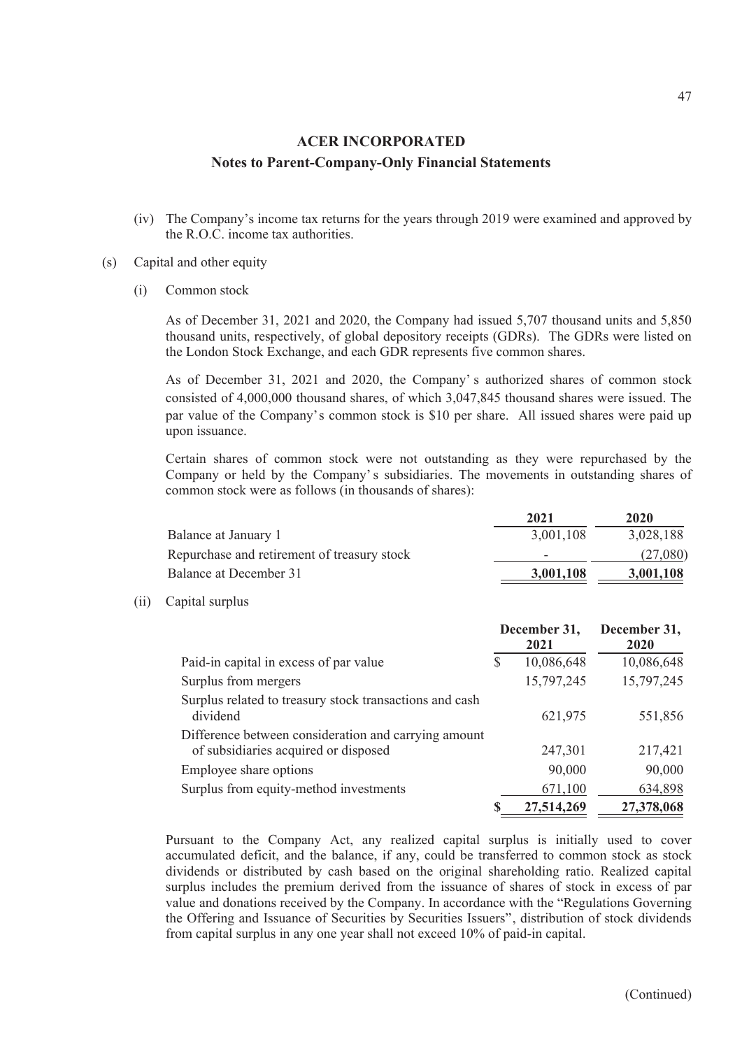## ACER INCORPORATED

### Notes to Parent-Company-Only Financial Statements

(iv) The Company's income tax returns for the years through 2019 were examined and approved by the R.O.C. income tax authorities.

(s) Capital and other equity

(i) Common stock

As of December 31, 2021 and 2020, the Company had issued 5,707 thousand units and 5,850 thousand units, respectively, of global depository receipts (GDRs). The GDRs were listed on the London Stock Exchange, and each GDR represents five common shares.

As of December 31, 2021 and 2020, the Company's authorized shares of common stock consisted of 4,000,000 thousand shares, of which 3,047,845 thousand shares were issued. The par value of the Company's common stock is $10 per share. All issued shares were paid up upon issuance.

Certain shares of common stock were not outstanding as they were repurchased by the Company or held by the Company's subsidiaries. The movements in outstanding shares of common stock were as follows (in thousands of shares):

| | 2021 | 2020 |
|---|---|---|
| Balance at January 1 | 3,001,108 | 3,028,188 |
| Repurchase and retirement of treasury stock | - | (27,080) |
| Balance at December 31 | **3,001,108** | **3,001,108** |

(ii) Capital surplus

| | December 31, 2021 | December 31, 2020 |
|---|---|---|
| Paid-in capital in excess of par value | $ 10,086,648 | 10,086,648 |
| Surplus from mergers | 15,797,245 | 15,797,245 |
| Surplus related to treasury stock transactions and cash dividend | 621,975 | 551,856 |
| Difference between consideration and carrying amount of subsidiaries acquired or disposed | 247,301 | 217,421 |
| Employee share options | 90,000 | 90,000 |
| Surplus from equity-method investments | 671,100 | 634,898 |
| | **$ 27,514,269** | **27,378,068** |

Pursuant to the Company Act, any realized capital surplus is initially used to cover accumulated deficit, and the balance, if any, could be transferred to common stock as stock dividends or distributed by cash based on the original shareholding ratio. Realized capital surplus includes the premium derived from the issuance of shares of stock in excess of par value and donations received by the Company. In accordance with the "Regulations Governing the Offering and Issuance of Securities by Securities Issuers", distribution of stock dividends from capital surplus in any one year shall not exceed 10% of paid-in capital.

(Continued)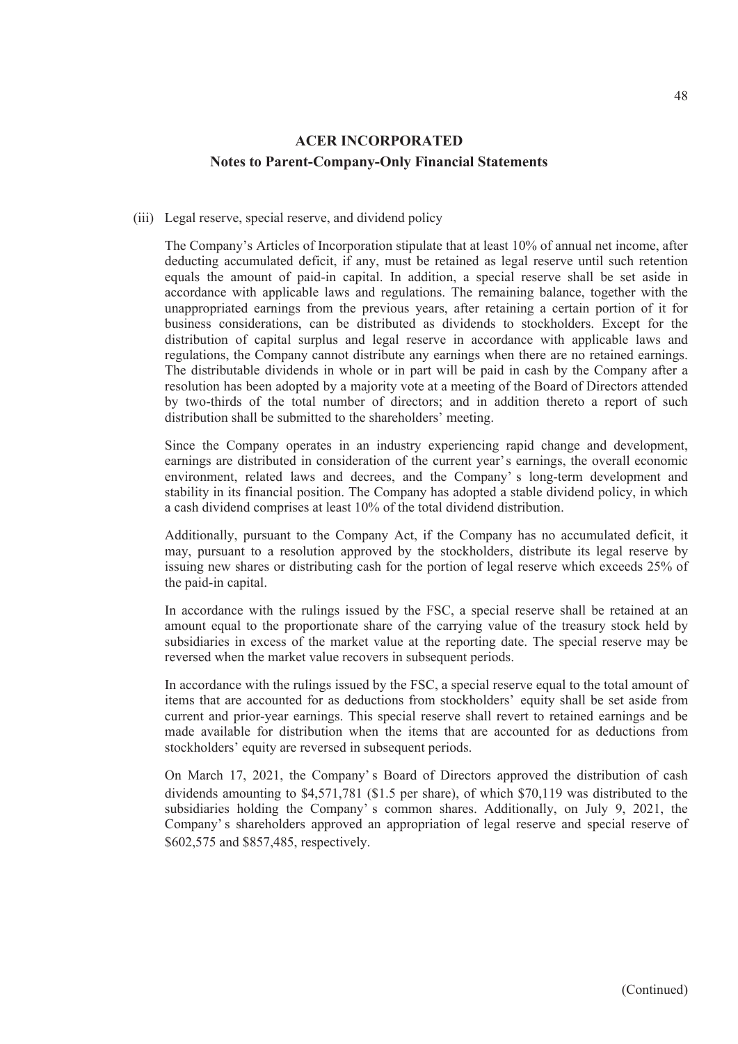## ACER INCORPORATED
### Notes to Parent-Company-Only Financial Statements

(iii) Legal reserve, special reserve, and dividend policy

The Company's Articles of Incorporation stipulate that at least 10% of annual net income, after deducting accumulated deficit, if any, must be retained as legal reserve until such retention equals the amount of paid-in capital. In addition, a special reserve shall be set aside in accordance with applicable laws and regulations. The remaining balance, together with the unappropriated earnings from the previous years, after retaining a certain portion of it for business considerations, can be distributed as dividends to stockholders. Except for the distribution of capital surplus and legal reserve in accordance with applicable laws and regulations, the Company cannot distribute any earnings when there are no retained earnings. The distributable dividends in whole or in part will be paid in cash by the Company after a resolution has been adopted by a majority vote at a meeting of the Board of Directors attended by two-thirds of the total number of directors; and in addition thereto a report of such distribution shall be submitted to the shareholders' meeting.

Since the Company operates in an industry experiencing rapid change and development, earnings are distributed in consideration of the current year's earnings, the overall economic environment, related laws and decrees, and the Company's long-term development and stability in its financial position. The Company has adopted a stable dividend policy, in which a cash dividend comprises at least 10% of the total dividend distribution.

Additionally, pursuant to the Company Act, if the Company has no accumulated deficit, it may, pursuant to a resolution approved by the stockholders, distribute its legal reserve by issuing new shares or distributing cash for the portion of legal reserve which exceeds 25% of the paid-in capital.

In accordance with the rulings issued by the FSC, a special reserve shall be retained at an amount equal to the proportionate share of the carrying value of the treasury stock held by subsidiaries in excess of the market value at the reporting date. The special reserve may be reversed when the market value recovers in subsequent periods.

In accordance with the rulings issued by the FSC, a special reserve equal to the total amount of items that are accounted for as deductions from stockholders' equity shall be set aside from current and prior-year earnings. This special reserve shall revert to retained earnings and be made available for distribution when the items that are accounted for as deductions from stockholders' equity are reversed in subsequent periods.

On March 17, 2021, the Company's Board of Directors approved the distribution of cash dividends amounting to $4,571,781 ($1.5 per share), of which $70,119 was distributed to the subsidiaries holding the Company's common shares. Additionally, on July 9, 2021, the Company's shareholders approved an appropriation of legal reserve and special reserve of $602,575 and $857,485, respectively.

(Continued)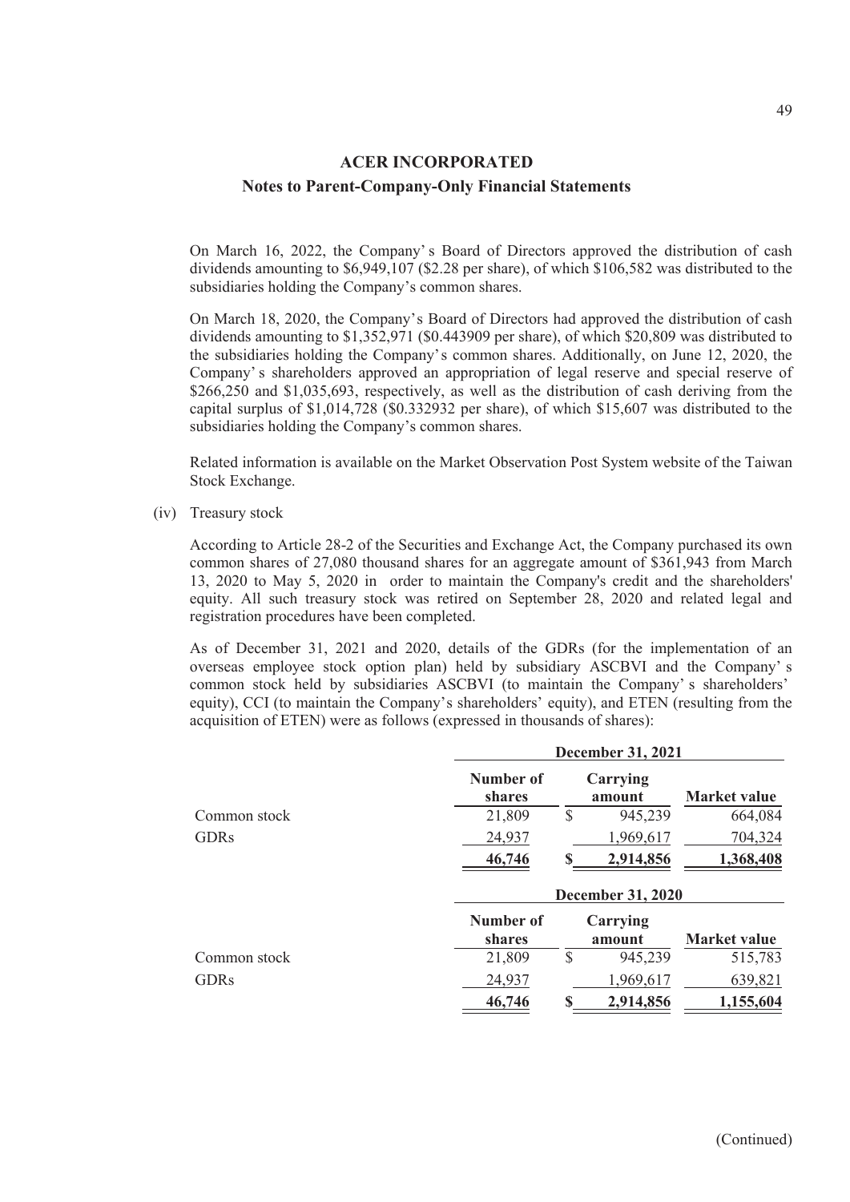On March 16, 2022, the Company's Board of Directors approved the distribution of cash dividends amounting to $6,949,107 ($2.28 per share), of which $106,582 was distributed to the subsidiaries holding the Company's common shares.

On March 18, 2020, the Company's Board of Directors had approved the distribution of cash dividends amounting to $1,352,971 ($0.443909 per share), of which $20,809 was distributed to the subsidiaries holding the Company's common shares. Additionally, on June 12, 2020, the Company's shareholders approved an appropriation of legal reserve and special reserve of $266,250 and $1,035,693, respectively, as well as the distribution of cash deriving from the capital surplus of $1,014,728 ($0.332932 per share), of which $15,607 was distributed to the subsidiaries holding the Company's common shares.

Related information is available on the Market Observation Post System website of the Taiwan Stock Exchange.

(iv) Treasury stock

According to Article 28-2 of the Securities and Exchange Act, the Company purchased its own common shares of 27,080 thousand shares for an aggregate amount of $361,943 from March 13, 2020 to May 5, 2020 in order to maintain the Company's credit and the shareholders' equity. All such treasury stock was retired on September 28, 2020 and related legal and registration procedures have been completed.

As of December 31, 2021 and 2020, details of the GDRs (for the implementation of an overseas employee stock option plan) held by subsidiary ASCBVI and the Company's common stock held by subsidiaries ASCBVI (to maintain the Company's shareholders' equity), CCI (to maintain the Company's shareholders' equity), and ETEN (resulting from the acquisition of ETEN) were as follows (expressed in thousands of shares):

| | December 31, 2021 | | |
|---|---|---|---|
| | **Number of shares** | **Carrying amount** | **Market value** |
| Common stock | 21,809 | $ 945,239 | 664,084 |
| GDRs | 24,937 | 1,969,617 | 704,324 |
| | **46,746** | **$ 2,914,856** | **1,368,408** |

| | December 31, 2020 | | |
|---|---|---|---|
| | **Number of shares** | **Carrying amount** | **Market value** |
| Common stock | 21,809 | $ 945,239 | 515,783 |
| GDRs | 24,937 | 1,969,617 | 639,821 |
| | **46,746** | **$ 2,914,856** | **1,155,604** |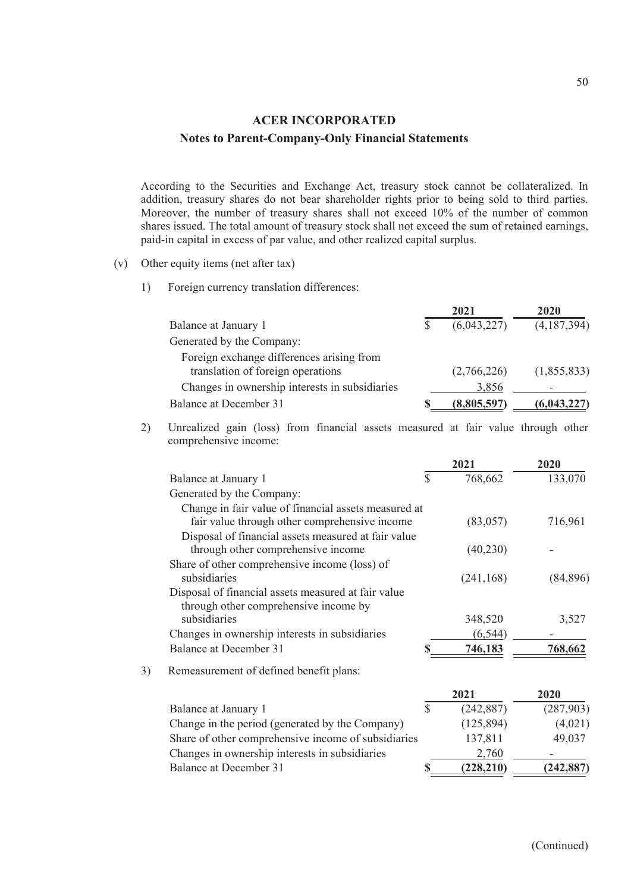## ACER INCORPORATED

### Notes to Parent-Company-Only Financial Statements

According to the Securities and Exchange Act, treasury stock cannot be collateralized. In addition, treasury shares do not bear shareholder rights prior to being sold to third parties. Moreover, the number of treasury shares shall not exceed 10% of the number of common shares issued. The total amount of treasury stock shall not exceed the sum of retained earnings, paid-in capital in excess of par value, and other realized capital surplus.

(v) Other equity items (net after tax)

1) Foreign currency translation differences:

| | 2021 | 2020 |
|---|---|---|
| Balance at January 1 | $ (6,043,227) | (4,187,394) |
| Generated by the Company: | | |
| Foreign exchange differences arising from translation of foreign operations | (2,766,226) | (1,855,833) |
| Changes in ownership interests in subsidiaries | 3,856 | - |
| Balance at December 31 | **$ (8,805,597)** | **(6,043,227)** |

2) Unrealized gain (loss) from financial assets measured at fair value through other comprehensive income:

| | 2021 | 2020 |
|---|---|---|
| Balance at January 1 | $ 768,662 | 133,070 |
| Generated by the Company: | | |
| Change in fair value of financial assets measured at fair value through other comprehensive income | (83,057) | 716,961 |
| Disposal of financial assets measured at fair value through other comprehensive income | (40,230) | - |
| Share of other comprehensive income (loss) of subsidiaries | (241,168) | (84,896) |
| Disposal of financial assets measured at fair value through other comprehensive income by subsidiaries | 348,520 | 3,527 |
| Changes in ownership interests in subsidiaries | (6,544) | - |
| Balance at December 31 | **$ 746,183** | **768,662** |

3) Remeasurement of defined benefit plans:

| | 2021 | 2020 |
|---|---|---|
| Balance at January 1 | $ (242,887) | (287,903) |
| Change in the period (generated by the Company) | (125,894) | (4,021) |
| Share of other comprehensive income of subsidiaries | 137,811 | 49,037 |
| Changes in ownership interests in subsidiaries | 2,760 | - |
| Balance at December 31 | **$ (228,210)** | **(242,887)** |

(Continued)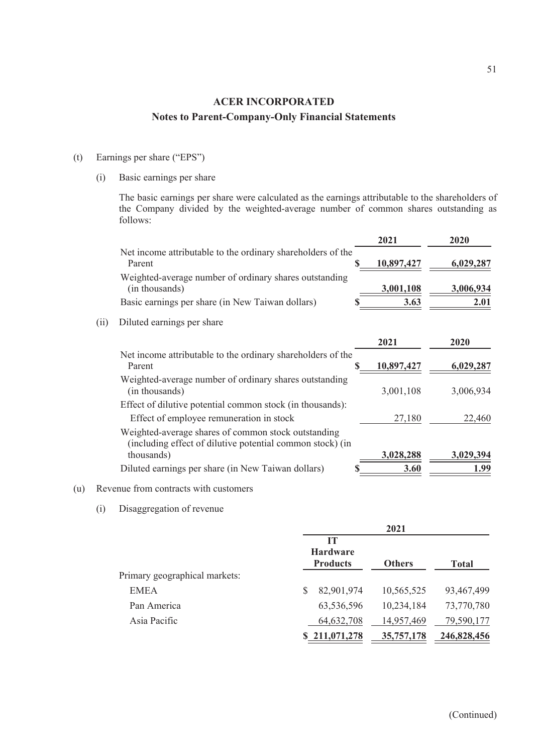# ACER INCORPORATED

## Notes to Parent-Company-Only Financial Statements

(t) Earnings per share ("EPS")

(i) Basic earnings per share

The basic earnings per share were calculated as the earnings attributable to the shareholders of the Company divided by the weighted-average number of common shares outstanding as follows:

| | 2021 | 2020 |
|---|---|---|
| Net income attributable to the ordinary shareholders of the Parent | $ **10,897,427** | **6,029,287** |
| Weighted-average number of ordinary shares outstanding (in thousands) | **3,001,108** | **3,006,934** |
| Basic earnings per share (in New Taiwan dollars) | $ **3.63** | **2.01** |

(ii) Diluted earnings per share

| | 2021 | 2020 |
|---|---|---|
| Net income attributable to the ordinary shareholders of the Parent | $ **10,897,427** | **6,029,287** |
| Weighted-average number of ordinary shares outstanding (in thousands) | 3,001,108 | 3,006,934 |
| Effect of dilutive potential common stock (in thousands): | | |
| Effect of employee remuneration in stock | 27,180 | 22,460 |
| Weighted-average shares of common stock outstanding (including effect of dilutive potential common stock) (in thousands) | **3,028,288** | **3,029,394** |
| Diluted earnings per share (in New Taiwan dollars) | $ **3.60** | **1.99** |

(u) Revenue from contracts with customers

(i) Disaggregation of revenue

| | 2021 | | |
|---|---|---|---|
| | **IT Hardware Products** | **Others** | **Total** |
| Primary geographical markets: | | | |
| EMEA | $ 82,901,974 | 10,565,525 | 93,467,499 |
| Pan America | 63,536,596 | 10,234,184 | 73,770,780 |
| Asia Pacific | 64,632,708 | 14,957,469 | 79,590,177 |
| | **$ 211,071,278** | **35,757,178** | **246,828,456** |

(Continued)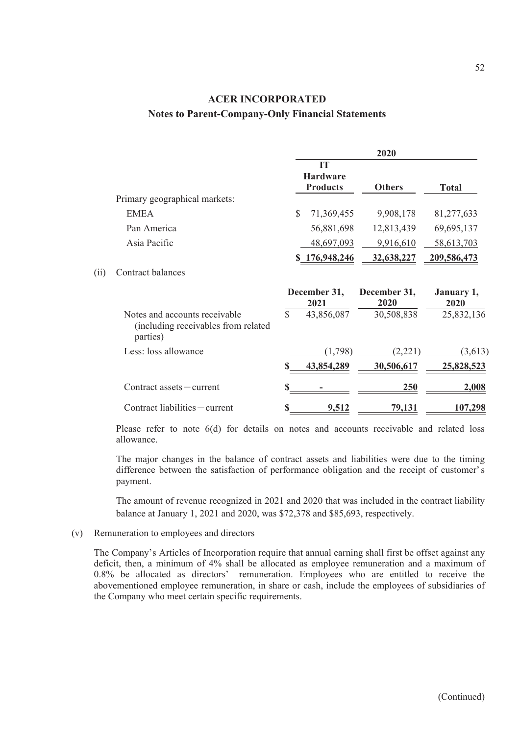## ACER INCORPORATED

## Notes to Parent-Company-Only Financial Statements

| | 2020 | | |
|---|---|---|---|
| | IT Hardware Products | Others | Total |
| Primary geographical markets: | | | |
| EMEA | $ 71,369,455 | 9,908,178 | 81,277,633 |
| Pan America | 56,881,698 | 12,813,439 | 69,695,137 |
| Asia Pacific | 48,697,093 | 9,916,610 | 58,613,703 |
| | $ 176,948,246 | 32,638,227 | 209,586,473 |

(ii) Contract balances

| | December 31, 2021 | December 31, 2020 | January 1, 2020 |
|---|---|---|---|
| Notes and accounts receivable (including receivables from related parties) | $ 43,856,087 | 30,508,838 | 25,832,136 |
| Less: loss allowance | (1,798) | (2,221) | (3,613) |
| | $ 43,854,289 | 30,506,617 | 25,828,523 |
| Contract assets－current | $ - | 250 | 2,008 |
| Contract liabilities－current | $ 9,512 | 79,131 | 107,298 |

Please refer to note 6(d) for details on notes and accounts receivable and related loss allowance.

The major changes in the balance of contract assets and liabilities were due to the timing difference between the satisfaction of performance obligation and the receipt of customer's payment.

The amount of revenue recognized in 2021 and 2020 that was included in the contract liability balance at January 1, 2021 and 2020, was $72,378 and $85,693, respectively.

(v) Remuneration to employees and directors

The Company's Articles of Incorporation require that annual earning shall first be offset against any deficit, then, a minimum of 4% shall be allocated as employee remuneration and a maximum of 0.8% be allocated as directors' remuneration. Employees who are entitled to receive the abovementioned employee remuneration, in share or cash, include the employees of subsidiaries of the Company who meet certain specific requirements.

(Continued)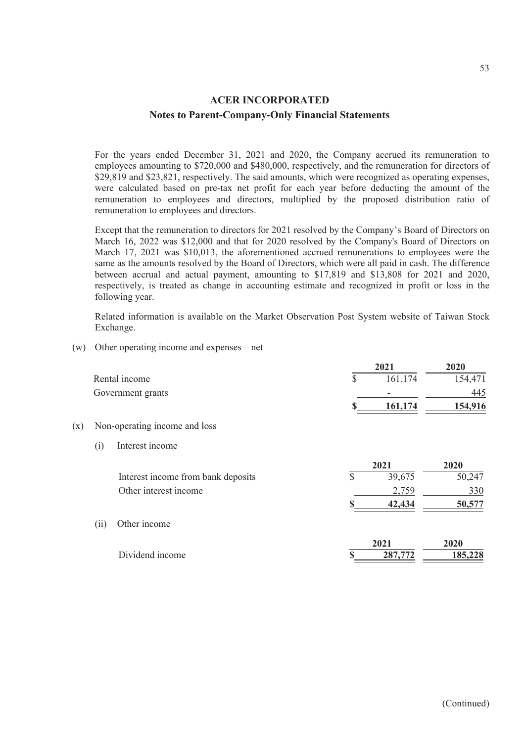## ACER INCORPORATED

### Notes to Parent-Company-Only Financial Statements

For the years ended December 31, 2021 and 2020, the Company accrued its remuneration to employees amounting to $720,000 and $480,000, respectively, and the remuneration for directors of $29,819 and $23,821, respectively. The said amounts, which were recognized as operating expenses, were calculated based on pre-tax net profit for each year before deducting the amount of the remuneration to employees and directors, multiplied by the proposed distribution ratio of remuneration to employees and directors.

Except that the remuneration to directors for 2021 resolved by the Company's Board of Directors on March 16, 2022 was $12,000 and that for 2020 resolved by the Company's Board of Directors on March 17, 2021 was $10,013, the aforementioned accrued remunerations to employees were the same as the amounts resolved by the Board of Directors, which were all paid in cash. The difference between accrual and actual payment, amounting to $17,819 and $13,808 for 2021 and 2020, respectively, is treated as change in accounting estimate and recognized in profit or loss in the following year.

Related information is available on the Market Observation Post System website of Taiwan Stock Exchange.

(w) Other operating income and expenses – net

| | 2021 | 2020 |
|---|---|---|
| Rental income | $ 161,174 | 154,471 |
| Government grants | - | 445 |
| | **$ 161,174** | **154,916** |

(x) Non-operating income and loss

(i) Interest income

| | 2021 | 2020 |
|---|---|---|
| Interest income from bank deposits | $ 39,675 | 50,247 |
| Other interest income | 2,759 | 330 |
| | **$ 42,434** | **50,577** |

(ii) Other income

| | 2021 | 2020 |
|---|---|---|
| Dividend income | **$ 287,772** | **185,228** |

(Continued)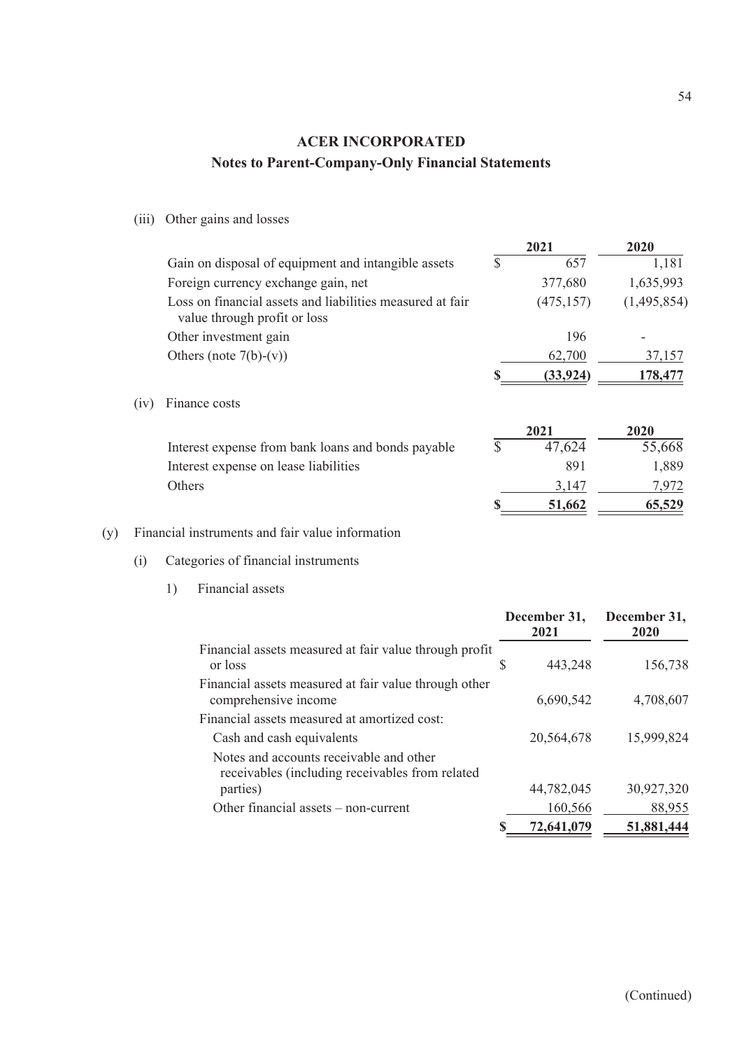# ACER INCORPORATED
## Notes to Parent-Company-Only Financial Statements

(iii) Other gains and losses

| | 2021 | 2020 |
|---|---|---|
| Gain on disposal of equipment and intangible assets | $ 657 | 1,181 |
| Foreign currency exchange gain, net | 377,680 | 1,635,993 |
| Loss on financial assets and liabilities measured at fair value through profit or loss | (475,157) | (1,495,854) |
| Other investment gain | 196 | - |
| Others (note 7(b)-(v)) | 62,700 | 37,157 |
| | **$ (33,924)** | **178,477** |

(iv) Finance costs

| | 2021 | 2020 |
|---|---|---|
| Interest expense from bank loans and bonds payable | $ 47,624 | 55,668 |
| Interest expense on lease liabilities | 891 | 1,889 |
| Others | 3,147 | 7,972 |
| | **$ 51,662** | **65,529** |

(y) Financial instruments and fair value information

(i) Categories of financial instruments

1) Financial assets

| | December 31, 2021 | December 31, 2020 |
|---|---|---|
| Financial assets measured at fair value through profit or loss | $ 443,248 | 156,738 |
| Financial assets measured at fair value through other comprehensive income | 6,690,542 | 4,708,607 |
| Financial assets measured at amortized cost: | | |
| Cash and cash equivalents | 20,564,678 | 15,999,824 |
| Notes and accounts receivable and other receivables (including receivables from related parties) | 44,782,045 | 30,927,320 |
| Other financial assets – non-current | 160,566 | 88,955 |
| | **$ 72,641,079** | **51,881,444** |

(Continued)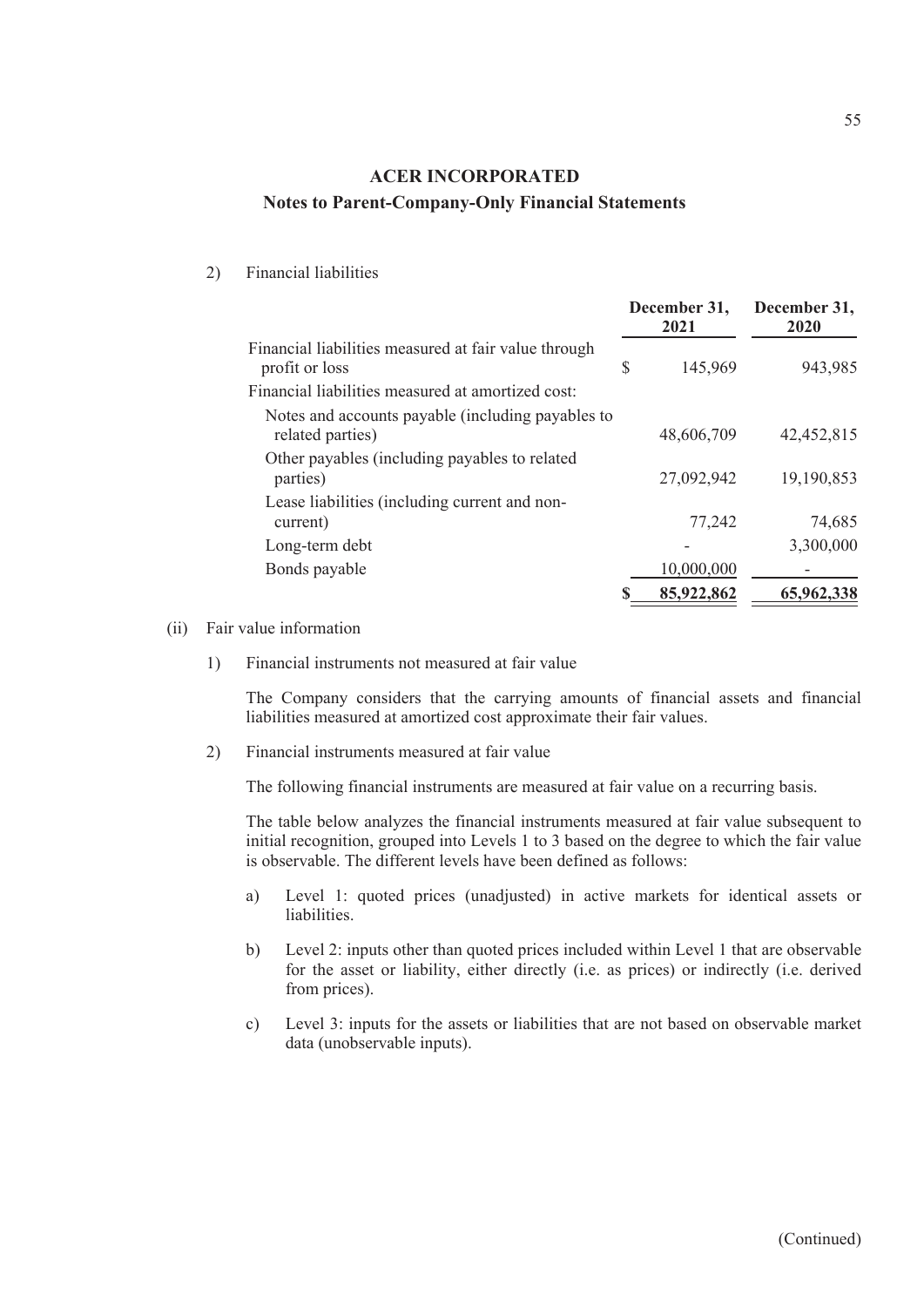## ACER INCORPORATED

## Notes to Parent-Company-Only Financial Statements

2) Financial liabilities

| | December 31, 2021 | December 31, 2020 |
|---|---|---|
| Financial liabilities measured at fair value through profit or loss | $ 145,969 | 943,985 |
| Financial liabilities measured at amortized cost: | | |
| Notes and accounts payable (including payables to related parties) | 48,606,709 | 42,452,815 |
| Other payables (including payables to related parties) | 27,092,942 | 19,190,853 |
| Lease liabilities (including current and non-current) | 77,242 | 74,685 |
| Long-term debt | - | 3,300,000 |
| Bonds payable | 10,000,000 | - |
| | $ 85,922,862 | 65,962,338 |

(ii) Fair value information

1) Financial instruments not measured at fair value

The Company considers that the carrying amounts of financial assets and financial liabilities measured at amortized cost approximate their fair values.

2) Financial instruments measured at fair value

The following financial instruments are measured at fair value on a recurring basis.

The table below analyzes the financial instruments measured at fair value subsequent to initial recognition, grouped into Levels 1 to 3 based on the degree to which the fair value is observable. The different levels have been defined as follows:

a) Level 1: quoted prices (unadjusted) in active markets for identical assets or liabilities.

b) Level 2: inputs other than quoted prices included within Level 1 that are observable for the asset or liability, either directly (i.e. as prices) or indirectly (i.e. derived from prices).

c) Level 3: inputs for the assets or liabilities that are not based on observable market data (unobservable inputs).

(Continued)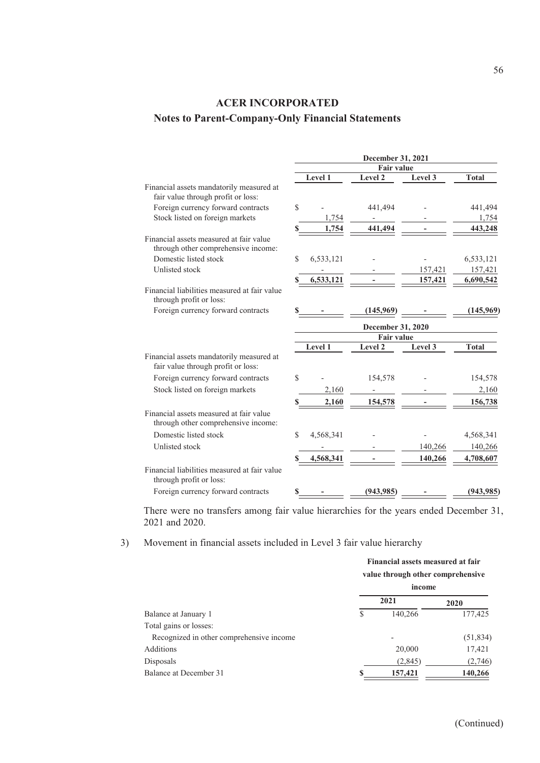# ACER INCORPORATED
## Notes to Parent-Company-Only Financial Statements

| | December 31, 2021 | | | |
|---|---|---|---|---|
| | Fair value | | | |
| | Level 1 | Level 2 | Level 3 | Total |
| Financial assets mandatorily measured at fair value through profit or loss: | | | | |
| Foreign currency forward contracts | $ - | 441,494 | - | 441,494 |
| Stock listed on foreign markets | 1,754 | - | - | 1,754 |
| | $ 1,754 | 441,494 | - | 443,248 |
| Financial assets measured at fair value through other comprehensive income: | | | | |
| Domestic listed stock | $ 6,533,121 | - | - | 6,533,121 |
| Unlisted stock | - | - | 157,421 | 157,421 |
| | $ 6,533,121 | - | 157,421 | 6,690,542 |
| Financial liabilities measured at fair value through profit or loss: | | | | |
| Foreign currency forward contracts | $ - | (145,969) | - | (145,969) |

| | December 31, 2020 | | | |
|---|---|---|---|---|
| | Fair value | | | |
| | Level 1 | Level 2 | Level 3 | Total |
| Financial assets mandatorily measured at fair value through profit or loss: | | | | |
| Foreign currency forward contracts | $ - | 154,578 | - | 154,578 |
| Stock listed on foreign markets | 2,160 | - | - | 2,160 |
| | $ 2,160 | 154,578 | - | 156,738 |
| Financial assets measured at fair value through other comprehensive income: | | | | |
| Domestic listed stock | $ 4,568,341 | - | - | 4,568,341 |
| Unlisted stock | - | - | 140,266 | 140,266 |
| | $ 4,568,341 | - | 140,266 | 4,708,607 |
| Financial liabilities measured at fair value through profit or loss: | | | | |
| Foreign currency forward contracts | $ - | (943,985) | - | (943,985) |

There were no transfers among fair value hierarchies for the years ended December 31, 2021 and 2020.

3) Movement in financial assets included in Level 3 fair value hierarchy

| | Financial assets measured at fair value through other comprehensive income | |
|---|---|---|
| | 2021 | 2020 |
| Balance at January 1 | $ 140,266 | 177,425 |
| Total gains or losses: | | |
| Recognized in other comprehensive income | - | (51,834) |
| Additions | 20,000 | 17,421 |
| Disposals | (2,845) | (2,746) |
| Balance at December 31 | $ 157,421 | 140,266 |

(Continued)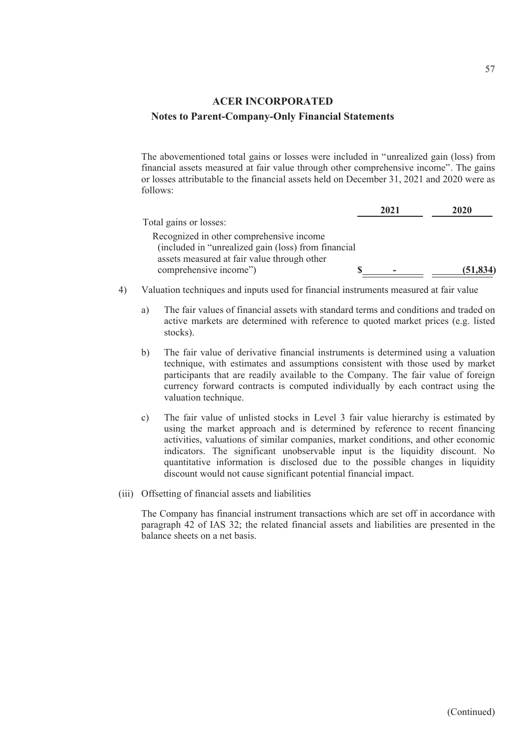## ACER INCORPORATED

### Notes to Parent-Company-Only Financial Statements

The abovementioned total gains or losses were included in "unrealized gain (loss) from financial assets measured at fair value through other comprehensive income". The gains or losses attributable to the financial assets held on December 31, 2021 and 2020 were as follows:

| | 2021 | 2020 |
|---|---|---|
| Total gains or losses: | | |
| Recognized in other comprehensive income (included in "unrealized gain (loss) from financial assets measured at fair value through other comprehensive income") | $ - | (51,834) |

4) Valuation techniques and inputs used for financial instruments measured at fair value

   a) The fair values of financial assets with standard terms and conditions and traded on active markets are determined with reference to quoted market prices (e.g. listed stocks).

   b) The fair value of derivative financial instruments is determined using a valuation technique, with estimates and assumptions consistent with those used by market participants that are readily available to the Company. The fair value of foreign currency forward contracts is computed individually by each contract using the valuation technique.

   c) The fair value of unlisted stocks in Level 3 fair value hierarchy is estimated by using the market approach and is determined by reference to recent financing activities, valuations of similar companies, market conditions, and other economic indicators. The significant unobservable input is the liquidity discount. No quantitative information is disclosed due to the possible changes in liquidity discount would not cause significant potential financial impact.

(iii) Offsetting of financial assets and liabilities

The Company has financial instrument transactions which are set off in accordance with paragraph 42 of IAS 32; the related financial assets and liabilities are presented in the balance sheets on a net basis.

(Continued)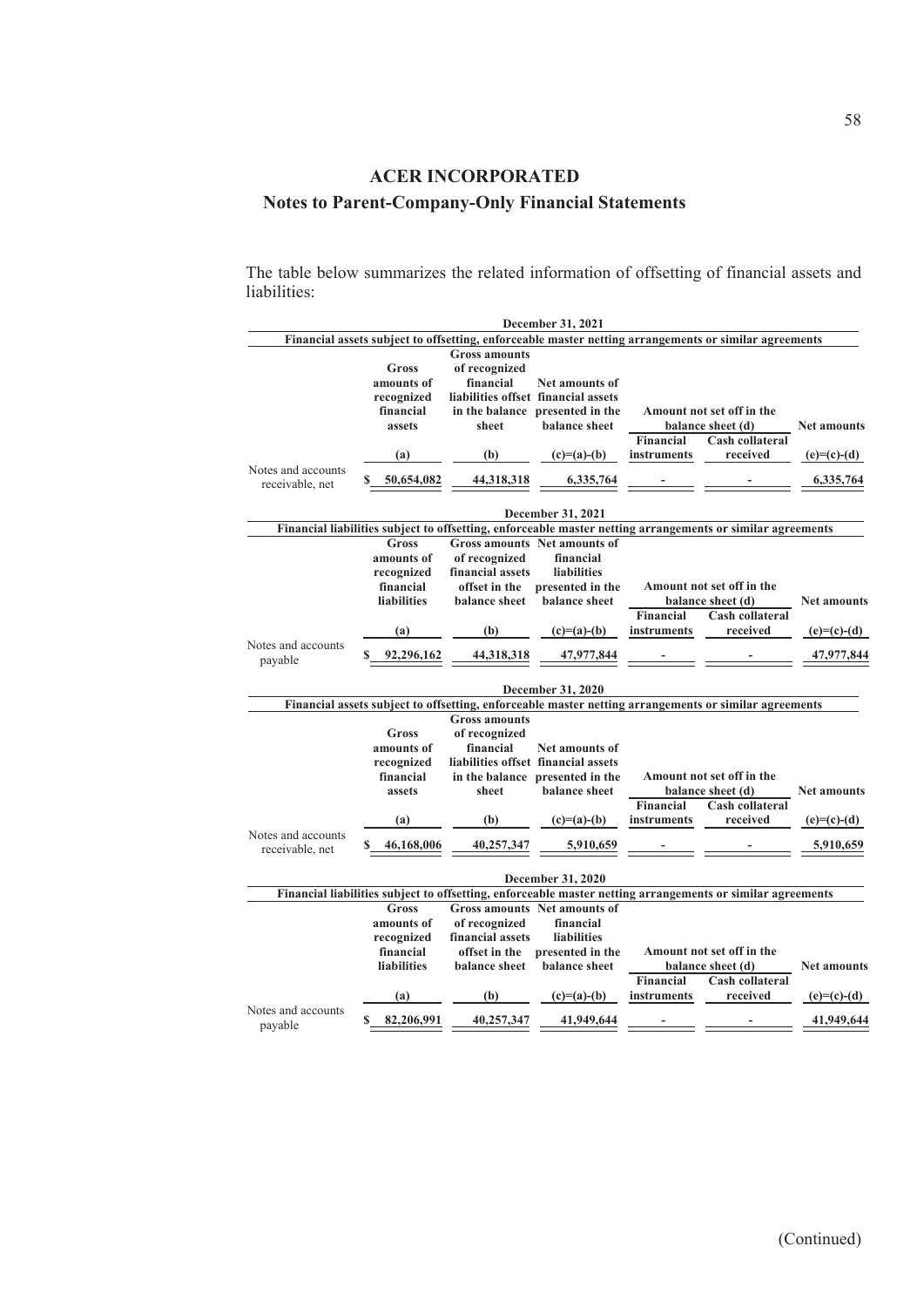# ACER INCORPORATED

## Notes to Parent-Company-Only Financial Statements

The table below summarizes the related information of offsetting of financial assets and liabilities:

| December 31, 2021 | | | | | | |
|---|---|---|---|---|---|---|
| **Financial assets subject to offsetting, enforceable master netting arrangements or similar agreements** | | | | | | |
| | **Gross amounts of recognized financial assets** | **Gross amounts of recognized financial liabilities offset in the balance sheet** | **Net amounts of financial assets presented in the balance sheet** | **Amount not set off in the balance sheet (d)** | | **Net amounts** |
| | | | | **Financial instruments** | **Cash collateral received** | |
| | **(a)** | **(b)** | **(c)=(a)-(b)** | | | **(e)=(c)-(d)** |
| Notes and accounts receivable, net | $ 50,654,082 | 44,318,318 | 6,335,764 | - | - | 6,335,764 |

| December 31, 2021 | | | | | | |
|---|---|---|---|---|---|---|
| **Financial liabilities subject to offsetting, enforceable master netting arrangements or similar agreements** | | | | | | |
| | **Gross amounts of recognized financial liabilities** | **Gross amounts of recognized financial assets offset in the balance sheet** | **Net amounts of financial liabilities presented in the balance sheet** | **Amount not set off in the balance sheet (d)** | | **Net amounts** |
| | | | | **Financial instruments** | **Cash collateral received** | |
| | **(a)** | **(b)** | **(c)=(a)-(b)** | | | **(e)=(c)-(d)** |
| Notes and accounts payable | $ 92,296,162 | 44,318,318 | 47,977,844 | - | - | 47,977,844 |

| December 31, 2020 | | | | | | |
|---|---|---|---|---|---|---|
| **Financial assets subject to offsetting, enforceable master netting arrangements or similar agreements** | | | | | | |
| | **Gross amounts of recognized financial assets** | **Gross amounts of recognized financial liabilities offset in the balance sheet** | **Net amounts of financial assets presented in the balance sheet** | **Amount not set off in the balance sheet (d)** | | **Net amounts** |
| | | | | **Financial instruments** | **Cash collateral received** | |
| | **(a)** | **(b)** | **(c)=(a)-(b)** | | | **(e)=(c)-(d)** |
| Notes and accounts receivable, net | $ 46,168,006 | 40,257,347 | 5,910,659 | - | - | 5,910,659 |

| December 31, 2020 | | | | | | |
|---|---|---|---|---|---|---|
| **Financial liabilities subject to offsetting, enforceable master netting arrangements or similar agreements** | | | | | | |
| | **Gross amounts of recognized financial liabilities** | **Gross amounts of recognized financial assets offset in the balance sheet** | **Net amounts of financial liabilities presented in the balance sheet** | **Amount not set off in the balance sheet (d)** | | **Net amounts** |
| | | | | **Financial instruments** | **Cash collateral received** | |
| | **(a)** | **(b)** | **(c)=(a)-(b)** | | | **(e)=(c)-(d)** |
| Notes and accounts payable | $ 82,206,991 | 40,257,347 | 41,949,644 | - | - | 41,949,644 |

(Continued)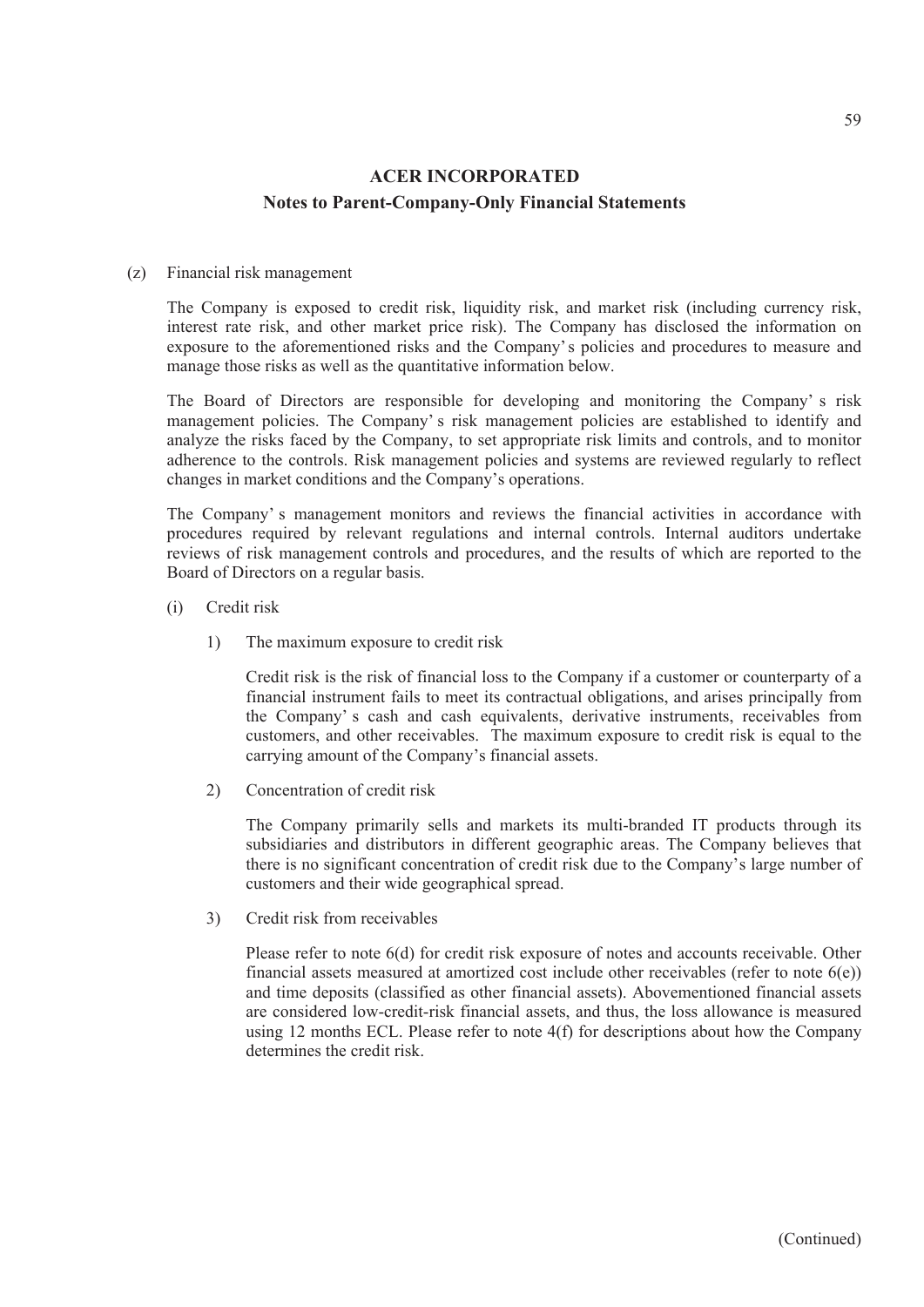## ACER INCORPORATED

### Notes to Parent-Company-Only Financial Statements

(z) Financial risk management

The Company is exposed to credit risk, liquidity risk, and market risk (including currency risk, interest rate risk, and other market price risk). The Company has disclosed the information on exposure to the aforementioned risks and the Company's policies and procedures to measure and manage those risks as well as the quantitative information below.

The Board of Directors are responsible for developing and monitoring the Company's risk management policies. The Company's risk management policies are established to identify and analyze the risks faced by the Company, to set appropriate risk limits and controls, and to monitor adherence to the controls. Risk management policies and systems are reviewed regularly to reflect changes in market conditions and the Company's operations.

The Company's management monitors and reviews the financial activities in accordance with procedures required by relevant regulations and internal controls. Internal auditors undertake reviews of risk management controls and procedures, and the results of which are reported to the Board of Directors on a regular basis.

(i) Credit risk

1) The maximum exposure to credit risk

Credit risk is the risk of financial loss to the Company if a customer or counterparty of a financial instrument fails to meet its contractual obligations, and arises principally from the Company's cash and cash equivalents, derivative instruments, receivables from customers, and other receivables. The maximum exposure to credit risk is equal to the carrying amount of the Company's financial assets.

2) Concentration of credit risk

The Company primarily sells and markets its multi-branded IT products through its subsidiaries and distributors in different geographic areas. The Company believes that there is no significant concentration of credit risk due to the Company's large number of customers and their wide geographical spread.

3) Credit risk from receivables

Please refer to note 6(d) for credit risk exposure of notes and accounts receivable. Other financial assets measured at amortized cost include other receivables (refer to note 6(e)) and time deposits (classified as other financial assets). Abovementioned financial assets are considered low-credit-risk financial assets, and thus, the loss allowance is measured using 12 months ECL. Please refer to note 4(f) for descriptions about how the Company determines the credit risk.

(Continued)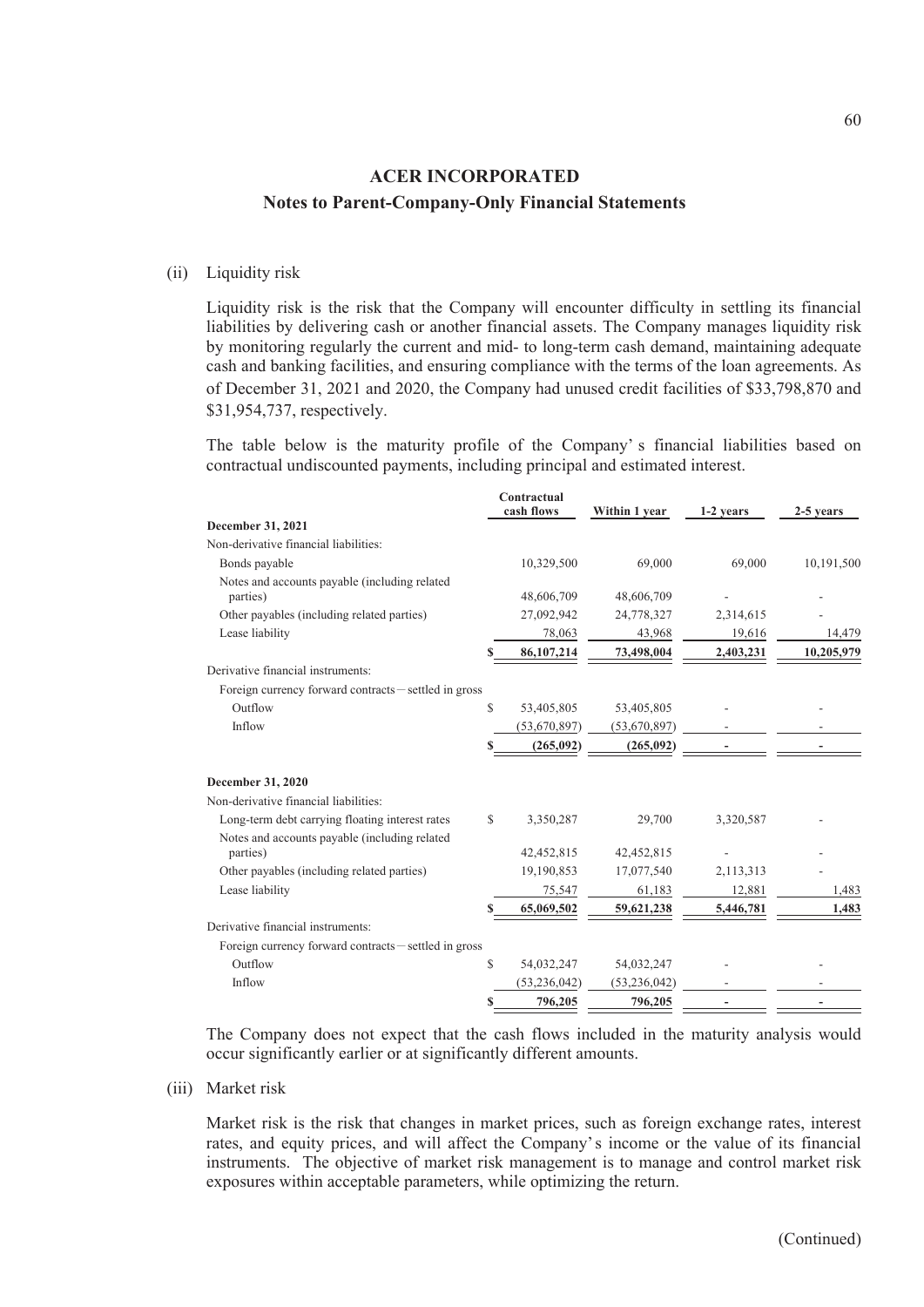# ACER INCORPORATED

## Notes to Parent-Company-Only Financial Statements

(ii) Liquidity risk

Liquidity risk is the risk that the Company will encounter difficulty in settling its financial liabilities by delivering cash or another financial assets. The Company manages liquidity risk by monitoring regularly the current and mid- to long-term cash demand, maintaining adequate cash and banking facilities, and ensuring compliance with the terms of the loan agreements. As of December 31, 2021 and 2020, the Company had unused credit facilities of $33,798,870 and $31,954,737, respectively.

The table below is the maturity profile of the Company' s financial liabilities based on contractual undiscounted payments, including principal and estimated interest.

| | Contractual cash flows | Within 1 year | 1-2 years | 2-5 years |
|---|---|---|---|---|
| **December 31, 2021** | | | | |
| Non-derivative financial liabilities: | | | | |
| Bonds payable | 10,329,500 | 69,000 | 69,000 | 10,191,500 |
| Notes and accounts payable (including related parties) | 48,606,709 | 48,606,709 | - | - |
| Other payables (including related parties) | 27,092,942 | 24,778,327 | 2,314,615 | - |
| Lease liability | 78,063 | 43,968 | 19,616 | 14,479 |
| | $ **86,107,214** | **73,498,004** | **2,403,231** | **10,205,979** |
| Derivative financial instruments: | | | | |
| Foreign currency forward contracts－settled in gross | | | | |
| Outflow | $ 53,405,805 | 53,405,805 | - | - |
| Inflow | (53,670,897) | (53,670,897) | - | - |
| | $ **(265,092)** | **(265,092)** | **-** | **-** |
| **December 31, 2020** | | | | |
| Non-derivative financial liabilities: | | | | |
| Long-term debt carrying floating interest rates | $ 3,350,287 | 29,700 | 3,320,587 | - |
| Notes and accounts payable (including related parties) | 42,452,815 | 42,452,815 | - | - |
| Other payables (including related parties) | 19,190,853 | 17,077,540 | 2,113,313 | - |
| Lease liability | 75,547 | 61,183 | 12,881 | 1,483 |
| | $ **65,069,502** | **59,621,238** | **5,446,781** | **1,483** |
| Derivative financial instruments: | | | | |
| Foreign currency forward contracts－settled in gross | | | | |
| Outflow | $ 54,032,247 | 54,032,247 | - | - |
| Inflow | (53,236,042) | (53,236,042) | - | - |
| | $ **796,205** | **796,205** | **-** | **-** |

The Company does not expect that the cash flows included in the maturity analysis would occur significantly earlier or at significantly different amounts.

(iii) Market risk

Market risk is the risk that changes in market prices, such as foreign exchange rates, interest rates, and equity prices, and will affect the Company's income or the value of its financial instruments. The objective of market risk management is to manage and control market risk exposures within acceptable parameters, while optimizing the return.

(Continued)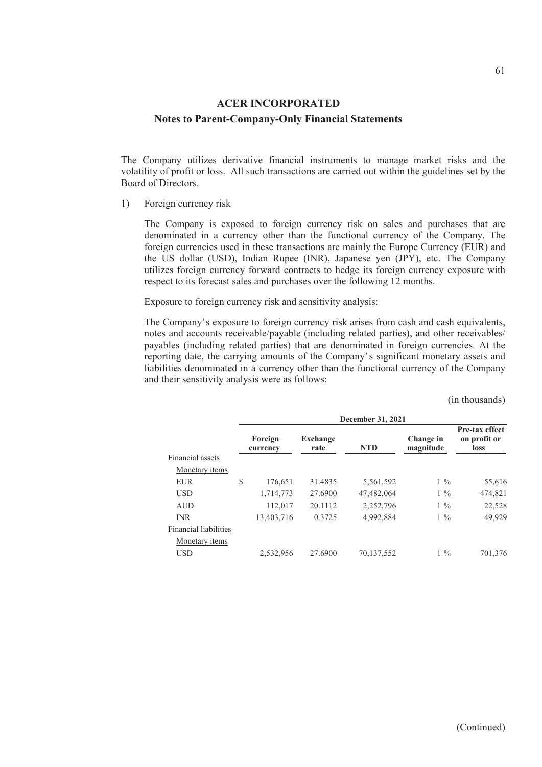## ACER INCORPORATED

### Notes to Parent-Company-Only Financial Statements

The Company utilizes derivative financial instruments to manage market risks and the volatility of profit or loss. All such transactions are carried out within the guidelines set by the Board of Directors.

1) Foreign currency risk

The Company is exposed to foreign currency risk on sales and purchases that are denominated in a currency other than the functional currency of the Company. The foreign currencies used in these transactions are mainly the Europe Currency (EUR) and the US dollar (USD), Indian Rupee (INR), Japanese yen (JPY), etc. The Company utilizes foreign currency forward contracts to hedge its foreign currency exposure with respect to its forecast sales and purchases over the following 12 months.

Exposure to foreign currency risk and sensitivity analysis:

The Company's exposure to foreign currency risk arises from cash and cash equivalents, notes and accounts receivable/payable (including related parties), and other receivables/ payables (including related parties) that are denominated in foreign currencies. At the reporting date, the carrying amounts of the Company's significant monetary assets and liabilities denominated in a currency other than the functional currency of the Company and their sensitivity analysis were as follows:

(in thousands)

| | December 31, 2021 | | | | |
|---|---|---|---|---|---|
| | Foreign currency | Exchange rate | NTD | Change in magnitude | Pre-tax effect on profit or loss |
| Financial assets | | | | | |
| Monetary items | | | | | |
| EUR | $ 176,651 | 31.4835 | 5,561,592 | 1 % | 55,616 |
| USD | 1,714,773 | 27.6900 | 47,482,064 | 1 % | 474,821 |
| AUD | 112,017 | 20.1112 | 2,252,796 | 1 % | 22,528 |
| INR | 13,403,716 | 0.3725 | 4,992,884 | 1 % | 49,929 |
| Financial liabilities | | | | | |
| Monetary items | | | | | |
| USD | 2,532,956 | 27.6900 | 70,137,552 | 1 % | 701,376 |

(Continued)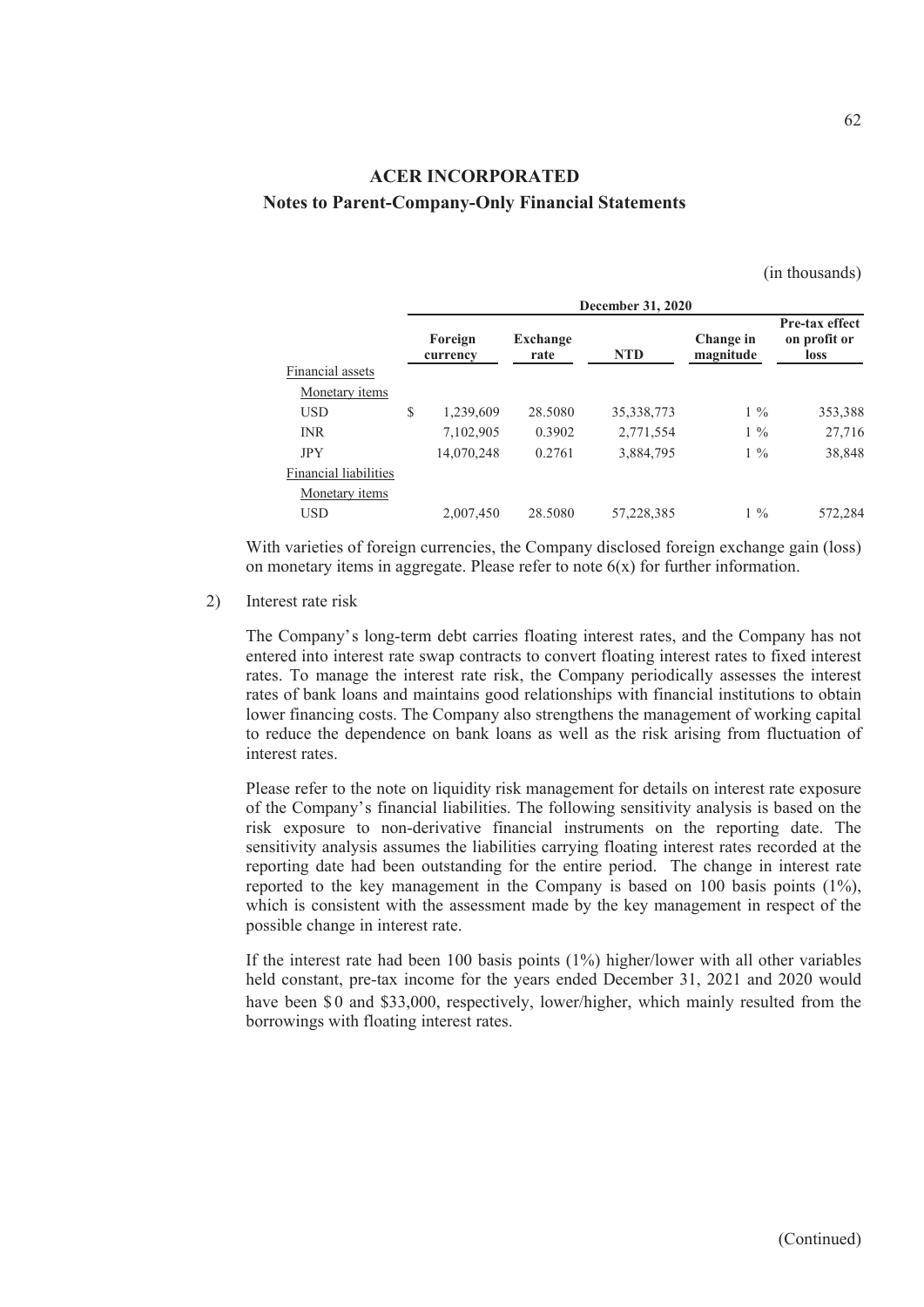## ACER INCORPORATED

### Notes to Parent-Company-Only Financial Statements

(in thousands)

| | December 31, 2020 | | | | |
|---|---|---|---|---|---|
| | Foreign currency | Exchange rate | NTD | Change in magnitude | Pre-tax effect on profit or loss |
| Financial assets | | | | | |
| Monetary items | | | | | |
| USD | $ 1,239,609 | 28.5080 | 35,338,773 | 1 % | 353,388 |
| INR | 7,102,905 | 0.3902 | 2,771,554 | 1 % | 27,716 |
| JPY | 14,070,248 | 0.2761 | 3,884,795 | 1 % | 38,848 |
| Financial liabilities | | | | | |
| Monetary items | | | | | |
| USD | 2,007,450 | 28.5080 | 57,228,385 | 1 % | 572,284 |

With varieties of foreign currencies, the Company disclosed foreign exchange gain (loss) on monetary items in aggregate. Please refer to note 6(x) for further information.

2) Interest rate risk

The Company's long-term debt carries floating interest rates, and the Company has not entered into interest rate swap contracts to convert floating interest rates to fixed interest rates. To manage the interest rate risk, the Company periodically assesses the interest rates of bank loans and maintains good relationships with financial institutions to obtain lower financing costs. The Company also strengthens the management of working capital to reduce the dependence on bank loans as well as the risk arising from fluctuation of interest rates.

Please refer to the note on liquidity risk management for details on interest rate exposure of the Company's financial liabilities. The following sensitivity analysis is based on the risk exposure to non-derivative financial instruments on the reporting date. The sensitivity analysis assumes the liabilities carrying floating interest rates recorded at the reporting date had been outstanding for the entire period. The change in interest rate reported to the key management in the Company is based on 100 basis points (1%), which is consistent with the assessment made by the key management in respect of the possible change in interest rate.

If the interest rate had been 100 basis points (1%) higher/lower with all other variables held constant, pre-tax income for the years ended December 31, 2021 and 2020 would have been $0 and $33,000, respectively, lower/higher, which mainly resulted from the borrowings with floating interest rates.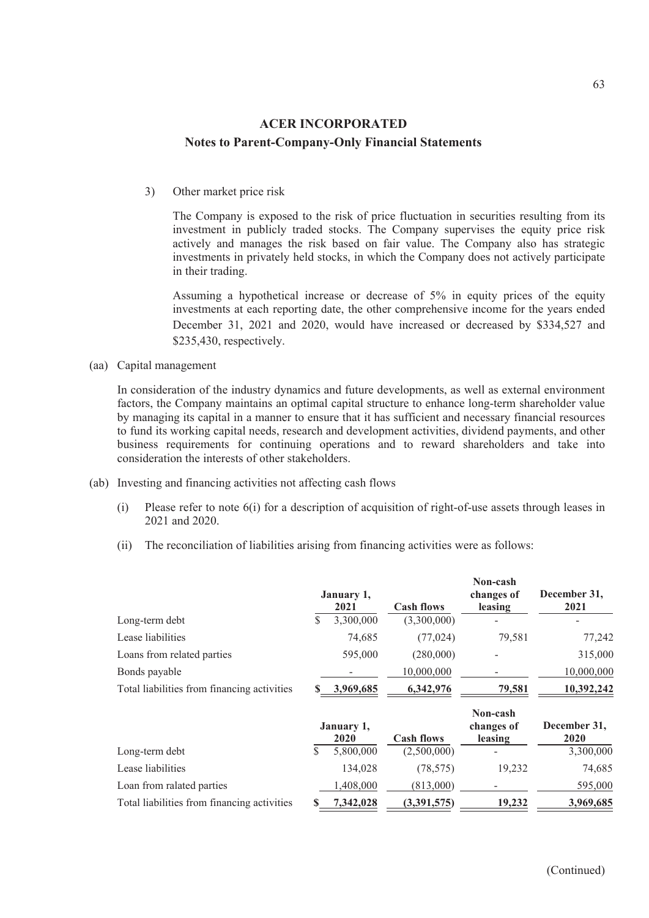3) Other market price risk

The Company is exposed to the risk of price fluctuation in securities resulting from its investment in publicly traded stocks. The Company supervises the equity price risk actively and manages the risk based on fair value. The Company also has strategic investments in privately held stocks, in which the Company does not actively participate in their trading.

Assuming a hypothetical increase or decrease of 5% in equity prices of the equity investments at each reporting date, the other comprehensive income for the years ended December 31, 2021 and 2020, would have increased or decreased by \$334,527 and \$235,430, respectively.

(aa) Capital management

In consideration of the industry dynamics and future developments, as well as external environment factors, the Company maintains an optimal capital structure to enhance long-term shareholder value by managing its capital in a manner to ensure that it has sufficient and necessary financial resources to fund its working capital needs, research and development activities, dividend payments, and other business requirements for continuing operations and to reward shareholders and take into consideration the interests of other stakeholders.

(ab) Investing and financing activities not affecting cash flows

(i) Please refer to note 6(i) for a description of acquisition of right-of-use assets through leases in 2021 and 2020.

(ii) The reconciliation of liabilities arising from financing activities were as follows:

| | January 1, 2021 | Cash flows | Non-cash changes of leasing | December 31, 2021 |
|---|---|---|---|---|
| Long-term debt | $ 3,300,000 | (3,300,000) | - | - |
| Lease liabilities | 74,685 | (77,024) | 79,581 | 77,242 |
| Loans from related parties | 595,000 | (280,000) | - | 315,000 |
| Bonds payable | - | 10,000,000 | - | 10,000,000 |
| Total liabilities from financing activities | $ 3,969,685 | 6,342,976 | 79,581 | 10,392,242 |

| | January 1, 2020 | Cash flows | Non-cash changes of leasing | December 31, 2020 |
|---|---|---|---|---|
| Long-term debt | $ 5,800,000 | (2,500,000) | - | 3,300,000 |
| Lease liabilities | 134,028 | (78,575) | 19,232 | 74,685 |
| Loan from ralated parties | 1,408,000 | (813,000) | - | 595,000 |
| Total liabilities from financing activities | $ 7,342,028 | (3,391,575) | 19,232 | 3,969,685 |

(Continued)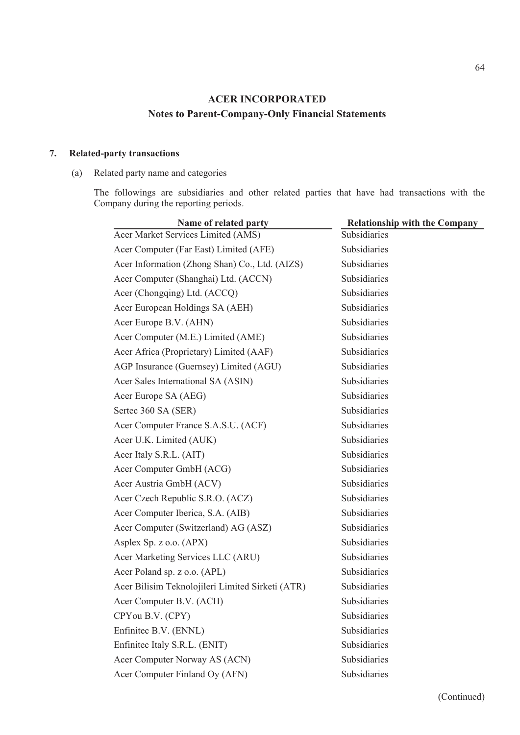# ACER INCORPORATED

## Notes to Parent-Company-Only Financial Statements

### 7. Related-party transactions

(a) Related party name and categories

The followings are subsidiaries and other related parties that have had transactions with the Company during the reporting periods.

| Name of related party | Relationship with the Company |
|---|---|
| Acer Market Services Limited (AMS) | Subsidiaries |
| Acer Computer (Far East) Limited (AFE) | Subsidiaries |
| Acer Information (Zhong Shan) Co., Ltd. (AIZS) | Subsidiaries |
| Acer Computer (Shanghai) Ltd. (ACCN) | Subsidiaries |
| Acer (Chongqing) Ltd. (ACCQ) | Subsidiaries |
| Acer European Holdings SA (AEH) | Subsidiaries |
| Acer Europe B.V. (AHN) | Subsidiaries |
| Acer Computer (M.E.) Limited (AME) | Subsidiaries |
| Acer Africa (Proprietary) Limited (AAF) | Subsidiaries |
| AGP Insurance (Guernsey) Limited (AGU) | Subsidiaries |
| Acer Sales International SA (ASIN) | Subsidiaries |
| Acer Europe SA (AEG) | Subsidiaries |
| Sertec 360 SA (SER) | Subsidiaries |
| Acer Computer France S.A.S.U. (ACF) | Subsidiaries |
| Acer U.K. Limited (AUK) | Subsidiaries |
| Acer Italy S.R.L. (AIT) | Subsidiaries |
| Acer Computer GmbH (ACG) | Subsidiaries |
| Acer Austria GmbH (ACV) | Subsidiaries |
| Acer Czech Republic S.R.O. (ACZ) | Subsidiaries |
| Acer Computer Iberica, S.A. (AIB) | Subsidiaries |
| Acer Computer (Switzerland) AG (ASZ) | Subsidiaries |
| Asplex Sp. z o.o. (APX) | Subsidiaries |
| Acer Marketing Services LLC (ARU) | Subsidiaries |
| Acer Poland sp. z o.o. (APL) | Subsidiaries |
| Acer Bilisim Teknolojileri Limited Sirketi (ATR) | Subsidiaries |
| Acer Computer B.V. (ACH) | Subsidiaries |
| CPYou B.V. (CPY) | Subsidiaries |
| Enfinitec B.V. (ENNL) | Subsidiaries |
| Enfinitec Italy S.R.L. (ENIT) | Subsidiaries |
| Acer Computer Norway AS (ACN) | Subsidiaries |
| Acer Computer Finland Oy (AFN) | Subsidiaries |

(Continued)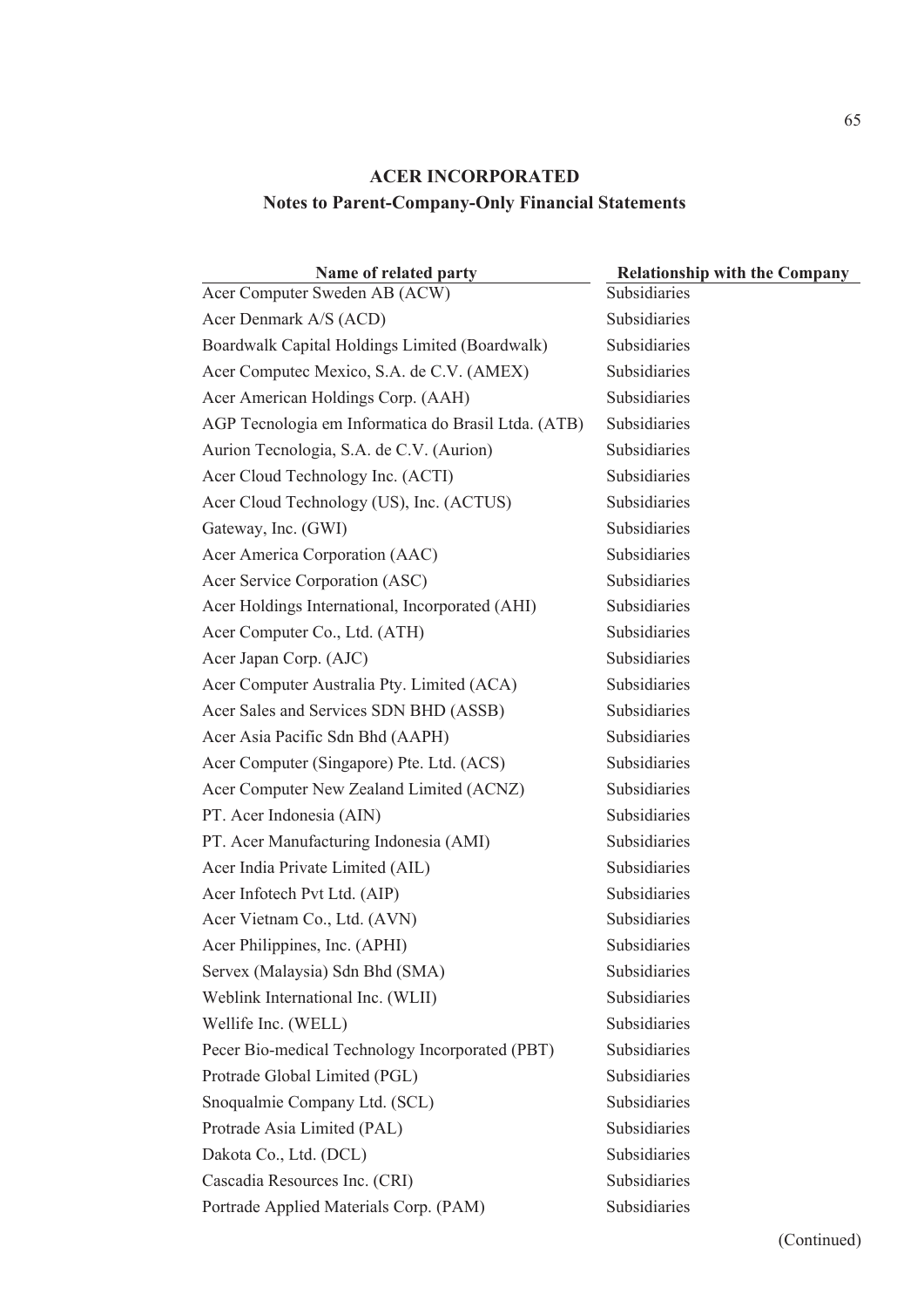**ACER INCORPORATED**

**Notes to Parent-Company-Only Financial Statements**

| Name of related party | Relationship with the Company |
|---|---|
| Acer Computer Sweden AB (ACW) | Subsidiaries |
| Acer Denmark A/S (ACD) | Subsidiaries |
| Boardwalk Capital Holdings Limited (Boardwalk) | Subsidiaries |
| Acer Computec Mexico, S.A. de C.V. (AMEX) | Subsidiaries |
| Acer American Holdings Corp. (AAH) | Subsidiaries |
| AGP Tecnologia em Informatica do Brasil Ltda. (ATB) | Subsidiaries |
| Aurion Tecnologia, S.A. de C.V. (Aurion) | Subsidiaries |
| Acer Cloud Technology Inc. (ACTI) | Subsidiaries |
| Acer Cloud Technology (US), Inc. (ACTUS) | Subsidiaries |
| Gateway, Inc. (GWI) | Subsidiaries |
| Acer America Corporation (AAC) | Subsidiaries |
| Acer Service Corporation (ASC) | Subsidiaries |
| Acer Holdings International, Incorporated (AHI) | Subsidiaries |
| Acer Computer Co., Ltd. (ATH) | Subsidiaries |
| Acer Japan Corp. (AJC) | Subsidiaries |
| Acer Computer Australia Pty. Limited (ACA) | Subsidiaries |
| Acer Sales and Services SDN BHD (ASSB) | Subsidiaries |
| Acer Asia Pacific Sdn Bhd (AAPH) | Subsidiaries |
| Acer Computer (Singapore) Pte. Ltd. (ACS) | Subsidiaries |
| Acer Computer New Zealand Limited (ACNZ) | Subsidiaries |
| PT. Acer Indonesia (AIN) | Subsidiaries |
| PT. Acer Manufacturing Indonesia (AMI) | Subsidiaries |
| Acer India Private Limited (AIL) | Subsidiaries |
| Acer Infotech Pvt Ltd. (AIP) | Subsidiaries |
| Acer Vietnam Co., Ltd. (AVN) | Subsidiaries |
| Acer Philippines, Inc. (APHI) | Subsidiaries |
| Servex (Malaysia) Sdn Bhd (SMA) | Subsidiaries |
| Weblink International Inc. (WLII) | Subsidiaries |
| Wellife Inc. (WELL) | Subsidiaries |
| Pecer Bio-medical Technology Incorporated (PBT) | Subsidiaries |
| Protrade Global Limited (PGL) | Subsidiaries |
| Snoqualmie Company Ltd. (SCL) | Subsidiaries |
| Protrade Asia Limited (PAL) | Subsidiaries |
| Dakota Co., Ltd. (DCL) | Subsidiaries |
| Cascadia Resources Inc. (CRI) | Subsidiaries |
| Portrade Applied Materials Corp. (PAM) | Subsidiaries |

(Continued)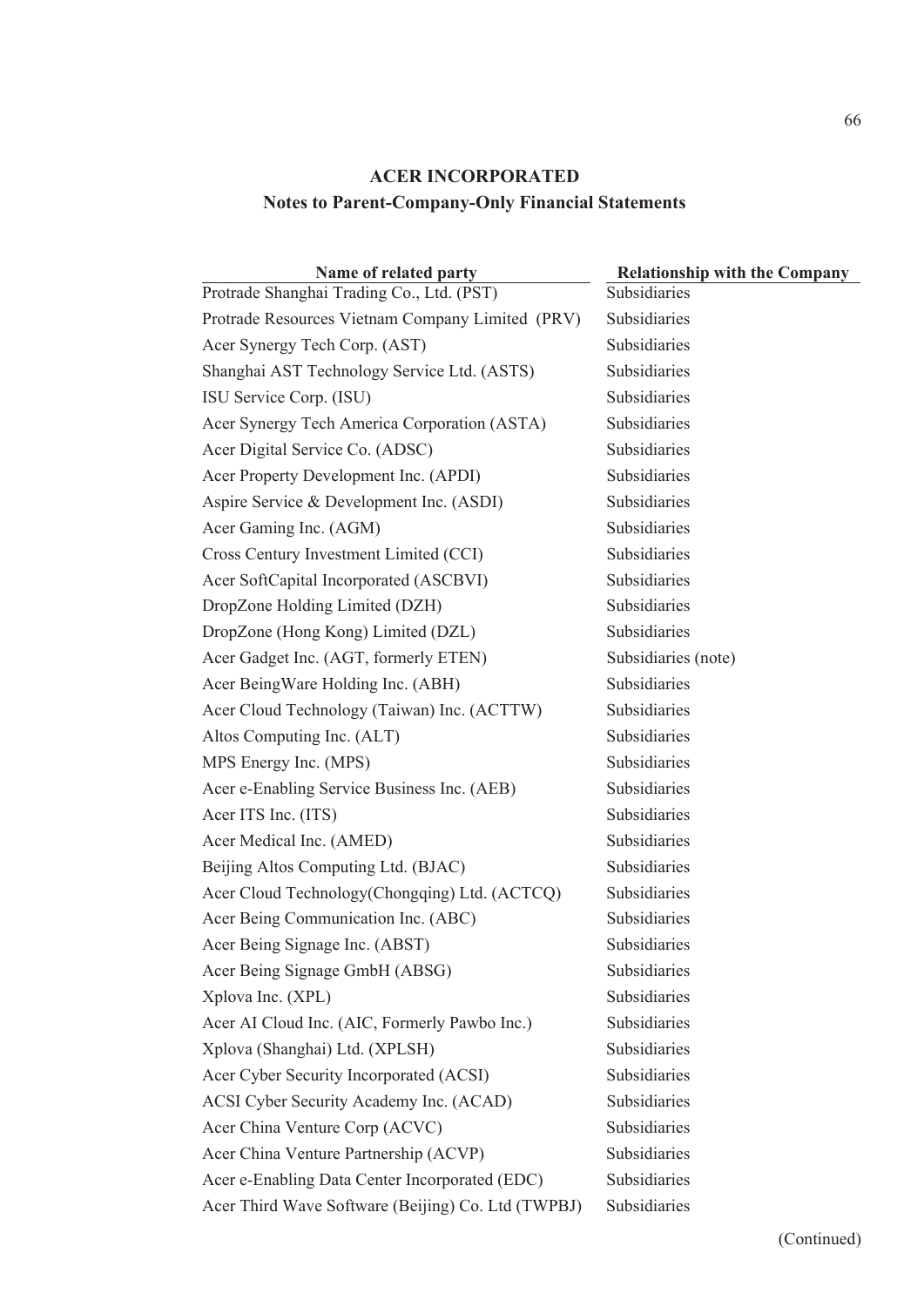**ACER INCORPORATED**

**Notes to Parent-Company-Only Financial Statements**

| Name of related party | Relationship with the Company |
| --- | --- |
| Protrade Shanghai Trading Co., Ltd. (PST) | Subsidiaries |
| Protrade Resources Vietnam Company Limited (PRV) | Subsidiaries |
| Acer Synergy Tech Corp. (AST) | Subsidiaries |
| Shanghai AST Technology Service Ltd. (ASTS) | Subsidiaries |
| ISU Service Corp. (ISU) | Subsidiaries |
| Acer Synergy Tech America Corporation (ASTA) | Subsidiaries |
| Acer Digital Service Co. (ADSC) | Subsidiaries |
| Acer Property Development Inc. (APDI) | Subsidiaries |
| Aspire Service & Development Inc. (ASDI) | Subsidiaries |
| Acer Gaming Inc. (AGM) | Subsidiaries |
| Cross Century Investment Limited (CCI) | Subsidiaries |
| Acer SoftCapital Incorporated (ASCBVI) | Subsidiaries |
| DropZone Holding Limited (DZH) | Subsidiaries |
| DropZone (Hong Kong) Limited (DZL) | Subsidiaries |
| Acer Gadget Inc. (AGT, formerly ETEN) | Subsidiaries (note) |
| Acer BeingWare Holding Inc. (ABH) | Subsidiaries |
| Acer Cloud Technology (Taiwan) Inc. (ACTTW) | Subsidiaries |
| Altos Computing Inc. (ALT) | Subsidiaries |
| MPS Energy Inc. (MPS) | Subsidiaries |
| Acer e-Enabling Service Business Inc. (AEB) | Subsidiaries |
| Acer ITS Inc. (ITS) | Subsidiaries |
| Acer Medical Inc. (AMED) | Subsidiaries |
| Beijing Altos Computing Ltd. (BJAC) | Subsidiaries |
| Acer Cloud Technology(Chongqing) Ltd. (ACTCQ) | Subsidiaries |
| Acer Being Communication Inc. (ABC) | Subsidiaries |
| Acer Being Signage Inc. (ABST) | Subsidiaries |
| Acer Being Signage GmbH (ABSG) | Subsidiaries |
| Xplova Inc. (XPL) | Subsidiaries |
| Acer AI Cloud Inc. (AIC, Formerly Pawbo Inc.) | Subsidiaries |
| Xplova (Shanghai) Ltd. (XPLSH) | Subsidiaries |
| Acer Cyber Security Incorporated (ACSI) | Subsidiaries |
| ACSI Cyber Security Academy Inc. (ACAD) | Subsidiaries |
| Acer China Venture Corp (ACVC) | Subsidiaries |
| Acer China Venture Partnership (ACVP) | Subsidiaries |
| Acer e-Enabling Data Center Incorporated (EDC) | Subsidiaries |
| Acer Third Wave Software (Beijing) Co. Ltd (TWPBJ) | Subsidiaries |

(Continued)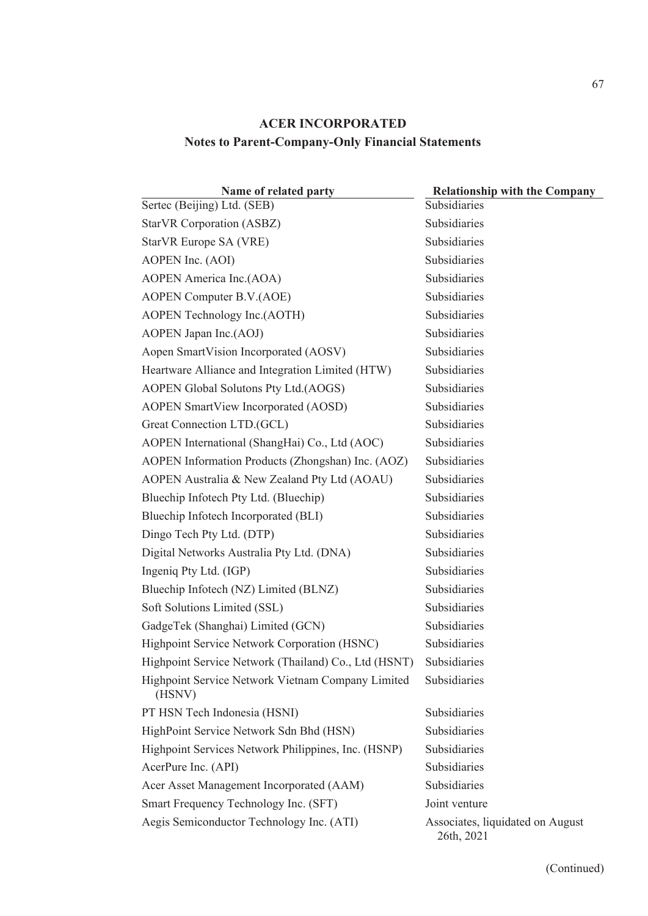**ACER INCORPORATED**

**Notes to Parent-Company-Only Financial Statements**

| Name of related party | Relationship with the Company |
|---|---|
| Sertec (Beijing) Ltd. (SEB) | Subsidiaries |
| StarVR Corporation (ASBZ) | Subsidiaries |
| StarVR Europe SA (VRE) | Subsidiaries |
| AOPEN Inc. (AOI) | Subsidiaries |
| AOPEN America Inc.(AOA) | Subsidiaries |
| AOPEN Computer B.V.(AOE) | Subsidiaries |
| AOPEN Technology Inc.(AOTH) | Subsidiaries |
| AOPEN Japan Inc.(AOJ) | Subsidiaries |
| Aopen SmartVision Incorporated (AOSV) | Subsidiaries |
| Heartware Alliance and Integration Limited (HTW) | Subsidiaries |
| AOPEN Global Solutons Pty Ltd.(AOGS) | Subsidiaries |
| AOPEN SmartView Incorporated (AOSD) | Subsidiaries |
| Great Connection LTD.(GCL) | Subsidiaries |
| AOPEN International (ShangHai) Co., Ltd (AOC) | Subsidiaries |
| AOPEN Information Products (Zhongshan) Inc. (AOZ) | Subsidiaries |
| AOPEN Australia & New Zealand Pty Ltd (AOAU) | Subsidiaries |
| Bluechip Infotech Pty Ltd. (Bluechip) | Subsidiaries |
| Bluechip Infotech Incorporated (BLI) | Subsidiaries |
| Dingo Tech Pty Ltd. (DTP) | Subsidiaries |
| Digital Networks Australia Pty Ltd. (DNA) | Subsidiaries |
| Ingeniq Pty Ltd. (IGP) | Subsidiaries |
| Bluechip Infotech (NZ) Limited (BLNZ) | Subsidiaries |
| Soft Solutions Limited (SSL) | Subsidiaries |
| GadgeTek (Shanghai) Limited (GCN) | Subsidiaries |
| Highpoint Service Network Corporation (HSNC) | Subsidiaries |
| Highpoint Service Network (Thailand) Co., Ltd (HSNT) | Subsidiaries |
| Highpoint Service Network Vietnam Company Limited (HSNV) | Subsidiaries |
| PT HSN Tech Indonesia (HSNI) | Subsidiaries |
| HighPoint Service Network Sdn Bhd (HSN) | Subsidiaries |
| Highpoint Services Network Philippines, Inc. (HSNP) | Subsidiaries |
| AcerPure Inc. (API) | Subsidiaries |
| Acer Asset Management Incorporated (AAM) | Subsidiaries |
| Smart Frequency Technology Inc. (SFT) | Joint venture |
| Aegis Semiconductor Technology Inc. (ATI) | Associates, liquidated on August 26th, 2021 |

(Continued)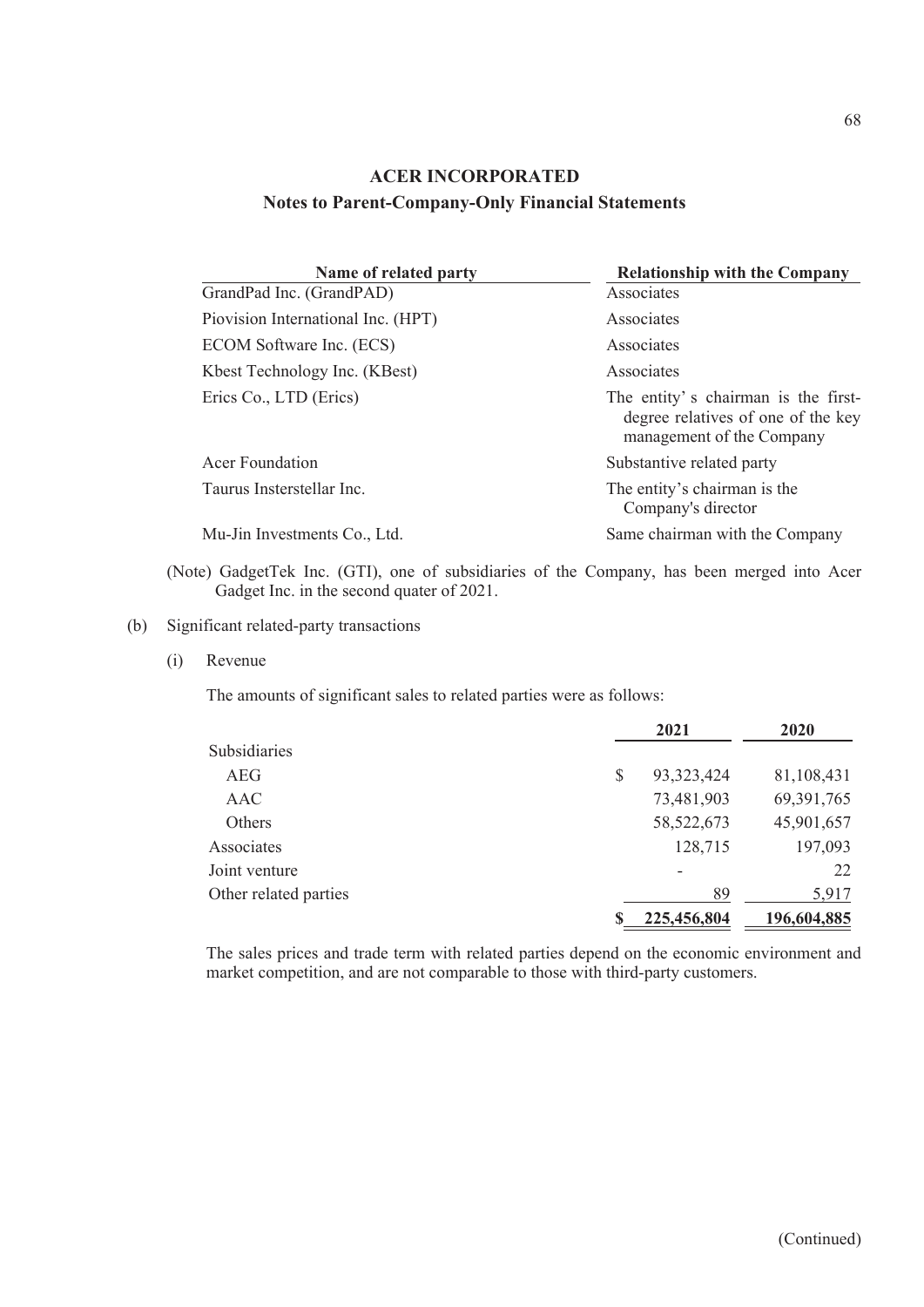**ACER INCORPORATED**

**Notes to Parent-Company-Only Financial Statements**

| Name of related party | Relationship with the Company |
|---|---|
| GrandPad Inc. (GrandPAD) | Associates |
| Piovision International Inc. (HPT) | Associates |
| ECOM Software Inc. (ECS) | Associates |
| Kbest Technology Inc. (KBest) | Associates |
| Erics Co., LTD (Erics) | The entity' s chairman is the first-degree relatives of one of the key management of the Company |
| Acer Foundation | Substantive related party |
| Taurus Insterstellar Inc. | The entity's chairman is the Company's director |
| Mu-Jin Investments Co., Ltd. | Same chairman with the Company |

(Note) GadgetTek Inc. (GTI), one of subsidiaries of the Company, has been merged into Acer Gadget Inc. in the second quater of 2021.

(b) Significant related-party transactions

(i) Revenue

The amounts of significant sales to related parties were as follows:

| | 2021 | 2020 |
|---|---|---|
| Subsidiaries | | |
| AEG | $ 93,323,424 | 81,108,431 |
| AAC | 73,481,903 | 69,391,765 |
| Others | 58,522,673 | 45,901,657 |
| Associates | 128,715 | 197,093 |
| Joint venture | - | 22 |
| Other related parties | 89 | 5,917 |
| | $ 225,456,804 | 196,604,885 |

The sales prices and trade term with related parties depend on the economic environment and market competition, and are not comparable to those with third-party customers.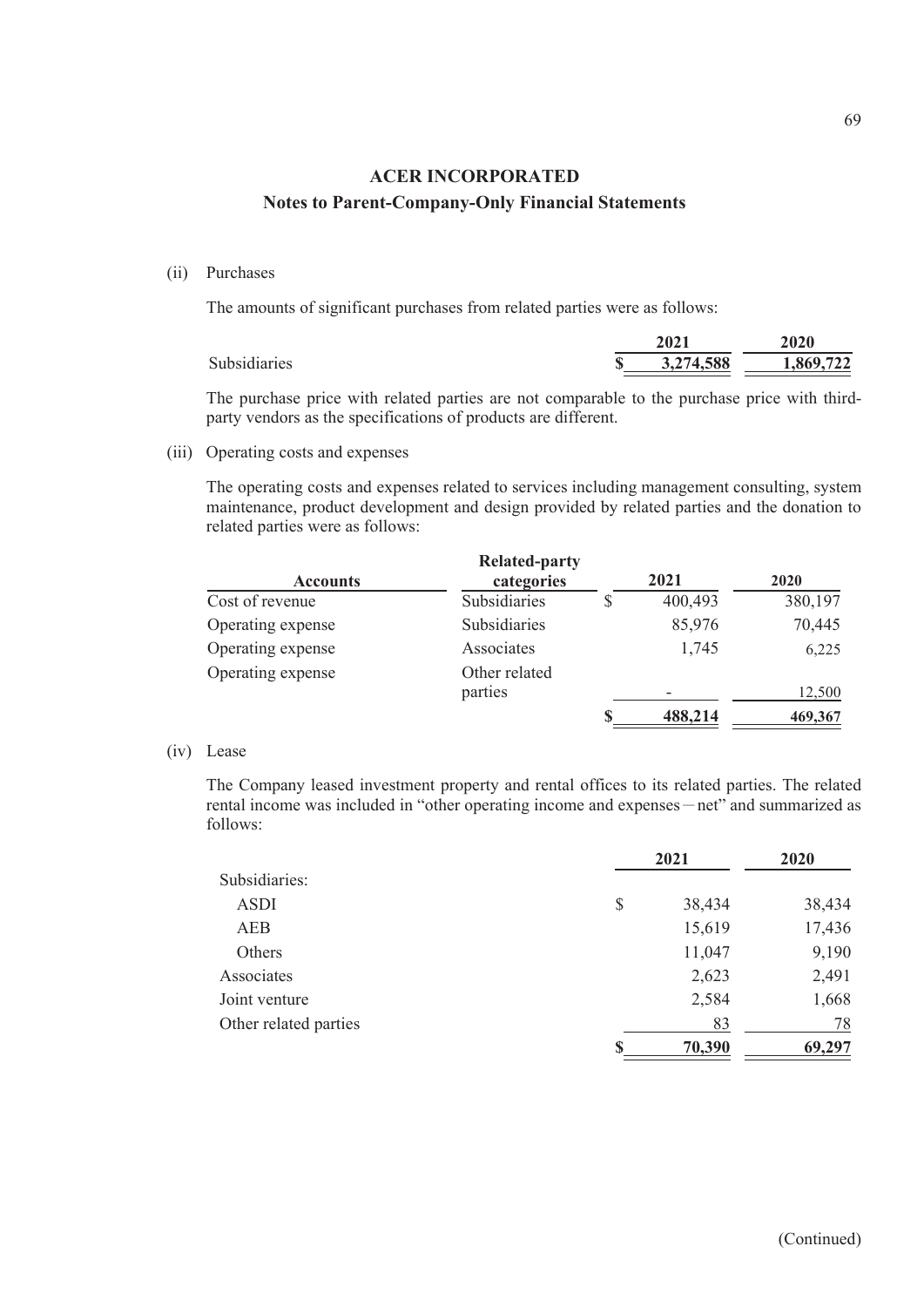# ACER INCORPORATED

## Notes to Parent-Company-Only Financial Statements

(ii) Purchases

The amounts of significant purchases from related parties were as follows:

| | 2021 | 2020 |
|---|---|---|
| Subsidiaries | $ 3,274,588 | 1,869,722 |

The purchase price with related parties are not comparable to the purchase price with third-party vendors as the specifications of products are different.

(iii) Operating costs and expenses

The operating costs and expenses related to services including management consulting, system maintenance, product development and design provided by related parties and the donation to related parties were as follows:

| Accounts | Related-party categories | 2021 | 2020 |
|---|---|---|---|
| Cost of revenue | Subsidiaries | $ 400,493 | 380,197 |
| Operating expense | Subsidiaries | 85,976 | 70,445 |
| Operating expense | Associates | 1,745 | 6,225 |
| Operating expense | Other related parties | - | 12,500 |
| | | $ 488,214 | 469,367 |

(iv) Lease

The Company leased investment property and rental offices to its related parties. The related rental income was included in "other operating income and expenses－net" and summarized as follows:

| | 2021 | 2020 |
|---|---|---|
| Subsidiaries: | | |
| ASDI | $ 38,434 | 38,434 |
| AEB | 15,619 | 17,436 |
| Others | 11,047 | 9,190 |
| Associates | 2,623 | 2,491 |
| Joint venture | 2,584 | 1,668 |
| Other related parties | 83 | 78 |
| | $ 70,390 | 69,297 |

(Continued)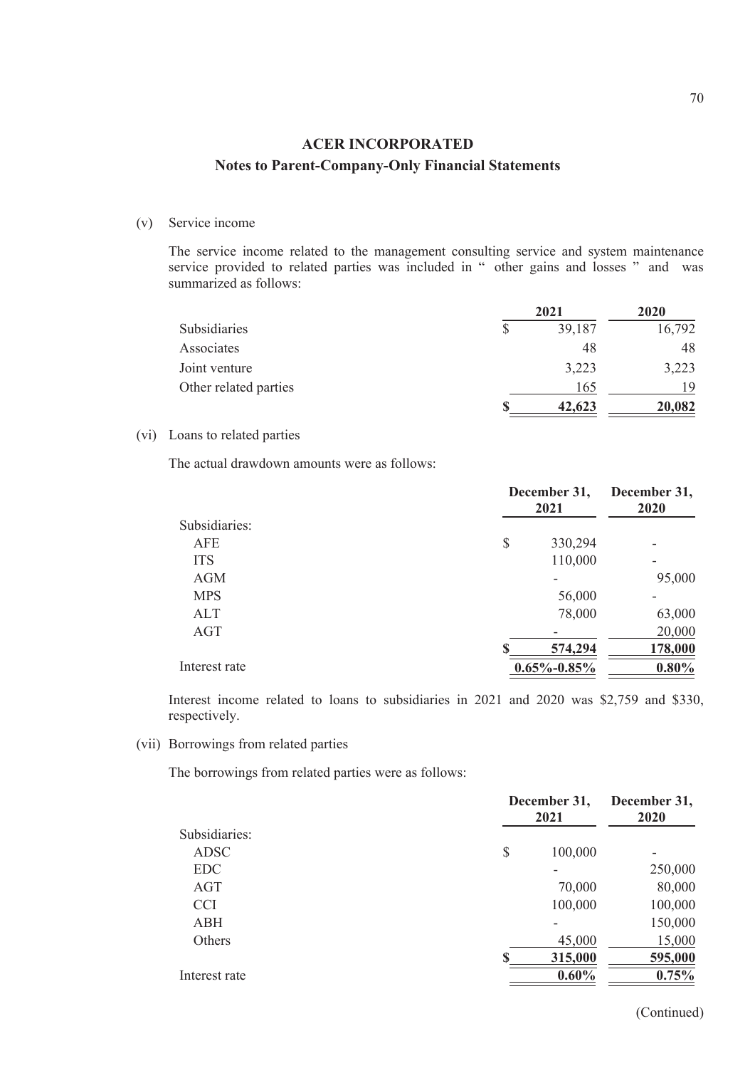# ACER INCORPORATED

## Notes to Parent-Company-Only Financial Statements

(v) Service income

The service income related to the management consulting service and system maintenance service provided to related parties was included in " other gains and losses " and was summarized as follows:

| | 2021 | 2020 |
|---|---|---|
| Subsidiaries | $ 39,187 | 16,792 |
| Associates | 48 | 48 |
| Joint venture | 3,223 | 3,223 |
| Other related parties | 165 | 19 |
| | $ 42,623 | 20,082 |

(vi) Loans to related parties

The actual drawdown amounts were as follows:

| | December 31, 2021 | December 31, 2020 |
|---|---|---|
| Subsidiaries: | | |
| AFE | $ 330,294 | - |
| ITS | 110,000 | - |
| AGM | - | 95,000 |
| MPS | 56,000 | - |
| ALT | 78,000 | 63,000 |
| AGT | - | 20,000 |
| | $ 574,294 | 178,000 |
| Interest rate | 0.65%-0.85% | 0.80% |

Interest income related to loans to subsidiaries in 2021 and 2020 was $2,759 and $330, respectively.

(vii) Borrowings from related parties

The borrowings from related parties were as follows:

| | December 31, 2021 | December 31, 2020 |
|---|---|---|
| Subsidiaries: | | |
| ADSC | $ 100,000 | - |
| EDC | - | 250,000 |
| AGT | 70,000 | 80,000 |
| CCI | 100,000 | 100,000 |
| ABH | - | 150,000 |
| Others | 45,000 | 15,000 |
| | $ 315,000 | 595,000 |
| Interest rate | 0.60% | 0.75% |

(Continued)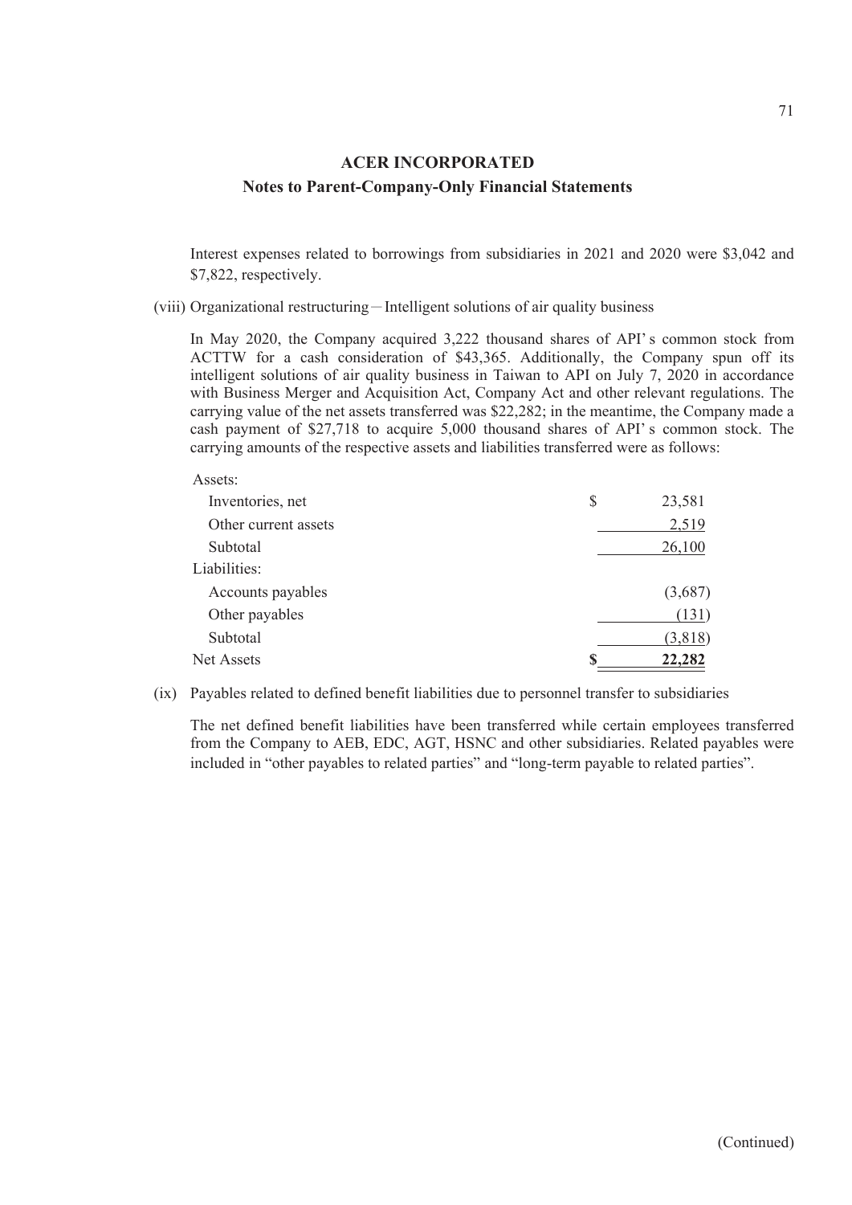Interest expenses related to borrowings from subsidiaries in 2021 and 2020 were \$3,042 and \$7,822, respectively.

(viii) Organizational restructuring－Intelligent solutions of air quality business

In May 2020, the Company acquired 3,222 thousand shares of API's common stock from ACTTW for a cash consideration of \$43,365. Additionally, the Company spun off its intelligent solutions of air quality business in Taiwan to API on July 7, 2020 in accordance with Business Merger and Acquisition Act, Company Act and other relevant regulations. The carrying value of the net assets transferred was \$22,282; in the meantime, the Company made a cash payment of \$27,718 to acquire 5,000 thousand shares of API's common stock. The carrying amounts of the respective assets and liabilities transferred were as follows:

| | |
|---|---|
| Assets: | |
| Inventories, net | $ 23,581 |
| Other current assets | 2,519 |
| Subtotal | 26,100 |
| Liabilities: | |
| Accounts payables | (3,687) |
| Other payables | (131) |
| Subtotal | (3,818) |
| Net Assets | **$ 22,282** |

(ix) Payables related to defined benefit liabilities due to personnel transfer to subsidiaries

The net defined benefit liabilities have been transferred while certain employees transferred from the Company to AEB, EDC, AGT, HSNC and other subsidiaries. Related payables were included in "other payables to related parties" and "long-term payable to related parties".

(Continued)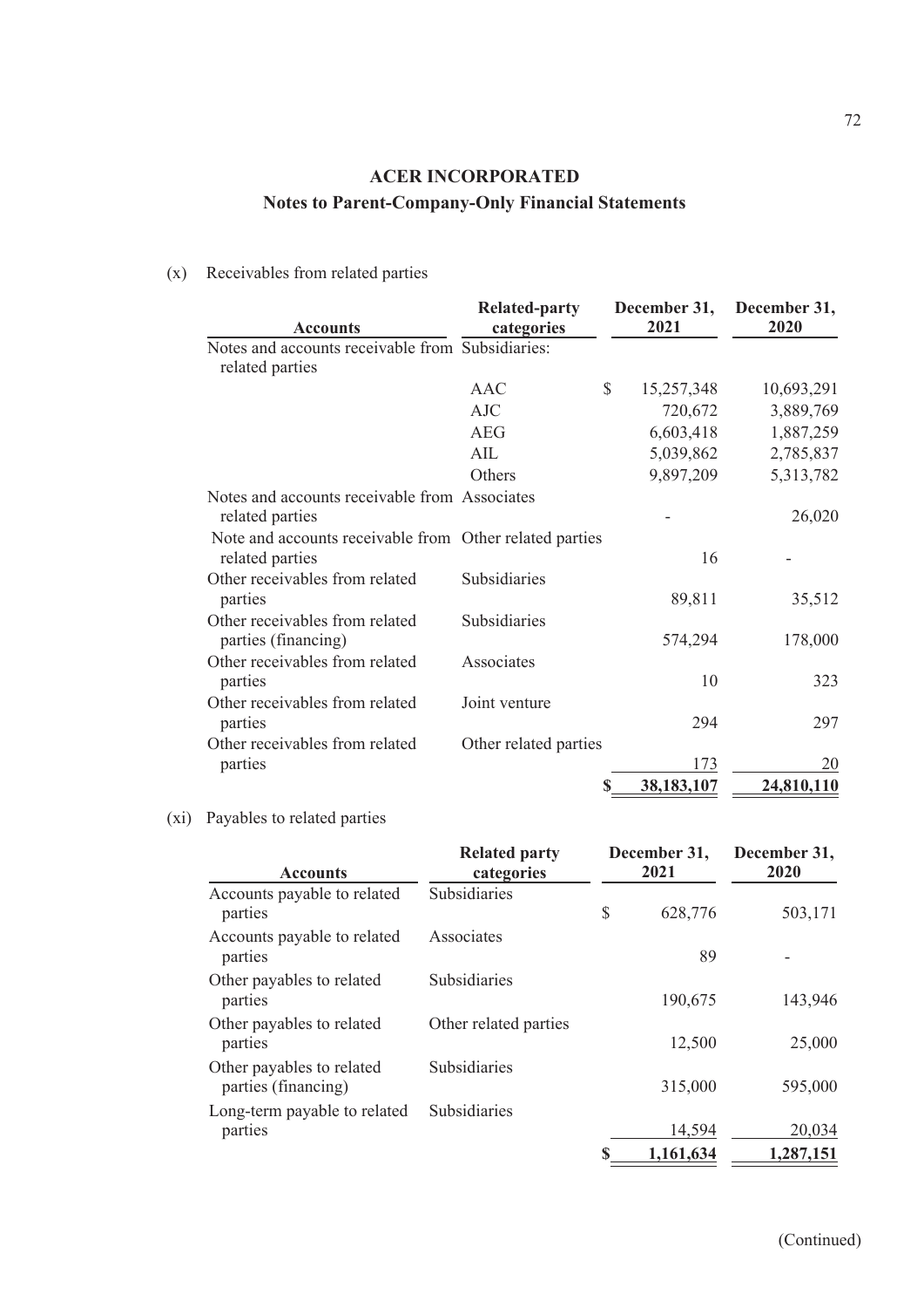**ACER INCORPORATED**

**Notes to Parent-Company-Only Financial Statements**

(x) Receivables from related parties

| Accounts | Related-party categories | December 31, 2021 | December 31, 2020 |
|---|---|---|---|
| Notes and accounts receivable from related parties | Subsidiaries: | | |
| | AAC | $ 15,257,348 | 10,693,291 |
| | AJC | 720,672 | 3,889,769 |
| | AEG | 6,603,418 | 1,887,259 |
| | AIL | 5,039,862 | 2,785,837 |
| | Others | 9,897,209 | 5,313,782 |
| Notes and accounts receivable from related parties | Associates | - | 26,020 |
| Note and accounts receivable from related parties | Other related parties | 16 | - |
| Other receivables from related parties | Subsidiaries | 89,811 | 35,512 |
| Other receivables from related parties (financing) | Subsidiaries | 574,294 | 178,000 |
| Other receivables from related parties | Associates | 10 | 323 |
| Other receivables from related parties | Joint venture | 294 | 297 |
| Other receivables from related parties | Other related parties | 173 | 20 |
| | | $ 38,183,107 | 24,810,110 |

(xi) Payables to related parties

| Accounts | Related party categories | December 31, 2021 | December 31, 2020 |
|---|---|---|---|
| Accounts payable to related parties | Subsidiaries | $ 628,776 | 503,171 |
| Accounts payable to related parties | Associates | 89 | - |
| Other payables to related parties | Subsidiaries | 190,675 | 143,946 |
| Other payables to related parties | Other related parties | 12,500 | 25,000 |
| Other payables to related parties (financing) | Subsidiaries | 315,000 | 595,000 |
| Long-term payable to related parties | Subsidiaries | 14,594 | 20,034 |
| | | $ 1,161,634 | 1,287,151 |

(Continued)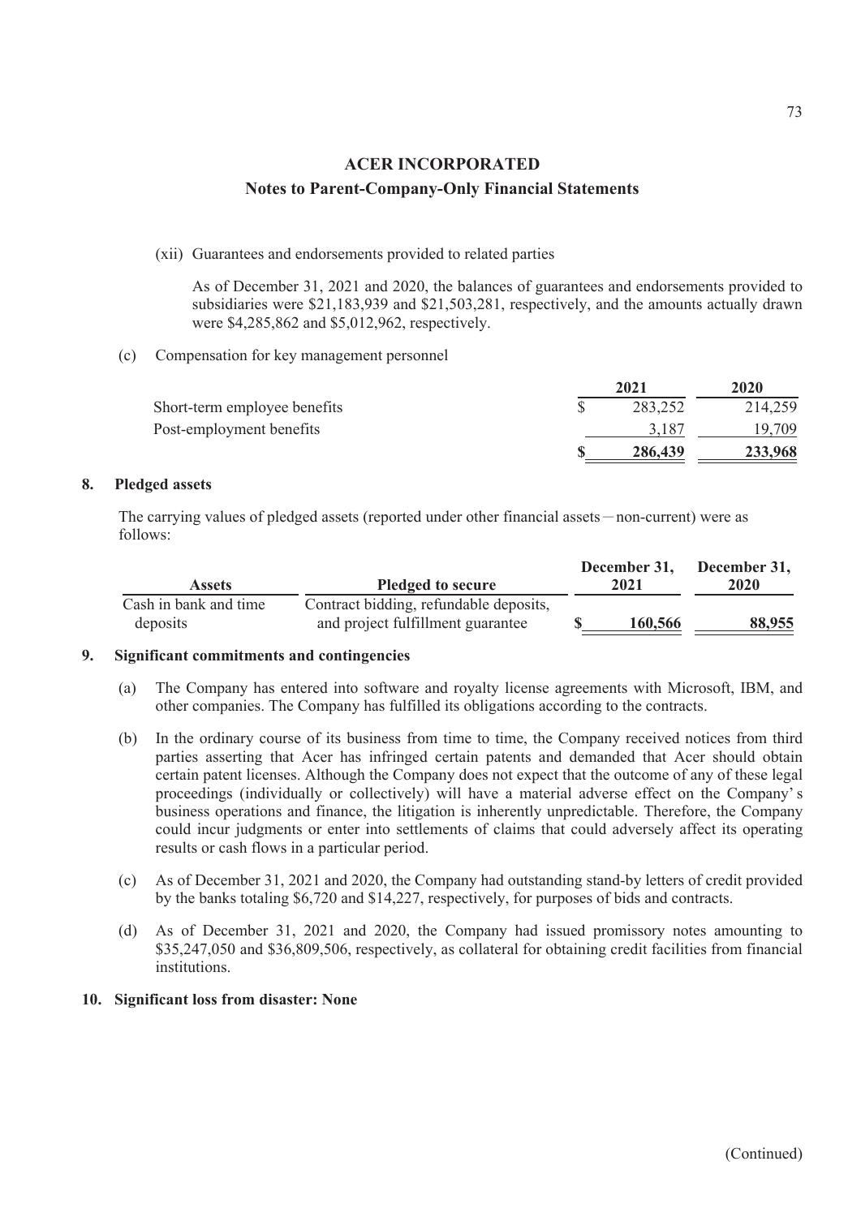# ACER INCORPORATED

## Notes to Parent-Company-Only Financial Statements

(xii) Guarantees and endorsements provided to related parties

As of December 31, 2021 and 2020, the balances of guarantees and endorsements provided to subsidiaries were $21,183,939 and $21,503,281, respectively, and the amounts actually drawn were $4,285,862 and $5,012,962, respectively.

(c) Compensation for key management personnel

| | 2021 | 2020 |
|---|---|---|
| Short-term employee benefits | $ 283,252 | 214,259 |
| Post-employment benefits | 3,187 | 19,709 |
| | **$ 286,439** | **233,968** |

## 8. Pledged assets

The carrying values of pledged assets (reported under other financial assets－non-current) were as follows:

| Assets | Pledged to secure | December 31, 2021 | December 31, 2020 |
|---|---|---|---|
| Cash in bank and time deposits | Contract bidding, refundable deposits, and project fulfillment guarantee | **$ 160,566** | **88,955** |

## 9. Significant commitments and contingencies

(a) The Company has entered into software and royalty license agreements with Microsoft, IBM, and other companies. The Company has fulfilled its obligations according to the contracts.

(b) In the ordinary course of its business from time to time, the Company received notices from third parties asserting that Acer has infringed certain patents and demanded that Acer should obtain certain patent licenses. Although the Company does not expect that the outcome of any of these legal proceedings (individually or collectively) will have a material adverse effect on the Company's business operations and finance, the litigation is inherently unpredictable. Therefore, the Company could incur judgments or enter into settlements of claims that could adversely affect its operating results or cash flows in a particular period.

(c) As of December 31, 2021 and 2020, the Company had outstanding stand-by letters of credit provided by the banks totaling $6,720 and $14,227, respectively, for purposes of bids and contracts.

(d) As of December 31, 2021 and 2020, the Company had issued promissory notes amounting to $35,247,050 and $36,809,506, respectively, as collateral for obtaining credit facilities from financial institutions.

## 10. Significant loss from disaster: None

(Continued)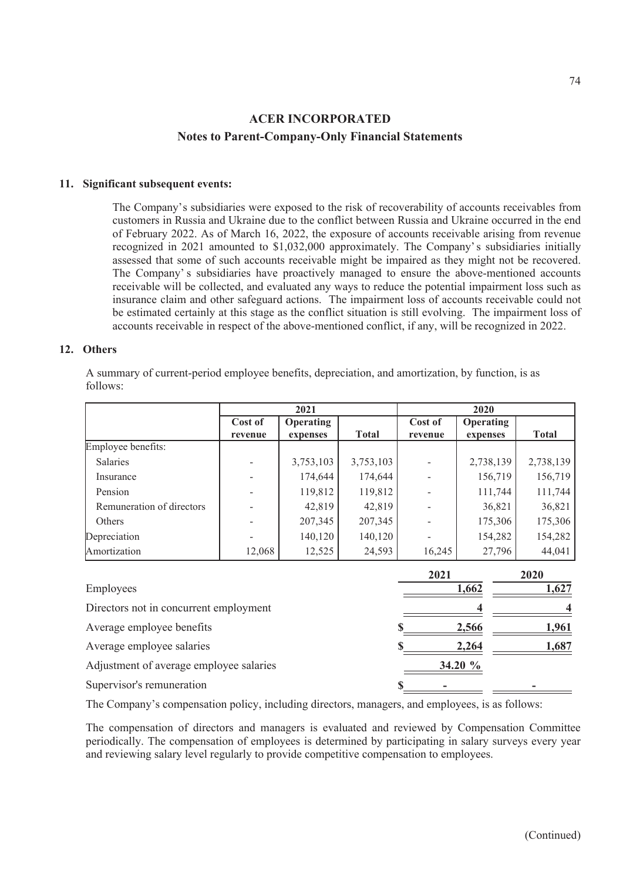**ACER INCORPORATED**

**Notes to Parent-Company-Only Financial Statements**

**11. Significant subsequent events:**

The Company's subsidiaries were exposed to the risk of recoverability of accounts receivables from customers in Russia and Ukraine due to the conflict between Russia and Ukraine occurred in the end of February 2022. As of March 16, 2022, the exposure of accounts receivable arising from revenue recognized in 2021 amounted to $1,032,000 approximately. The Company's subsidiaries initially assessed that some of such accounts receivable might be impaired as they might not be recovered. The Company's subsidiaries have proactively managed to ensure the above-mentioned accounts receivable will be collected, and evaluated any ways to reduce the potential impairment loss such as insurance claim and other safeguard actions. The impairment loss of accounts receivable could not be estimated certainly at this stage as the conflict situation is still evolving. The impairment loss of accounts receivable in respect of the above-mentioned conflict, if any, will be recognized in 2022.

**12. Others**

A summary of current-period employee benefits, depreciation, and amortization, by function, is as follows:

| | 2021 | | | 2020 | | |
|---|---|---|---|---|---|---|
| | **Cost of revenue** | **Operating expenses** | **Total** | **Cost of revenue** | **Operating expenses** | **Total** |
| Employee benefits: | | | | | | |
| Salaries | - | 3,753,103 | 3,753,103 | - | 2,738,139 | 2,738,139 |
| Insurance | - | 174,644 | 174,644 | - | 156,719 | 156,719 |
| Pension | - | 119,812 | 119,812 | - | 111,744 | 111,744 |
| Remuneration of directors | - | 42,819 | 42,819 | - | 36,821 | 36,821 |
| Others | - | 207,345 | 207,345 | - | 175,306 | 175,306 |
| Depreciation | - | 140,120 | 140,120 | - | 154,282 | 154,282 |
| Amortization | 12,068 | 12,525 | 24,593 | 16,245 | 27,796 | 44,041 |

| | 2021 | 2020 |
|---|---|---|
| Employees | 1,662 | 1,627 |
| Directors not in concurrent employment | 4 | 4 |
| Average employee benefits | $ 2,566 | 1,961 |
| Average employee salaries | $ 2,264 | 1,687 |
| Adjustment of average employee salaries | 34.20 % | |
| Supervisor's remuneration | $ - | - |

The Company's compensation policy, including directors, managers, and employees, is as follows:

The compensation of directors and managers is evaluated and reviewed by Compensation Committee periodically. The compensation of employees is determined by participating in salary surveys every year and reviewing salary level regularly to provide competitive compensation to employees.

(Continued)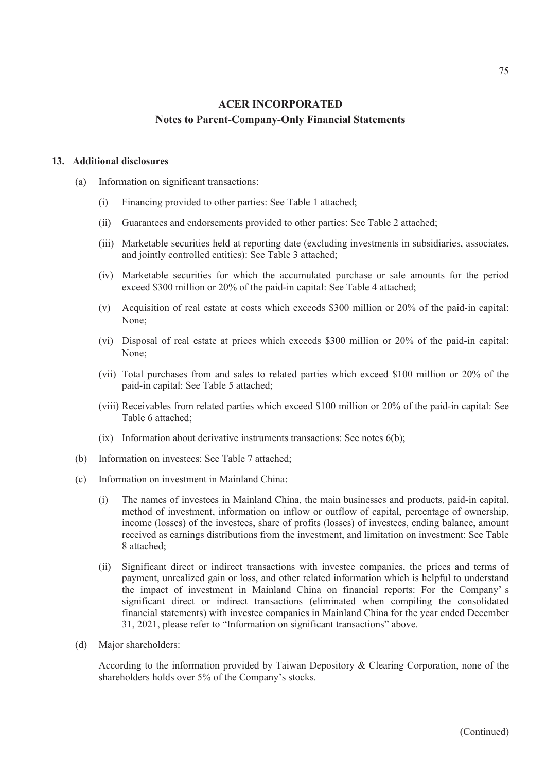# ACER INCORPORATED

## Notes to Parent-Company-Only Financial Statements

### 13. Additional disclosures

(a) Information on significant transactions:

(i) Financing provided to other parties: See Table 1 attached;

(ii) Guarantees and endorsements provided to other parties: See Table 2 attached;

(iii) Marketable securities held at reporting date (excluding investments in subsidiaries, associates, and jointly controlled entities): See Table 3 attached;

(iv) Marketable securities for which the accumulated purchase or sale amounts for the period exceed $300 million or 20% of the paid-in capital: See Table 4 attached;

(v) Acquisition of real estate at costs which exceeds $300 million or 20% of the paid-in capital: None;

(vi) Disposal of real estate at prices which exceeds $300 million or 20% of the paid-in capital: None;

(vii) Total purchases from and sales to related parties which exceed $100 million or 20% of the paid-in capital: See Table 5 attached;

(viii) Receivables from related parties which exceed $100 million or 20% of the paid-in capital: See Table 6 attached;

(ix) Information about derivative instruments transactions: See notes 6(b);

(b) Information on investees: See Table 7 attached;

(c) Information on investment in Mainland China:

(i) The names of investees in Mainland China, the main businesses and products, paid-in capital, method of investment, information on inflow or outflow of capital, percentage of ownership, income (losses) of the investees, share of profits (losses) of investees, ending balance, amount received as earnings distributions from the investment, and limitation on investment: See Table 8 attached;

(ii) Significant direct or indirect transactions with investee companies, the prices and terms of payment, unrealized gain or loss, and other related information which is helpful to understand the impact of investment in Mainland China on financial reports: For the Company' s significant direct or indirect transactions (eliminated when compiling the consolidated financial statements) with investee companies in Mainland China for the year ended December 31, 2021, please refer to "Information on significant transactions" above.

(d) Major shareholders:

According to the information provided by Taiwan Depository & Clearing Corporation, none of the shareholders holds over 5% of the Company's stocks.

(Continued)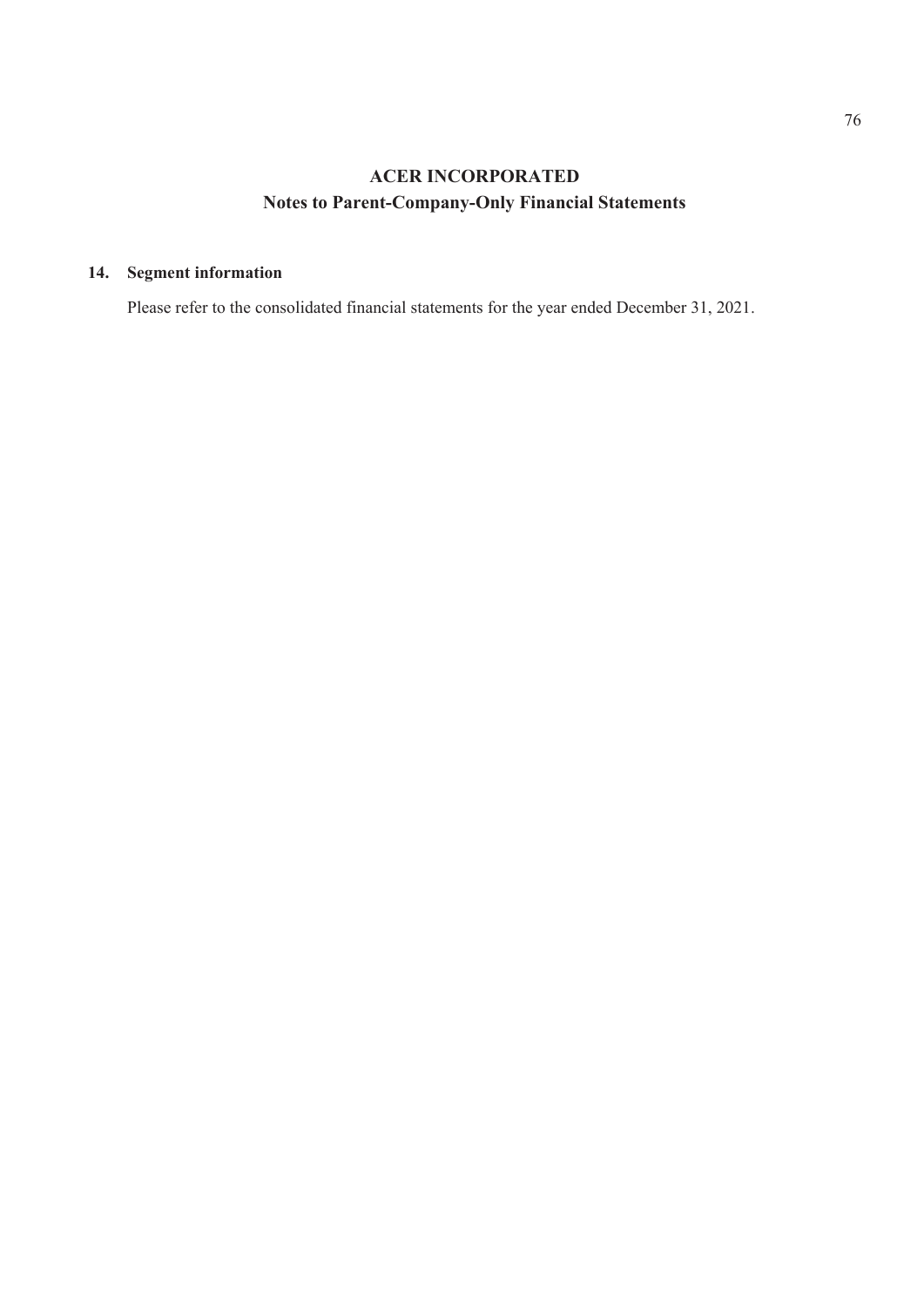# ACER INCORPORATED
## Notes to Parent-Company-Only Financial Statements

### 14. Segment information

Please refer to the consolidated financial statements for the year ended December 31, 2021.